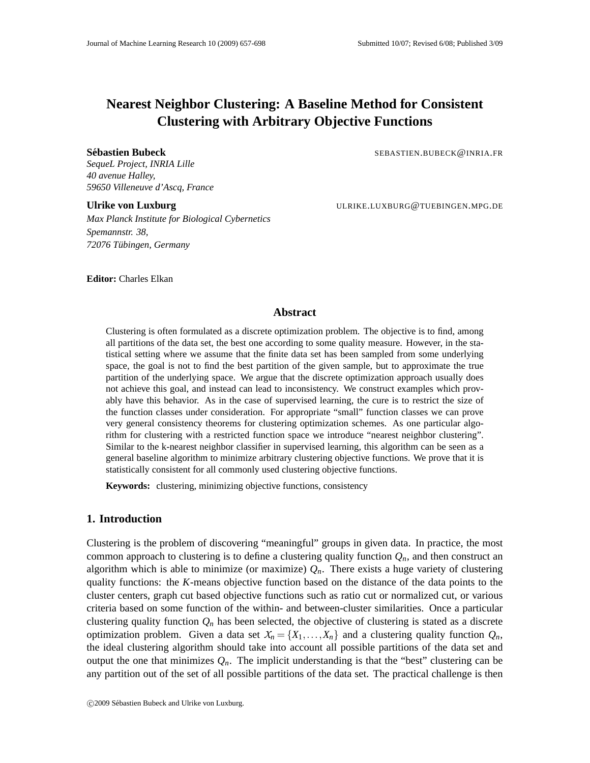# Nearest Neighbor Clustering: A Baseline Method for Consistent Clustering with Arbitrary Objective Functions

**Sébastien Bubeck** SEBASTIEN.BUBECK@INRIA.FR
*SequeL Project, INRIA Lille*
*40 avenue Halley,*
*59650 Villeneuve d'Ascq, France*

**Ulrike von Luxburg** ULRIKE.LUXBURG@TUEBINGEN.MPG.DE
*Max Planck Institute for Biological Cybernetics*
*Spemannstr. 38,*
*72076 Tübingen, Germany*

**Editor:** Charles Elkan

## Abstract

Clustering is often formulated as a discrete optimization problem. The objective is to find, among all partitions of the data set, the best one according to some quality measure. However, in the statistical setting where we assume that the finite data set has been sampled from some underlying space, the goal is not to find the best partition of the given sample, but to approximate the true partition of the underlying space. We argue that the discrete optimization approach usually does not achieve this goal, and instead can lead to inconsistency. We construct examples which provably have this behavior. As in the case of supervised learning, the cure is to restrict the size of the function classes under consideration. For appropriate "small" function classes we can prove very general consistency theorems for clustering optimization schemes. As one particular algorithm for clustering with a restricted function space we introduce "nearest neighbor clustering". Similar to the k-nearest neighbor classifier in supervised learning, this algorithm can be seen as a general baseline algorithm to minimize arbitrary clustering objective functions. We prove that it is statistically consistent for all commonly used clustering objective functions.

**Keywords:** clustering, minimizing objective functions, consistency

## 1. Introduction

Clustering is the problem of discovering "meaningful" groups in given data. In practice, the most common approach to clustering is to define a clustering quality function $Q_n$, and then construct an algorithm which is able to minimize (or maximize) $Q_n$. There exists a huge variety of clustering quality functions: the $K$-means objective function based on the distance of the data points to the cluster centers, graph cut based objective functions such as ratio cut or normalized cut, or various criteria based on some function of the within- and between-cluster similarities. Once a particular clustering quality function $Q_n$ has been selected, the objective of clustering is stated as a discrete optimization problem. Given a data set $\mathcal{X}_n = \{X_1, \ldots, X_n\}$ and a clustering quality function $Q_n$, the ideal clustering algorithm should take into account all possible partitions of the data set and output the one that minimizes $Q_n$. The implicit understanding is that the "best" clustering can be any partition out of the set of all possible partitions of the data set. The practical challenge is then

©2009 Sébastien Bubeck and Ulrike von Luxburg.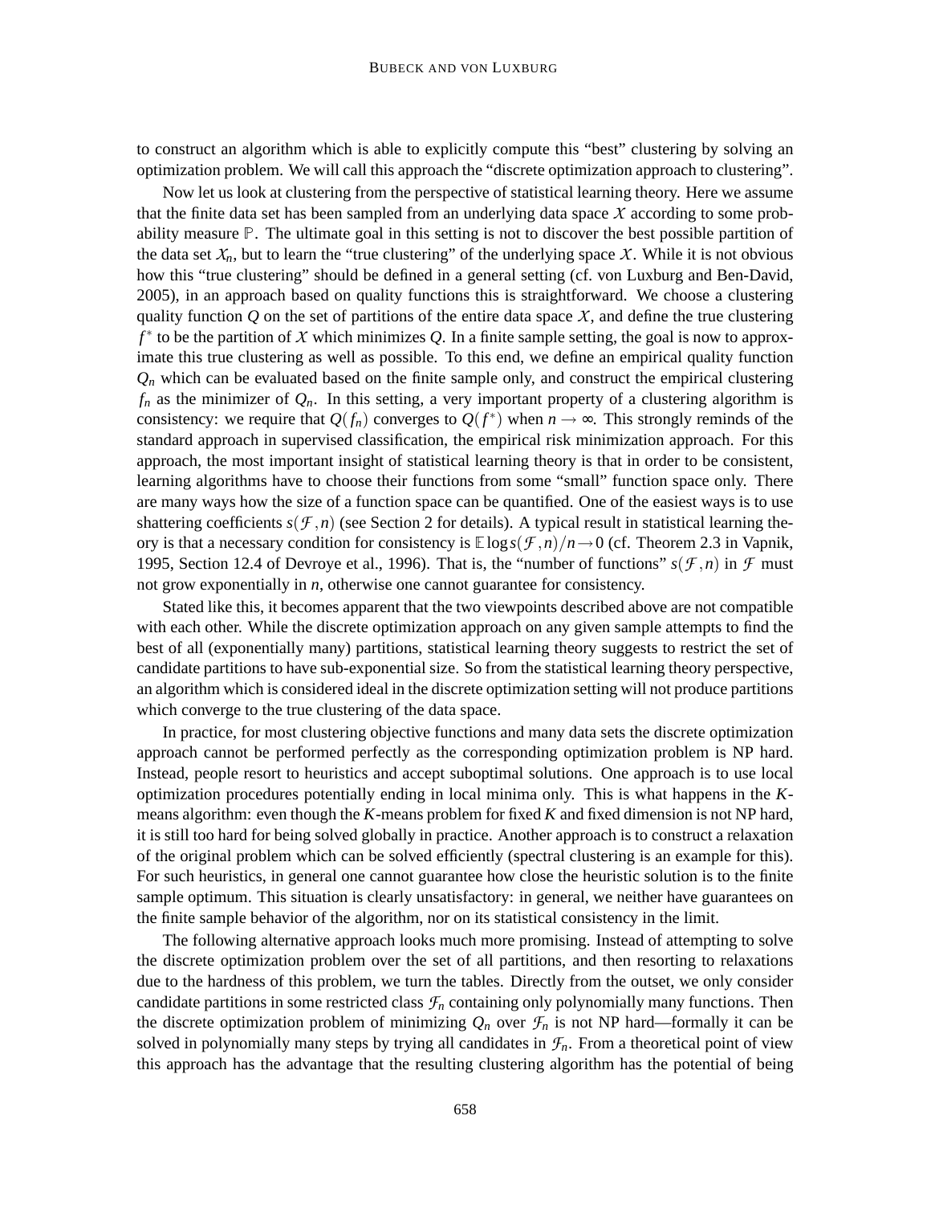to construct an algorithm which is able to explicitly compute this "best" clustering by solving an optimization problem. We will call this approach the "discrete optimization approach to clustering".

Now let us look at clustering from the perspective of statistical learning theory. Here we assume that the finite data set has been sampled from an underlying data space $\mathcal{X}$ according to some probability measure $\mathbb{P}$. The ultimate goal in this setting is not to discover the best possible partition of the data set $\mathcal{X}_n$, but to learn the "true clustering" of the underlying space $\mathcal{X}$. While it is not obvious how this "true clustering" should be defined in a general setting (cf. von Luxburg and Ben-David, 2005), in an approach based on quality functions this is straightforward. We choose a clustering quality function $Q$ on the set of partitions of the entire data space $\mathcal{X}$, and define the true clustering $f^*$ to be the partition of $\mathcal{X}$ which minimizes $Q$. In a finite sample setting, the goal is now to approximate this true clustering as well as possible. To this end, we define an empirical quality function $Q_n$ which can be evaluated based on the finite sample only, and construct the empirical clustering $f_n$ as the minimizer of $Q_n$. In this setting, a very important property of a clustering algorithm is consistency: we require that $Q(f_n)$ converges to $Q(f^*)$ when $n \to \infty$. This strongly reminds of the standard approach in supervised classification, the empirical risk minimization approach. For this approach, the most important insight of statistical learning theory is that in order to be consistent, learning algorithms have to choose their functions from some "small" function space only. There are many ways how the size of a function space can be quantified. One of the easiest ways is to use shattering coefficients $s(\mathcal{F}, n)$ (see Section 2 for details). A typical result in statistical learning theory is that a necessary condition for consistency is $\mathbb{E} \log s(\mathcal{F}, n)/n \to 0$ (cf. Theorem 2.3 in Vapnik, 1995, Section 12.4 of Devroye et al., 1996). That is, the "number of functions" $s(\mathcal{F}, n)$ in $\mathcal{F}$ must not grow exponentially in $n$, otherwise one cannot guarantee for consistency.

Stated like this, it becomes apparent that the two viewpoints described above are not compatible with each other. While the discrete optimization approach on any given sample attempts to find the best of all (exponentially many) partitions, statistical learning theory suggests to restrict the set of candidate partitions to have sub-exponential size. So from the statistical learning theory perspective, an algorithm which is considered ideal in the discrete optimization setting will not produce partitions which converge to the true clustering of the data space.

In practice, for most clustering objective functions and many data sets the discrete optimization approach cannot be performed perfectly as the corresponding optimization problem is NP hard. Instead, people resort to heuristics and accept suboptimal solutions. One approach is to use local optimization procedures potentially ending in local minima only. This is what happens in the $K$-means algorithm: even though the $K$-means problem for fixed $K$ and fixed dimension is not NP hard, it is still too hard for being solved globally in practice. Another approach is to construct a relaxation of the original problem which can be solved efficiently (spectral clustering is an example for this). For such heuristics, in general one cannot guarantee how close the heuristic solution is to the finite sample optimum. This situation is clearly unsatisfactory: in general, we neither have guarantees on the finite sample behavior of the algorithm, nor on its statistical consistency in the limit.

The following alternative approach looks much more promising. Instead of attempting to solve the discrete optimization problem over the set of all partitions, and then resorting to relaxations due to the hardness of this problem, we turn the tables. Directly from the outset, we only consider candidate partitions in some restricted class $\mathcal{F}_n$ containing only polynomially many functions. Then the discrete optimization problem of minimizing $Q_n$ over $\mathcal{F}_n$ is not NP hard—formally it can be solved in polynomially many steps by trying all candidates in $\mathcal{F}_n$. From a theoretical point of view this approach has the advantage that the resulting clustering algorithm has the potential of being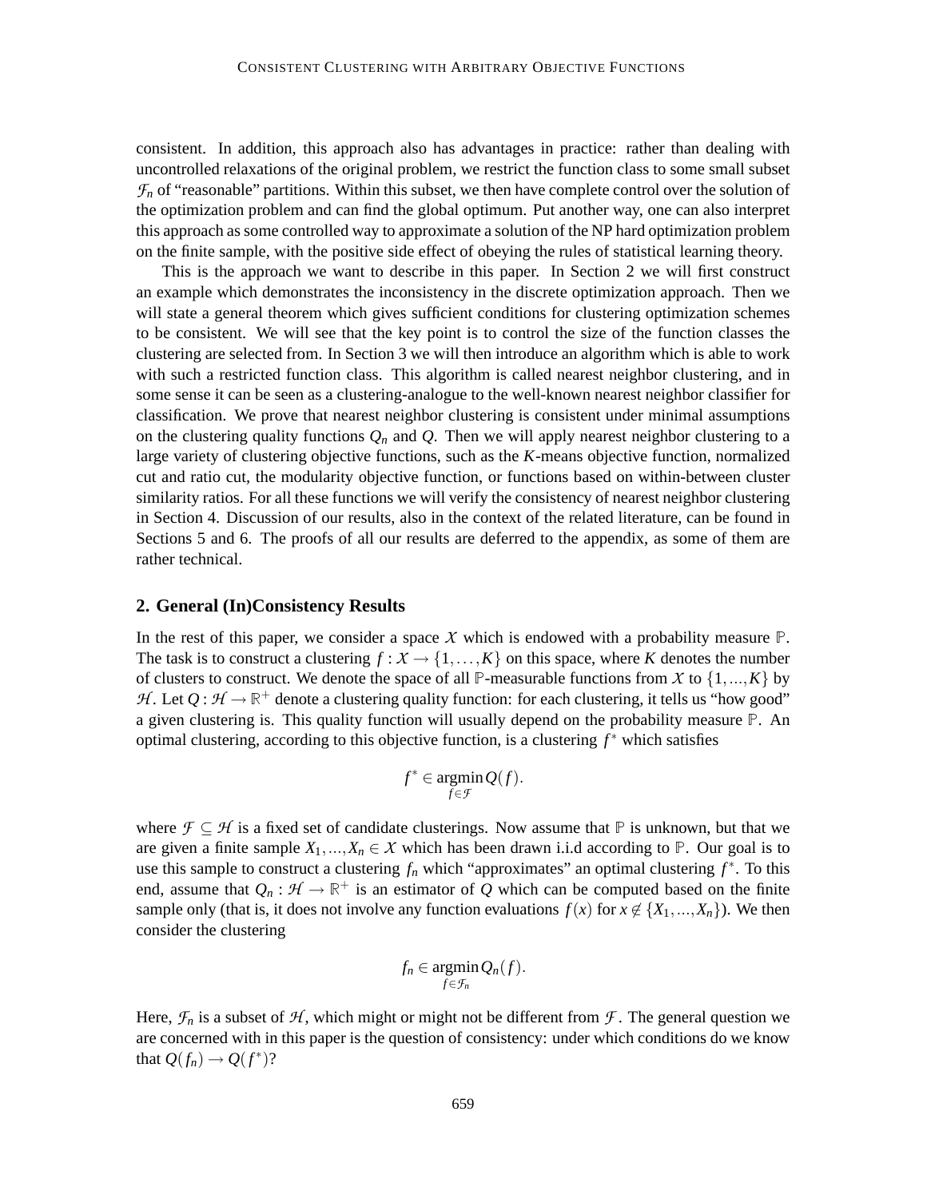consistent. In addition, this approach also has advantages in practice: rather than dealing with uncontrolled relaxations of the original problem, we restrict the function class to some small subset $\mathcal{F}_n$ of "reasonable" partitions. Within this subset, we then have complete control over the solution of the optimization problem and can find the global optimum. Put another way, one can also interpret this approach as some controlled way to approximate a solution of the NP hard optimization problem on the finite sample, with the positive side effect of obeying the rules of statistical learning theory.

This is the approach we want to describe in this paper. In Section 2 we will first construct an example which demonstrates the inconsistency in the discrete optimization approach. Then we will state a general theorem which gives sufficient conditions for clustering optimization schemes to be consistent. We will see that the key point is to control the size of the function classes the clustering are selected from. In Section 3 we will then introduce an algorithm which is able to work with such a restricted function class. This algorithm is called nearest neighbor clustering, and in some sense it can be seen as a clustering-analogue to the well-known nearest neighbor classifier for classification. We prove that nearest neighbor clustering is consistent under minimal assumptions on the clustering quality functions $Q_n$ and $Q$. Then we will apply nearest neighbor clustering to a large variety of clustering objective functions, such as the $K$-means objective function, normalized cut and ratio cut, the modularity objective function, or functions based on within-between cluster similarity ratios. For all these functions we will verify the consistency of nearest neighbor clustering in Section 4. Discussion of our results, also in the context of the related literature, can be found in Sections 5 and 6. The proofs of all our results are deferred to the appendix, as some of them are rather technical.

## 2. General (In)Consistency Results

In the rest of this paper, we consider a space $\mathcal{X}$ which is endowed with a probability measure $\mathbb{P}$. The task is to construct a clustering $f : \mathcal{X} \to \{1, \ldots, K\}$ on this space, where $K$ denotes the number of clusters to construct. We denote the space of all $\mathbb{P}$-measurable functions from $\mathcal{X}$ to $\{1, ..., K\}$ by $\mathcal{H}$. Let $Q : \mathcal{H} \to \mathbb{R}^+$ denote a clustering quality function: for each clustering, it tells us "how good" a given clustering is. This quality function will usually depend on the probability measure $\mathbb{P}$. An optimal clustering, according to this objective function, is a clustering $f^*$ which satisfies

$$f^* \in \operatorname*{argmin}_{f \in \mathcal{F}} Q(f).$$

where $\mathcal{F} \subseteq \mathcal{H}$ is a fixed set of candidate clusterings. Now assume that $\mathbb{P}$ is unknown, but that we are given a finite sample $X_1, ..., X_n \in \mathcal{X}$ which has been drawn i.i.d according to $\mathbb{P}$. Our goal is to use this sample to construct a clustering $f_n$ which "approximates" an optimal clustering $f^*$. To this end, assume that $Q_n : \mathcal{H} \to \mathbb{R}^+$ is an estimator of $Q$ which can be computed based on the finite sample only (that is, it does not involve any function evaluations $f(x)$ for $x \notin \{X_1, ..., X_n\}$). We then consider the clustering

$$f_n \in \operatorname*{argmin}_{f \in \mathcal{F}_n} Q_n(f).$$

Here, $\mathcal{F}_n$ is a subset of $\mathcal{H}$, which might or might not be different from $\mathcal{F}$. The general question we are concerned with in this paper is the question of consistency: under which conditions do we know that $Q(f_n) \to Q(f^*)$?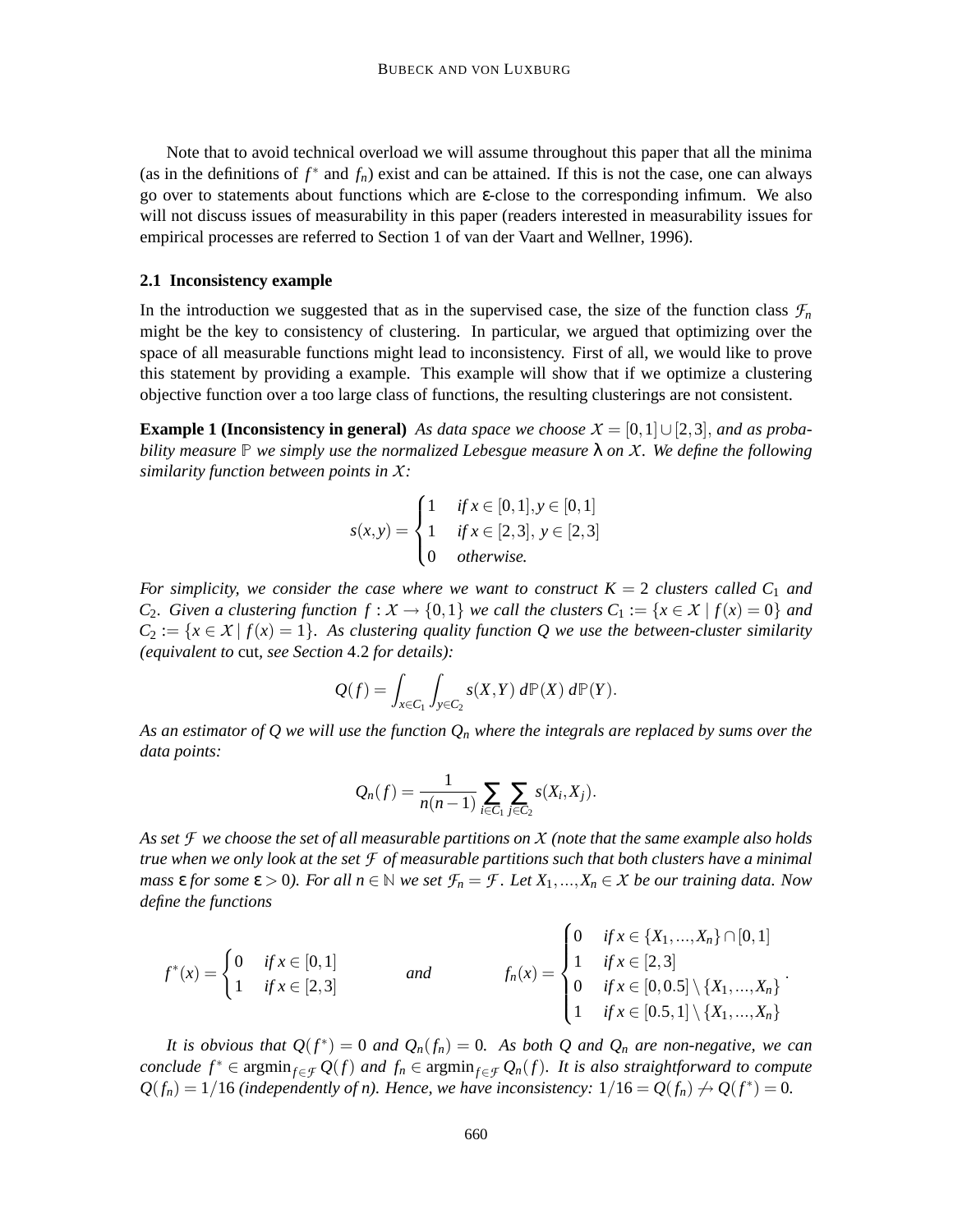Note that to avoid technical overload we will assume throughout this paper that all the minima (as in the definitions of $f^*$ and $f_n$) exist and can be attained. If this is not the case, one can always go over to statements about functions which are $\varepsilon$-close to the corresponding infimum. We also will not discuss issues of measurability in this paper (readers interested in measurability issues for empirical processes are referred to Section 1 of van der Vaart and Wellner, 1996).

### 2.1 Inconsistency example

In the introduction we suggested that as in the supervised case, the size of the function class $\mathcal{F}_n$ might be the key to consistency of clustering. In particular, we argued that optimizing over the space of all measurable functions might lead to inconsistency. First of all, we would like to prove this statement by providing a example. This example will show that if we optimize a clustering objective function over a too large class of functions, the resulting clusterings are not consistent.

**Example 1 (Inconsistency in general)** *As data space we choose $\mathcal{X} = [0,1] \cup [2,3]$, and as probability measure $\mathbb{P}$ we simply use the normalized Lebesgue measure $\lambda$ on $\mathcal{X}$. We define the following similarity function between points in $\mathcal{X}$:*

$$s(x,y) = \begin{cases} 1 & \text{if } x \in [0,1], y \in [0,1] \\ 1 & \text{if } x \in [2,3],\ y \in [2,3] \\ 0 & \text{otherwise.} \end{cases}$$

*For simplicity, we consider the case where we want to construct $K = 2$ clusters called $C_1$ and $C_2$. Given a clustering function $f : \mathcal{X} \to \{0,1\}$ we call the clusters $C_1 := \{x \in \mathcal{X} \mid f(x) = 0\}$ and $C_2 := \{x \in \mathcal{X} \mid f(x) = 1\}$. As clustering quality function $Q$ we use the between-cluster similarity (equivalent to* cut*, see Section 4.2 for details):*

$$Q(f) = \int_{x \in C_1} \int_{y \in C_2} s(X,Y)\, d\mathbb{P}(X)\, d\mathbb{P}(Y).$$

*As an estimator of $Q$ we will use the function $Q_n$ where the integrals are replaced by sums over the data points:*

$$Q_n(f) = \frac{1}{n(n-1)} \sum_{i \in C_1} \sum_{j \in C_2} s(X_i, X_j).$$

*As set $\mathcal{F}$ we choose the set of all measurable partitions on $\mathcal{X}$ (note that the same example also holds true when we only look at the set $\mathcal{F}$ of measurable partitions such that both clusters have a minimal mass $\varepsilon$ for some $\varepsilon > 0$). For all $n \in \mathbb{N}$ we set $\mathcal{F}_n = \mathcal{F}$. Let $X_1, \dots, X_n \in \mathcal{X}$ be our training data. Now define the functions*

$$f^*(x) = \begin{cases} 0 & \text{if } x \in [0,1] \\ 1 & \text{if } x \in [2,3] \end{cases} \qquad \text{and} \qquad f_n(x) = \begin{cases} 0 & \text{if } x \in \{X_1, \dots, X_n\} \cap [0,1] \\ 1 & \text{if } x \in [2,3] \\ 0 & \text{if } x \in [0,0.5] \setminus \{X_1, \dots, X_n\} \\ 1 & \text{if } x \in [0.5,1] \setminus \{X_1, \dots, X_n\} \end{cases}.$$

*It is obvious that $Q(f^*) = 0$ and $Q_n(f_n) = 0$. As both $Q$ and $Q_n$ are non-negative, we can conclude $f^* \in \operatorname{argmin}_{f \in \mathcal{F}} Q(f)$ and $f_n \in \operatorname{argmin}_{f \in \mathcal{F}} Q_n(f)$. It is also straightforward to compute $Q(f_n) = 1/16$ (independently of $n$). Hence, we have inconsistency: $1/16 = Q(f_n) \not\to Q(f^*) = 0$.*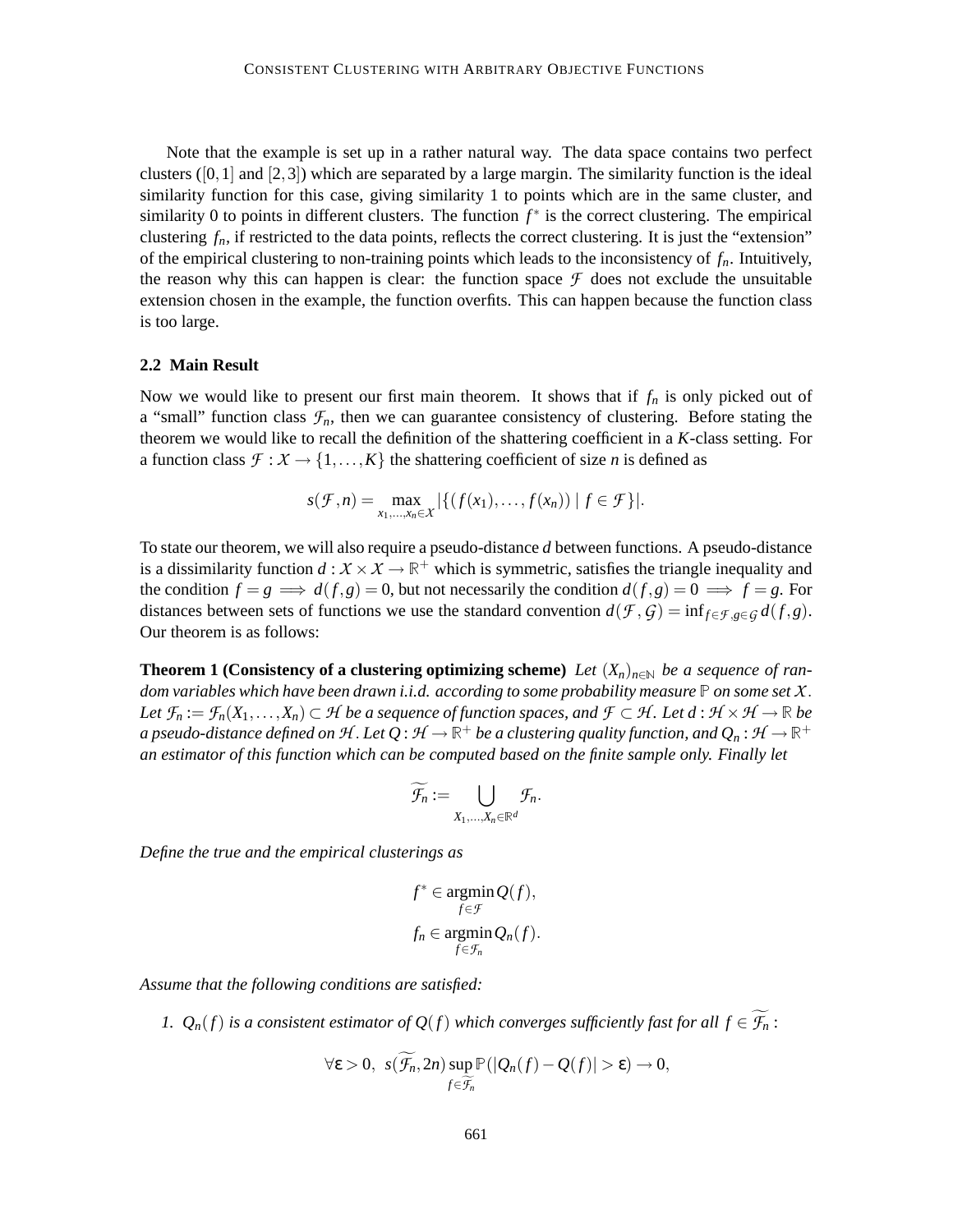Note that the example is set up in a rather natural way. The data space contains two perfect clusters ($[0,1]$ and $[2,3]$) which are separated by a large margin. The similarity function is the ideal similarity function for this case, giving similarity 1 to points which are in the same cluster, and similarity 0 to points in different clusters. The function $f^*$ is the correct clustering. The empirical clustering $f_n$, if restricted to the data points, reflects the correct clustering. It is just the "extension" of the empirical clustering to non-training points which leads to the inconsistency of $f_n$. Intuitively, the reason why this can happen is clear: the function space $\mathcal{F}$ does not exclude the unsuitable extension chosen in the example, the function overfits. This can happen because the function class is too large.

### 2.2 Main Result

Now we would like to present our first main theorem. It shows that if $f_n$ is only picked out of a "small" function class $\mathcal{F}_n$, then we can guarantee consistency of clustering. Before stating the theorem we would like to recall the definition of the shattering coefficient in a $K$-class setting. For a function class $\mathcal{F} : \mathcal{X} \to \{1,\ldots,K\}$ the shattering coefficient of size $n$ is defined as

$$s(\mathcal{F},n) = \max_{x_1,\ldots,x_n \in \mathcal{X}} |\{(f(x_1),\ldots,f(x_n)) \mid f \in \mathcal{F}\}|.$$

To state our theorem, we will also require a pseudo-distance $d$ between functions. A pseudo-distance is a dissimilarity function $d : \mathcal{X} \times \mathcal{X} \to \mathbb{R}^+$ which is symmetric, satisfies the triangle inequality and the condition $f = g \implies d(f,g) = 0$, but not necessarily the condition $d(f,g) = 0 \implies f = g$. For distances between sets of functions we use the standard convention $d(\mathcal{F},\mathcal{G}) = \inf_{f\in\mathcal{F},g\in\mathcal{G}} d(f,g)$. Our theorem is as follows:

**Theorem 1 (Consistency of a clustering optimizing scheme)** *Let $(X_n)_{n\in\mathbb{N}}$ be a sequence of random variables which have been drawn i.i.d. according to some probability measure $\mathbb{P}$ on some set $\mathcal{X}$. Let $\mathcal{F}_n := \mathcal{F}_n(X_1,\ldots,X_n) \subset \mathcal{H}$ be a sequence of function spaces, and $\mathcal{F} \subset \mathcal{H}$. Let $d : \mathcal{H} \times \mathcal{H} \to \mathbb{R}$ be a pseudo-distance defined on $\mathcal{H}$. Let $Q : \mathcal{H} \to \mathbb{R}^+$ be a clustering quality function, and $Q_n : \mathcal{H} \to \mathbb{R}^+$ an estimator of this function which can be computed based on the finite sample only. Finally let*

$$\widetilde{\mathcal{F}_n} := \bigcup_{X_1,\ldots,X_n \in \mathbb{R}^d} \mathcal{F}_n.$$

*Define the true and the empirical clusterings as*

$$f^* \in \operatorname*{argmin}_{f\in\mathcal{F}} Q(f),$$
$$f_n \in \operatorname*{argmin}_{f\in\mathcal{F}_n} Q_n(f).$$

*Assume that the following conditions are satisfied:*

1. *$Q_n(f)$ is a consistent estimator of $Q(f)$ which converges sufficiently fast for all $f \in \widetilde{\mathcal{F}_n}$ :*

$$\forall \varepsilon > 0,\ \ s(\widetilde{\mathcal{F}_n},2n) \sup_{f\in\widetilde{\mathcal{F}_n}} \mathbb{P}(|Q_n(f) - Q(f)| > \varepsilon) \to 0,$$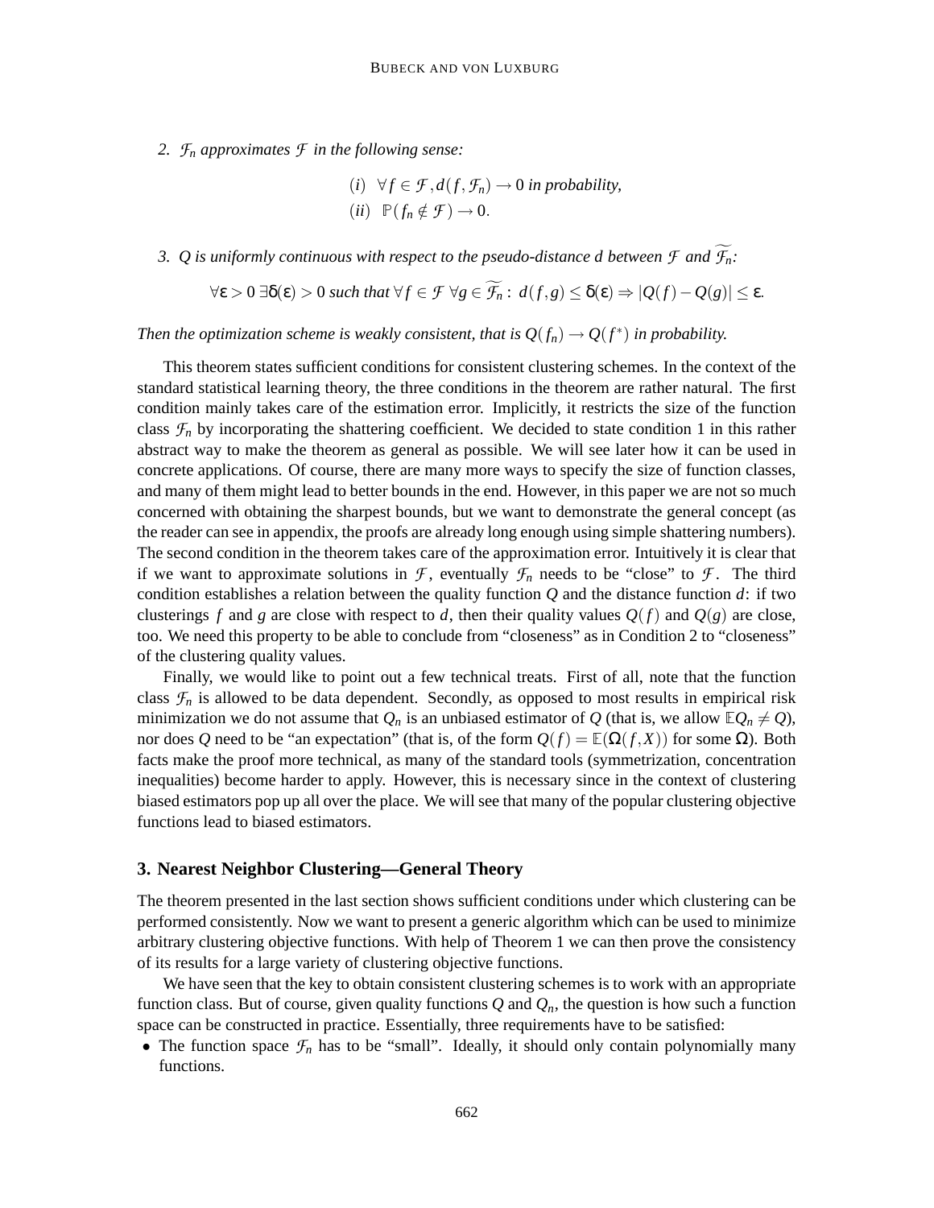2. *$\mathcal{F}_n$ approximates $\mathcal{F}$ in the following sense:*

$$(i) \;\; \forall f \in \mathcal{F}, d(f, \mathcal{F}_n) \to 0 \text{ in probability,}$$
$$(ii) \;\; \mathbb{P}(f_n \notin \mathcal{F}) \to 0.$$

3. *$Q$ is uniformly continuous with respect to the pseudo-distance $d$ between $\mathcal{F}$ and $\widetilde{\mathcal{F}_n}$:*

$$\forall \varepsilon > 0 \; \exists \delta(\varepsilon) > 0 \text{ such that } \forall f \in \mathcal{F} \; \forall g \in \widetilde{\mathcal{F}_n}: \; d(f,g) \leq \delta(\varepsilon) \Rightarrow |Q(f) - Q(g)| \leq \varepsilon.$$

*Then the optimization scheme is weakly consistent, that is $Q(f_n) \to Q(f^*)$ in probability.*

This theorem states sufficient conditions for consistent clustering schemes. In the context of the standard statistical learning theory, the three conditions in the theorem are rather natural. The first condition mainly takes care of the estimation error. Implicitly, it restricts the size of the function class $\mathcal{F}_n$ by incorporating the shattering coefficient. We decided to state condition 1 in this rather abstract way to make the theorem as general as possible. We will see later how it can be used in concrete applications. Of course, there are many more ways to specify the size of function classes, and many of them might lead to better bounds in the end. However, in this paper we are not so much concerned with obtaining the sharpest bounds, but we want to demonstrate the general concept (as the reader can see in appendix, the proofs are already long enough using simple shattering numbers). The second condition in the theorem takes care of the approximation error. Intuitively it is clear that if we want to approximate solutions in $\mathcal{F}$, eventually $\mathcal{F}_n$ needs to be "close" to $\mathcal{F}$. The third condition establishes a relation between the quality function $Q$ and the distance function $d$: if two clusterings $f$ and $g$ are close with respect to $d$, then their quality values $Q(f)$ and $Q(g)$ are close, too. We need this property to be able to conclude from "closeness" as in Condition 2 to "closeness" of the clustering quality values.

Finally, we would like to point out a few technical treats. First of all, note that the function class $\mathcal{F}_n$ is allowed to be data dependent. Secondly, as opposed to most results in empirical risk minimization we do not assume that $Q_n$ is an unbiased estimator of $Q$ (that is, we allow $\mathbb{E}Q_n \neq Q$), nor does $Q$ need to be "an expectation" (that is, of the form $Q(f) = \mathbb{E}(\Omega(f, X))$ for some $\Omega$). Both facts make the proof more technical, as many of the standard tools (symmetrization, concentration inequalities) become harder to apply. However, this is necessary since in the context of clustering biased estimators pop up all over the place. We will see that many of the popular clustering objective functions lead to biased estimators.

## 3. Nearest Neighbor Clustering—General Theory

The theorem presented in the last section shows sufficient conditions under which clustering can be performed consistently. Now we want to present a generic algorithm which can be used to minimize arbitrary clustering objective functions. With help of Theorem 1 we can then prove the consistency of its results for a large variety of clustering objective functions.

We have seen that the key to obtain consistent clustering schemes is to work with an appropriate function class. But of course, given quality functions $Q$ and $Q_n$, the question is how such a function space can be constructed in practice. Essentially, three requirements have to be satisfied:

- The function space $\mathcal{F}_n$ has to be "small". Ideally, it should only contain polynomially many functions.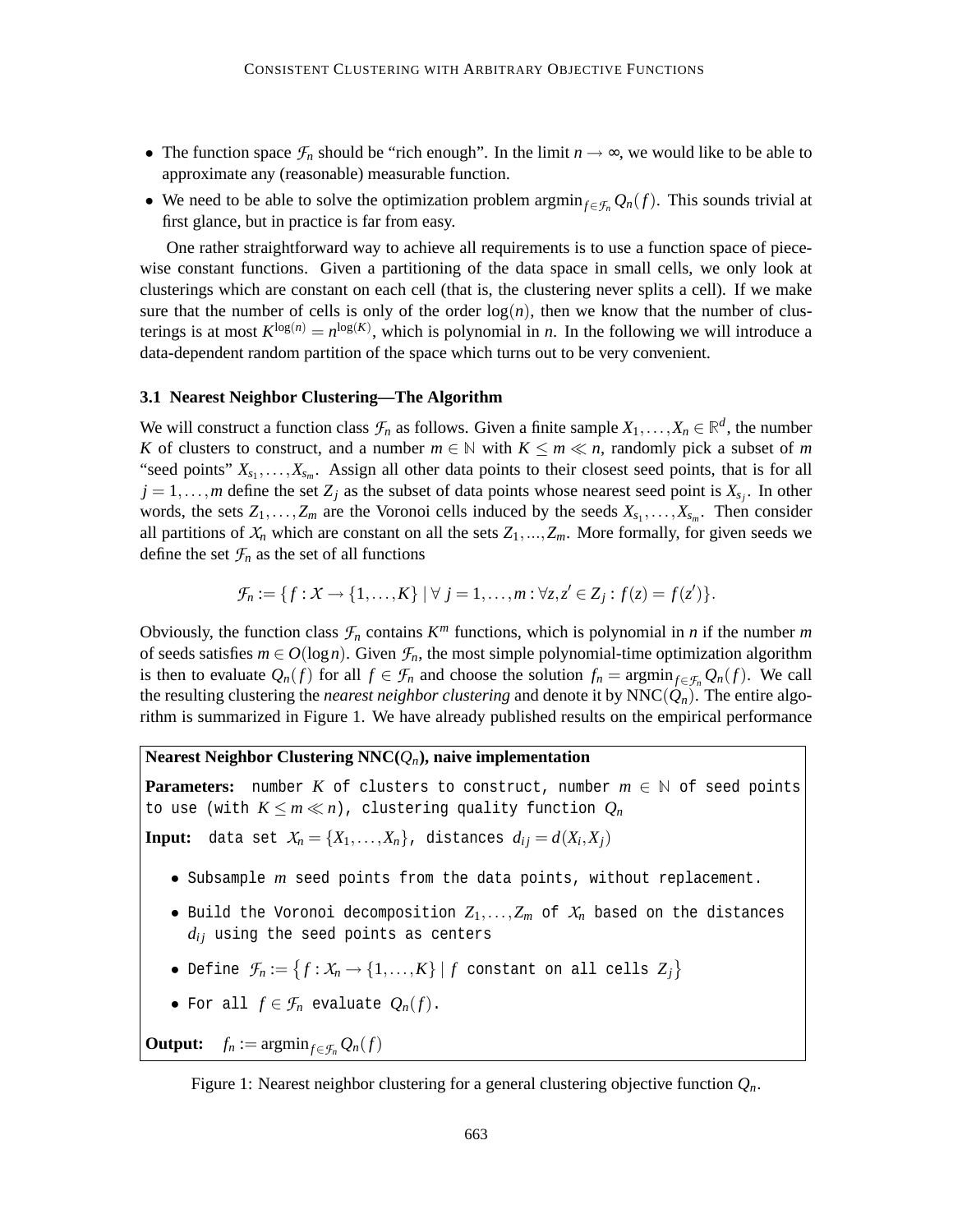- The function space $\mathcal{F}_n$ should be "rich enough". In the limit $n \to \infty$, we would like to be able to approximate any (reasonable) measurable function.
- We need to be able to solve the optimization problem $\text{argmin}_{f \in \mathcal{F}_n} Q_n(f)$. This sounds trivial at first glance, but in practice is far from easy.

One rather straightforward way to achieve all requirements is to use a function space of piecewise constant functions. Given a partitioning of the data space in small cells, we only look at clusterings which are constant on each cell (that is, the clustering never splits a cell). If we make sure that the number of cells is only of the order $\log(n)$, then we know that the number of clusterings is at most $K^{\log(n)} = n^{\log(K)}$, which is polynomial in $n$. In the following we will introduce a data-dependent random partition of the space which turns out to be very convenient.

### 3.1 Nearest Neighbor Clustering—The Algorithm

We will construct a function class $\mathcal{F}_n$ as follows. Given a finite sample $X_1, \ldots, X_n \in \mathbb{R}^d$, the number $K$ of clusters to construct, and a number $m \in \mathbb{N}$ with $K \leq m \ll n$, randomly pick a subset of $m$ "seed points" $X_{s_1}, \ldots, X_{s_m}$. Assign all other data points to their closest seed points, that is for all $j = 1, \ldots, m$ define the set $Z_j$ as the subset of data points whose nearest seed point is $X_{s_j}$. In other words, the sets $Z_1, \ldots, Z_m$ are the Voronoi cells induced by the seeds $X_{s_1}, \ldots, X_{s_m}$. Then consider all partitions of $\mathcal{X}_n$ which are constant on all the sets $Z_1, \ldots, Z_m$. More formally, for given seeds we define the set $\mathcal{F}_n$ as the set of all functions

$$\mathcal{F}_n := \{ f : \mathcal{X} \to \{1, \ldots, K\} \mid \forall\, j = 1, \ldots, m : \forall z, z' \in Z_j : f(z) = f(z') \}.$$

Obviously, the function class $\mathcal{F}_n$ contains $K^m$ functions, which is polynomial in $n$ if the number $m$ of seeds satisfies $m \in O(\log n)$. Given $\mathcal{F}_n$, the most simple polynomial-time optimization algorithm is then to evaluate $Q_n(f)$ for all $f \in \mathcal{F}_n$ and choose the solution $f_n = \text{argmin}_{f \in \mathcal{F}_n} Q_n(f)$. We call the resulting clustering the *nearest neighbor clustering* and denote it by $\text{NNC}(Q_n)$. The entire algorithm is summarized in Figure 1. We have already published results on the empirical performance

**Nearest Neighbor Clustering NNC($Q_n$), naive implementation**

**Parameters:** number $K$ of clusters to construct, number $m \in \mathbb{N}$ of seed points to use (with $K \leq m \ll n$), clustering quality function $Q_n$

**Input:** data set $\mathcal{X}_n = \{X_1, \ldots, X_n\}$, distances $d_{ij} = d(X_i, X_j)$

- Subsample $m$ seed points from the data points, without replacement.
- Build the Voronoi decomposition $Z_1, \ldots, Z_m$ of $\mathcal{X}_n$ based on the distances $d_{ij}$ using the seed points as centers
- Define $\mathcal{F}_n := \{ f : \mathcal{X}_n \to \{1, \ldots, K\} \mid f \text{ constant on all cells } Z_j \}$
- For all $f \in \mathcal{F}_n$ evaluate $Q_n(f)$.

**Output:** $f_n := \text{argmin}_{f \in \mathcal{F}_n} Q_n(f)$

Figure 1: Nearest neighbor clustering for a general clustering objective function $Q_n$.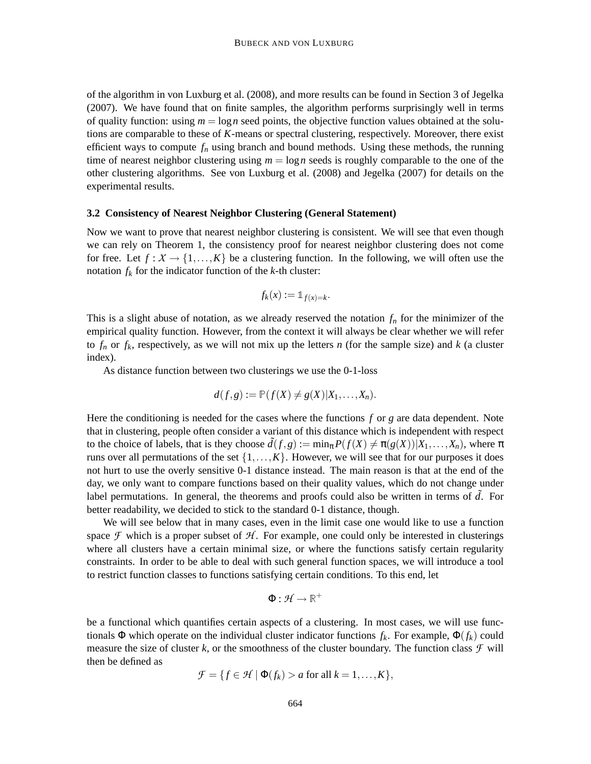of the algorithm in von Luxburg et al. (2008), and more results can be found in Section 3 of Jegelka (2007). We have found that on finite samples, the algorithm performs surprisingly well in terms of quality function: using $m = \log n$ seed points, the objective function values obtained at the solutions are comparable to these of $K$-means or spectral clustering, respectively. Moreover, there exist efficient ways to compute $f_n$ using branch and bound methods. Using these methods, the running time of nearest neighbor clustering using $m = \log n$ seeds is roughly comparable to the one of the other clustering algorithms. See von Luxburg et al. (2008) and Jegelka (2007) for details on the experimental results.

### 3.2 Consistency of Nearest Neighbor Clustering (General Statement)

Now we want to prove that nearest neighbor clustering is consistent. We will see that even though we can rely on Theorem 1, the consistency proof for nearest neighbor clustering does not come for free. Let $f : \mathcal{X} \to \{1, \ldots, K\}$ be a clustering function. In the following, we will often use the notation $f_k$ for the indicator function of the $k$-th cluster:

$$f_k(x) := \mathbb{1}_{f(x)=k}.$$

This is a slight abuse of notation, as we already reserved the notation $f_n$ for the minimizer of the empirical quality function. However, from the context it will always be clear whether we will refer to $f_n$ or $f_k$, respectively, as we will not mix up the letters $n$ (for the sample size) and $k$ (a cluster index).

As distance function between two clusterings we use the 0-1-loss

$$d(f,g) := \mathbb{P}(f(X) \neq g(X) | X_1, \ldots, X_n).$$

Here the conditioning is needed for the cases where the functions $f$ or $g$ are data dependent. Note that in clustering, people often consider a variant of this distance which is independent with respect to the choice of labels, that is they choose $\tilde{d}(f,g) := \min_\pi P(f(X) \neq \pi(g(X)) | X_1, \ldots, X_n)$, where $\pi$ runs over all permutations of the set $\{1, \ldots, K\}$. However, we will see that for our purposes it does not hurt to use the overly sensitive 0-1 distance instead. The main reason is that at the end of the day, we only want to compare functions based on their quality values, which do not change under label permutations. In general, the theorems and proofs could also be written in terms of $\tilde{d}$. For better readability, we decided to stick to the standard 0-1 distance, though.

We will see below that in many cases, even in the limit case one would like to use a function space $\mathcal{F}$ which is a proper subset of $\mathcal{H}$. For example, one could only be interested in clusterings where all clusters have a certain minimal size, or where the functions satisfy certain regularity constraints. In order to be able to deal with such general function spaces, we will introduce a tool to restrict function classes to functions satisfying certain conditions. To this end, let

$$\Phi : \mathcal{H} \to \mathbb{R}^+$$

be a functional which quantifies certain aspects of a clustering. In most cases, we will use functionals $\Phi$ which operate on the individual cluster indicator functions $f_k$. For example, $\Phi(f_k)$ could measure the size of cluster $k$, or the smoothness of the cluster boundary. The function class $\mathcal{F}$ will then be defined as

$$\mathcal{F} = \{ f \in \mathcal{H} \mid \Phi(f_k) > a \text{ for all } k = 1, \ldots, K \},$$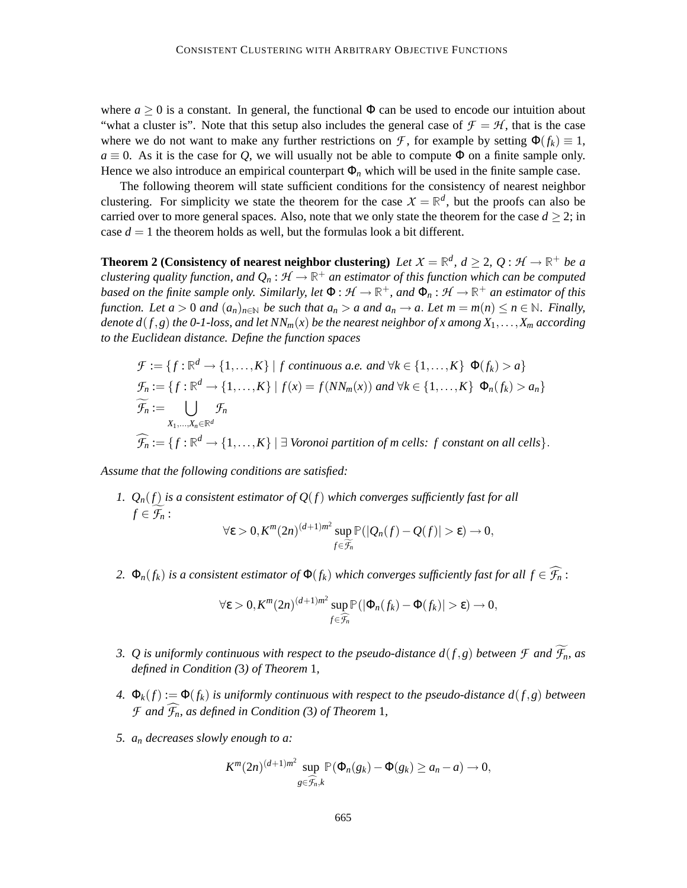where $a \geq 0$ is a constant. In general, the functional $\Phi$ can be used to encode our intuition about "what a cluster is". Note that this setup also includes the general case of $\mathcal{F} = \mathcal{H}$, that is the case where we do not want to make any further restrictions on $\mathcal{F}$, for example by setting $\Phi(f_k) \equiv 1$, $a \equiv 0$. As it is the case for $Q$, we will usually not be able to compute $\Phi$ on a finite sample only. Hence we also introduce an empirical counterpart $\Phi_n$ which will be used in the finite sample case.

The following theorem will state sufficient conditions for the consistency of nearest neighbor clustering. For simplicity we state the theorem for the case $\mathcal{X} = \mathbb{R}^d$, but the proofs can also be carried over to more general spaces. Also, note that we only state the theorem for the case $d \geq 2$; in case $d = 1$ the theorem holds as well, but the formulas look a bit different.

**Theorem 2 (Consistency of nearest neighbor clustering)** *Let $\mathcal{X} = \mathbb{R}^d$, $d \geq 2$, $Q : \mathcal{H} \to \mathbb{R}^+$ be a clustering quality function, and $Q_n : \mathcal{H} \to \mathbb{R}^+$ an estimator of this function which can be computed based on the finite sample only. Similarly, let $\Phi : \mathcal{H} \to \mathbb{R}^+$, and $\Phi_n : \mathcal{H} \to \mathbb{R}^+$ an estimator of this function. Let $a > 0$ and $(a_n)_{n \in \mathbb{N}}$ be such that $a_n > a$ and $a_n \to a$. Let $m = m(n) \leq n \in \mathbb{N}$. Finally, denote $d(f,g)$ the 0-1-loss, and let $NN_m(x)$ be the nearest neighbor of $x$ among $X_1, \ldots, X_m$ according to the Euclidean distance. Define the function spaces*

$$
\begin{aligned}
\mathcal{F} &:= \{f : \mathbb{R}^d \to \{1, \ldots, K\} \mid f \text{ continuous a.e. and } \forall k \in \{1, \ldots, K\} \;\; \Phi(f_k) > a\} \\
\mathcal{F}_n &:= \{f : \mathbb{R}^d \to \{1, \ldots, K\} \mid f(x) = f(NN_m(x)) \text{ and } \forall k \in \{1, \ldots, K\} \;\; \Phi_n(f_k) > a_n\} \\
\widetilde{\mathcal{F}_n} &:= \bigcup_{X_1, \ldots, X_n \in \mathbb{R}^d} \mathcal{F}_n \\
\widehat{\mathcal{F}_n} &:= \{f : \mathbb{R}^d \to \{1, \ldots, K\} \mid \exists \text{ Voronoi partition of } m \text{ cells: } f \text{ constant on all cells}\}.
\end{aligned}
$$

*Assume that the following conditions are satisfied:*

1. *$Q_n(f)$ is a consistent estimator of $Q(f)$ which converges sufficiently fast for all $f \in \widetilde{\mathcal{F}_n}$:*
$$\forall \varepsilon > 0, K^m (2n)^{(d+1)m^2} \sup_{f \in \widetilde{\mathcal{F}_n}} \mathbb{P}(|Q_n(f) - Q(f)| > \varepsilon) \to 0,$$

2. *$\Phi_n(f_k)$ is a consistent estimator of $\Phi(f_k)$ which converges sufficiently fast for all $f \in \widehat{\mathcal{F}_n}$:*
$$\forall \varepsilon > 0, K^m (2n)^{(d+1)m^2} \sup_{f \in \widehat{\mathcal{F}_n}} \mathbb{P}(|\Phi_n(f_k) - \Phi(f_k)| > \varepsilon) \to 0,$$

3. *$Q$ is uniformly continuous with respect to the pseudo-distance $d(f,g)$ between $\mathcal{F}$ and $\widetilde{\mathcal{F}_n}$, as defined in Condition (3) of Theorem 1,*

4. *$\Phi_k(f) := \Phi(f_k)$ is uniformly continuous with respect to the pseudo-distance $d(f,g)$ between $\mathcal{F}$ and $\widehat{\mathcal{F}_n}$, as defined in Condition (3) of Theorem 1,*

5. *$a_n$ decreases slowly enough to $a$:*
$$K^m (2n)^{(d+1)m^2} \sup_{g \in \widehat{\mathcal{F}_n}, k} \mathbb{P}(\Phi_n(g_k) - \Phi(g_k) \geq a_n - a) \to 0,$$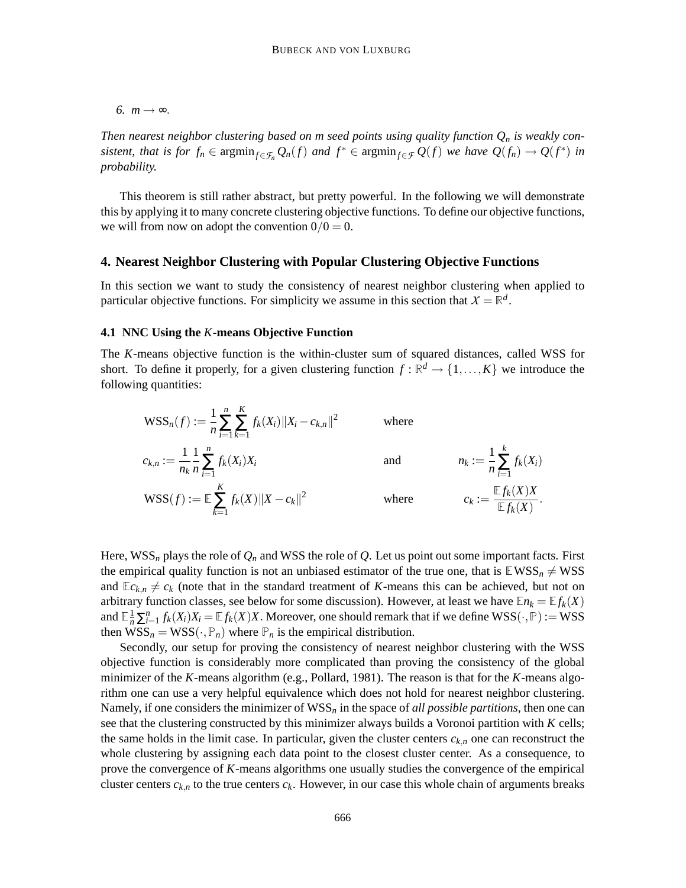*6.* $m \to \infty$.

*Then nearest neighbor clustering based on m seed points using quality function $Q_n$ is weakly consistent, that is for $f_n \in \operatorname{argmin}_{f \in \mathcal{F}_n} Q_n(f)$ and $f^* \in \operatorname{argmin}_{f \in \mathcal{F}} Q(f)$ we have $Q(f_n) \to Q(f^*)$ in probability.*

This theorem is still rather abstract, but pretty powerful. In the following we will demonstrate this by applying it to many concrete clustering objective functions. To define our objective functions, we will from now on adopt the convention $0/0 = 0$.

## 4. Nearest Neighbor Clustering with Popular Clustering Objective Functions

In this section we want to study the consistency of nearest neighbor clustering when applied to particular objective functions. For simplicity we assume in this section that $\mathcal{X} = \mathbb{R}^d$.

### 4.1 NNC Using the $K$-means Objective Function

The $K$-means objective function is the within-cluster sum of squared distances, called WSS for short. To define it properly, for a given clustering function $f : \mathbb{R}^d \to \{1, \ldots, K\}$ we introduce the following quantities:

$$\mathrm{WSS}_n(f) := \frac{1}{n}\sum_{i=1}^{n}\sum_{k=1}^{K} f_k(X_i)\|X_i - c_{k,n}\|^2 \qquad \text{where}$$

$$c_{k,n} := \frac{1}{n_k}\frac{1}{n}\sum_{i=1}^{n} f_k(X_i)X_i \qquad \text{and} \qquad n_k := \frac{1}{n}\sum_{i=1}^{k} f_k(X_i)$$

$$\mathrm{WSS}(f) := \mathbb{E}\sum_{k=1}^{K} f_k(X)\|X - c_k\|^2 \qquad \text{where} \qquad c_k := \frac{\mathbb{E} f_k(X)X}{\mathbb{E} f_k(X)}.$$

Here, $\mathrm{WSS}_n$ plays the role of $Q_n$ and WSS the role of $Q$. Let us point out some important facts. First the empirical quality function is not an unbiased estimator of the true one, that is $\mathbb{E}\,\mathrm{WSS}_n \neq \mathrm{WSS}$ and $\mathbb{E}c_{k,n} \neq c_k$ (note that in the standard treatment of $K$-means this can be achieved, but not on arbitrary function classes, see below for some discussion). However, at least we have $\mathbb{E}n_k = \mathbb{E}f_k(X)$ and $\mathbb{E}\frac{1}{n}\sum_{i=1}^{n} f_k(X_i)X_i = \mathbb{E}f_k(X)X$. Moreover, one should remark that if we define $\mathrm{WSS}(\cdot, \mathbb{P}) := \mathrm{WSS}$ then $\mathrm{WSS}_n = \mathrm{WSS}(\cdot, \mathbb{P}_n)$ where $\mathbb{P}_n$ is the empirical distribution.

Secondly, our setup for proving the consistency of nearest neighbor clustering with the WSS objective function is considerably more complicated than proving the consistency of the global minimizer of the $K$-means algorithm (e.g., Pollard, 1981). The reason is that for the $K$-means algorithm one can use a very helpful equivalence which does not hold for nearest neighbor clustering. Namely, if one considers the minimizer of $\mathrm{WSS}_n$ in the space of *all possible partitions*, then one can see that the clustering constructed by this minimizer always builds a Voronoi partition with $K$ cells; the same holds in the limit case. In particular, given the cluster centers $c_{k,n}$ one can reconstruct the whole clustering by assigning each data point to the closest cluster center. As a consequence, to prove the convergence of $K$-means algorithms one usually studies the convergence of the empirical cluster centers $c_{k,n}$ to the true centers $c_k$. However, in our case this whole chain of arguments breaks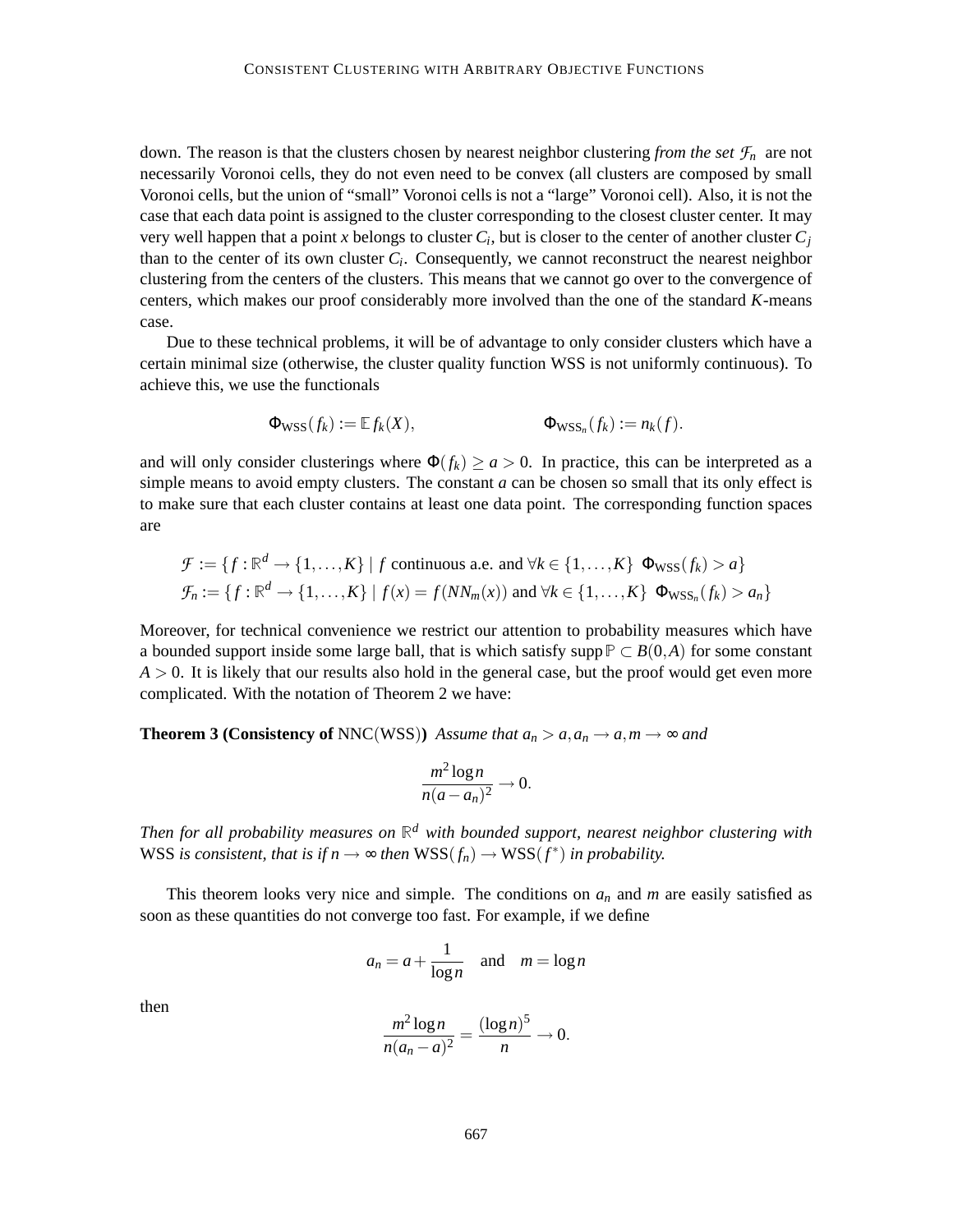down. The reason is that the clusters chosen by nearest neighbor clustering *from the set* $\mathcal{F}_n$ are not necessarily Voronoi cells, they do not even need to be convex (all clusters are composed by small Voronoi cells, but the union of "small" Voronoi cells is not a "large" Voronoi cell). Also, it is not the case that each data point is assigned to the cluster corresponding to the closest cluster center. It may very well happen that a point $x$ belongs to cluster $C_i$, but is closer to the center of another cluster $C_j$ than to the center of its own cluster $C_i$. Consequently, we cannot reconstruct the nearest neighbor clustering from the centers of the clusters. This means that we cannot go over to the convergence of centers, which makes our proof considerably more involved than the one of the standard $K$-means case.

Due to these technical problems, it will be of advantage to only consider clusters which have a certain minimal size (otherwise, the cluster quality function WSS is not uniformly continuous). To achieve this, we use the functionals

$$\Phi_{\text{WSS}}(f_k) := \mathbb{E} f_k(X), \qquad\qquad \Phi_{\text{WSS}_n}(f_k) := n_k(f).$$

and will only consider clusterings where $\Phi(f_k) \geq a > 0$. In practice, this can be interpreted as a simple means to avoid empty clusters. The constant $a$ can be chosen so small that its only effect is to make sure that each cluster contains at least one data point. The corresponding function spaces are

$$\mathcal{F} := \{ f : \mathbb{R}^d \to \{1, \dots, K\} \mid f \text{ continuous a.e. and } \forall k \in \{1, \dots, K\} \;\; \Phi_{\text{WSS}}(f_k) > a \}$$
$$\mathcal{F}_n := \{ f : \mathbb{R}^d \to \{1, \dots, K\} \mid f(x) = f(NN_m(x)) \text{ and } \forall k \in \{1, \dots, K\} \;\; \Phi_{\text{WSS}_n}(f_k) > a_n \}$$

Moreover, for technical convenience we restrict our attention to probability measures which have a bounded support inside some large ball, that is which satisfy $\operatorname{supp} \mathbb{P} \subset B(0, A)$ for some constant $A > 0$. It is likely that our results also hold in the general case, but the proof would get even more complicated. With the notation of Theorem 2 we have:

**Theorem 3 (Consistency of** NNC(WSS)**)** *Assume that $a_n > a, a_n \to a, m \to \infty$ and*

$$\frac{m^2 \log n}{n(a - a_n)^2} \to 0.$$

*Then for all probability measures on $\mathbb{R}^d$ with bounded support, nearest neighbor clustering with* WSS *is consistent, that is if $n \to \infty$ then $\text{WSS}(f_n) \to \text{WSS}(f^*)$ in probability.*

This theorem looks very nice and simple. The conditions on $a_n$ and $m$ are easily satisfied as soon as these quantities do not converge too fast. For example, if we define

$$a_n = a + \frac{1}{\log n} \quad \text{and} \quad m = \log n$$

then

$$\frac{m^2 \log n}{n(a_n - a)^2} = \frac{(\log n)^5}{n} \to 0.$$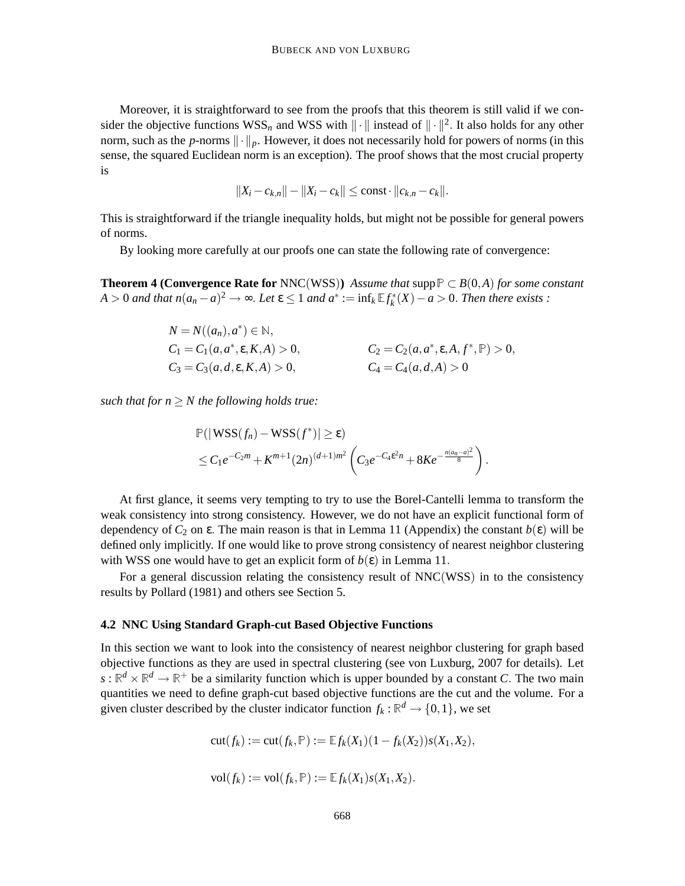Moreover, it is straightforward to see from the proofs that this theorem is still valid if we consider the objective functions $\mathrm{WSS}_n$ and WSS with $\|\cdot\|$ instead of $\|\cdot\|^2$. It also holds for any other norm, such as the $p$-norms $\|\cdot\|_p$. However, it does not necessarily hold for powers of norms (in this sense, the squared Euclidean norm is an exception). The proof shows that the most crucial property is

$$\|X_i - c_{k,n}\| - \|X_i - c_k\| \leq \mathrm{const} \cdot \|c_{k,n} - c_k\|.$$

This is straightforward if the triangle inequality holds, but might not be possible for general powers of norms.

By looking more carefully at our proofs one can state the following rate of convergence:

**Theorem 4 (Convergence Rate for** NNC(WSS)**)** *Assume that* $\operatorname{supp}\mathbb{P} \subset B(0,A)$ *for some constant* $A > 0$ *and that* $n(a_n - a)^2 \to \infty$*. Let* $\varepsilon \leq 1$ *and* $a^* := \inf_k \mathbb{E} f_k^*(X) - a > 0$*. Then there exists :*

$$\begin{aligned}
&N = N((a_n), a^*) \in \mathbb{N}, \\
&C_1 = C_1(a, a^*, \varepsilon, K, A) > 0, \qquad\qquad C_2 = C_2(a, a^*, \varepsilon, A, f^*, \mathbb{P}) > 0, \\
&C_3 = C_3(a, d, \varepsilon, K, A) > 0, \qquad\qquad C_4 = C_4(a, d, A) > 0
\end{aligned}$$

*such that for* $n \geq N$ *the following holds true:*

$$\begin{aligned}
&\mathbb{P}(|\mathrm{WSS}(f_n) - \mathrm{WSS}(f^*)| \geq \varepsilon) \\
&\leq C_1 e^{-C_2 m} + K^{m+1}(2n)^{(d+1)m^2}\left(C_3 e^{-C_4 \varepsilon^2 n} + 8K e^{-\frac{n(a_n - a)^2}{8}}\right).
\end{aligned}$$

At first glance, it seems very tempting to try to use the Borel-Cantelli lemma to transform the weak consistency into strong consistency. However, we do not have an explicit functional form of dependency of $C_2$ on $\varepsilon$. The main reason is that in Lemma 11 (Appendix) the constant $b(\varepsilon)$ will be defined only implicitly. If one would like to prove strong consistency of nearest neighbor clustering with WSS one would have to get an explicit form of $b(\varepsilon)$ in Lemma 11.

For a general discussion relating the consistency result of NNC(WSS) in to the consistency results by Pollard (1981) and others see Section 5.

### 4.2 NNC Using Standard Graph-cut Based Objective Functions

In this section we want to look into the consistency of nearest neighbor clustering for graph based objective functions as they are used in spectral clustering (see von Luxburg, 2007 for details). Let $s : \mathbb{R}^d \times \mathbb{R}^d \to \mathbb{R}^+$ be a similarity function which is upper bounded by a constant $C$. The two main quantities we need to define graph-cut based objective functions are the cut and the volume. For a given cluster described by the cluster indicator function $f_k : \mathbb{R}^d \to \{0,1\}$, we set

$$\mathrm{cut}(f_k) := \mathrm{cut}(f_k, \mathbb{P}) := \mathbb{E} f_k(X_1)(1 - f_k(X_2))s(X_1, X_2),$$

$$\mathrm{vol}(f_k) := \mathrm{vol}(f_k, \mathbb{P}) := \mathbb{E} f_k(X_1)s(X_1, X_2).$$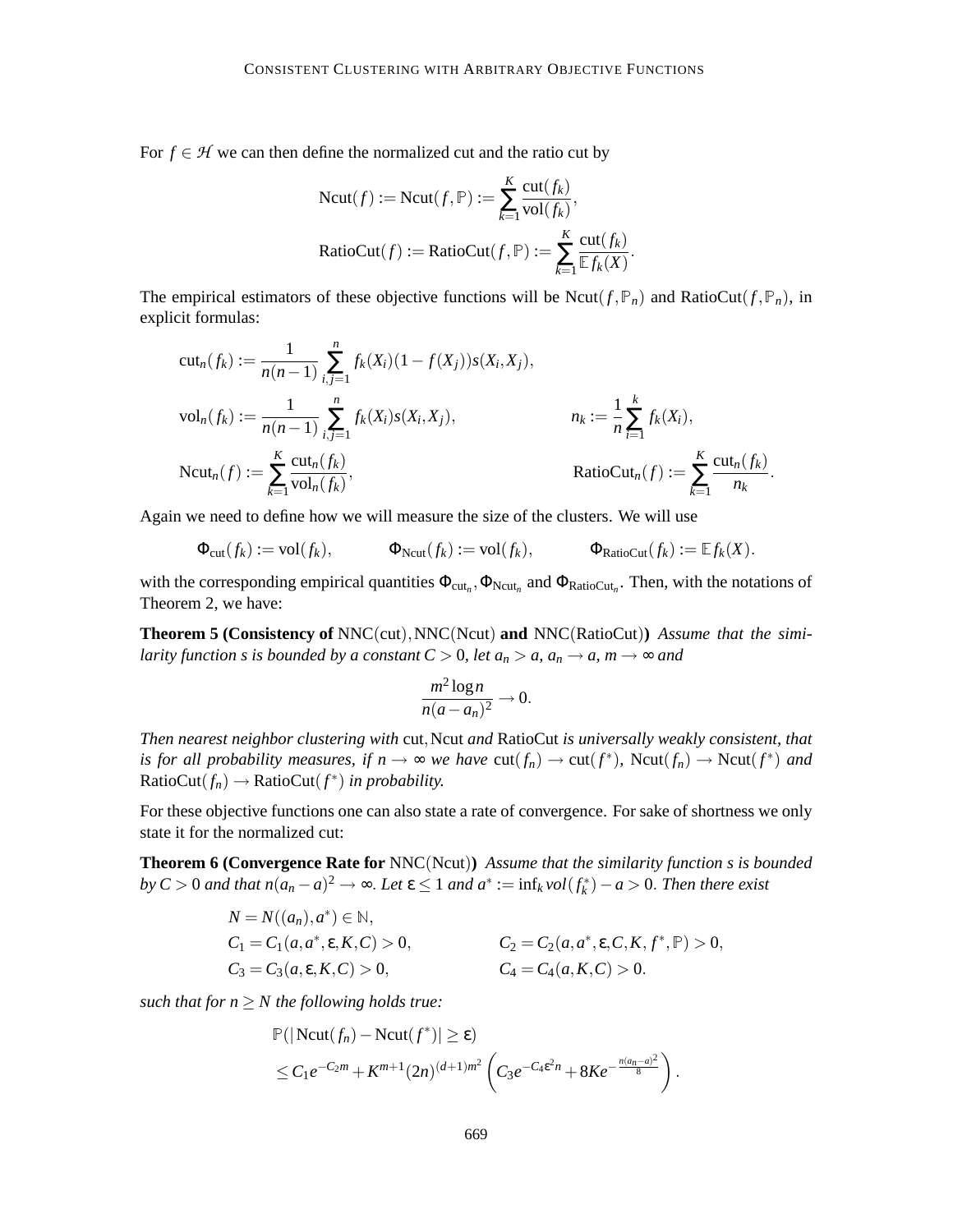For $f \in \mathcal{H}$ we can then define the normalized cut and the ratio cut by

$$\text{Ncut}(f) := \text{Ncut}(f, \mathbb{P}) := \sum_{k=1}^{K} \frac{\text{cut}(f_k)}{\text{vol}(f_k)},$$

$$\text{RatioCut}(f) := \text{RatioCut}(f, \mathbb{P}) := \sum_{k=1}^{K} \frac{\text{cut}(f_k)}{\mathbb{E} f_k(X)}.$$

The empirical estimators of these objective functions will be $\text{Ncut}(f, \mathbb{P}_n)$ and $\text{RatioCut}(f, \mathbb{P}_n)$, in explicit formulas:

$$\text{cut}_n(f_k) := \frac{1}{n(n-1)} \sum_{i,j=1}^{n} f_k(X_i)(1 - f(X_j)) s(X_i, X_j),$$

$$\text{vol}_n(f_k) := \frac{1}{n(n-1)} \sum_{i,j=1}^{n} f_k(X_i) s(X_i, X_j), \qquad n_k := \frac{1}{n} \sum_{i=1}^{k} f_k(X_i),$$

$$\text{Ncut}_n(f) := \sum_{k=1}^{K} \frac{\text{cut}_n(f_k)}{\text{vol}_n(f_k)}, \qquad \text{RatioCut}_n(f) := \sum_{k=1}^{K} \frac{\text{cut}_n(f_k)}{n_k}.$$

Again we need to define how we will measure the size of the clusters. We will use

$$\Phi_{\text{cut}}(f_k) := \text{vol}(f_k), \qquad \Phi_{\text{Ncut}}(f_k) := \text{vol}(f_k), \qquad \Phi_{\text{RatioCut}}(f_k) := \mathbb{E} f_k(X).$$

with the corresponding empirical quantities $\Phi_{\text{cut}_n}, \Phi_{\text{Ncut}_n}$ and $\Phi_{\text{RatioCut}_n}$. Then, with the notations of Theorem 2, we have:

**Theorem 5 (Consistency of** $\text{NNC}(\text{cut}), \text{NNC}(\text{Ncut})$ **and** $\text{NNC}(\text{RatioCut})$**)** *Assume that the similarity function $s$ is bounded by a constant $C > 0$, let $a_n > a$, $a_n \to a$, $m \to \infty$ and*

$$\frac{m^2 \log n}{n(a - a_n)^2} \to 0.$$

*Then nearest neighbor clustering with* cut, Ncut *and* RatioCut *is universally weakly consistent, that is for all probability measures, if $n \to \infty$ we have $\text{cut}(f_n) \to \text{cut}(f^*)$, $\text{Ncut}(f_n) \to \text{Ncut}(f^*)$ and $\text{RatioCut}(f_n) \to \text{RatioCut}(f^*)$ in probability.*

For these objective functions one can also state a rate of convergence. For sake of shortness we only state it for the normalized cut:

**Theorem 6 (Convergence Rate for** $\text{NNC}(\text{Ncut})$**)** *Assume that the similarity function $s$ is bounded by $C > 0$ and that $n(a_n - a)^2 \to \infty$. Let $\varepsilon \leq 1$ and $a^* := \inf_k vol(f_k^*) - a > 0$. Then there exist*

$$N = N((a_n), a^*) \in \mathbb{N},$$

$$C_1 = C_1(a, a^*, \varepsilon, K, C) > 0, \qquad C_2 = C_2(a, a^*, \varepsilon, C, K, f^*, \mathbb{P}) > 0,$$

$$C_3 = C_3(a, \varepsilon, K, C) > 0, \qquad C_4 = C_4(a, K, C) > 0.$$

*such that for $n \geq N$ the following holds true:*

$$\mathbb{P}(|\text{Ncut}(f_n) - \text{Ncut}(f^*)| \geq \varepsilon)$$

$$\leq C_1 e^{-C_2 m} + K^{m+1} (2n)^{(d+1)m^2} \left( C_3 e^{-C_4 \varepsilon^2 n} + 8K e^{-\frac{n(a_n - a)^2}{8}} \right).$$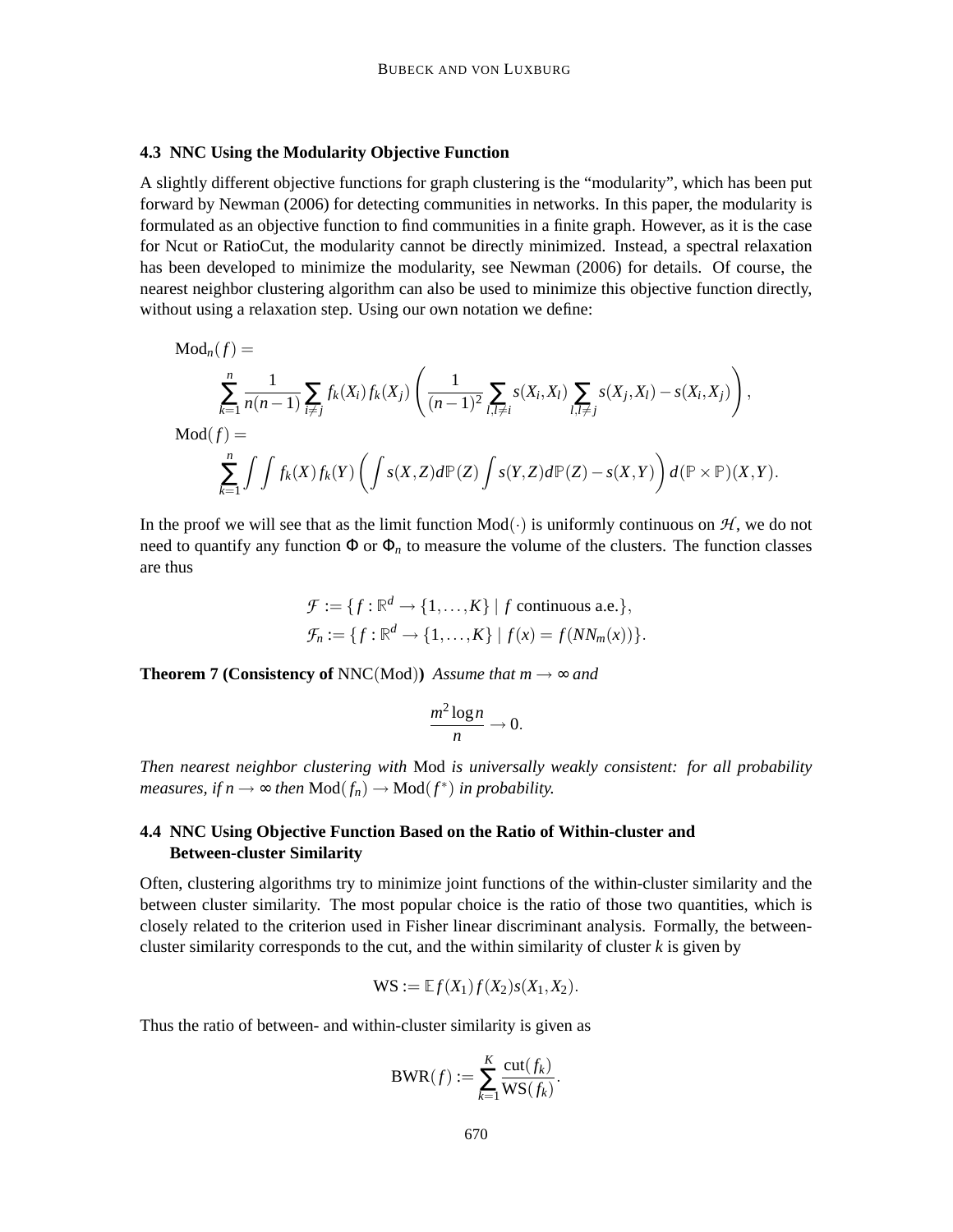### 4.3 NNC Using the Modularity Objective Function

A slightly different objective functions for graph clustering is the "modularity", which has been put forward by Newman (2006) for detecting communities in networks. In this paper, the modularity is formulated as an objective function to find communities in a finite graph. However, as it is the case for Ncut or RatioCut, the modularity cannot be directly minimized. Instead, a spectral relaxation has been developed to minimize the modularity, see Newman (2006) for details. Of course, the nearest neighbor clustering algorithm can also be used to minimize this objective function directly, without using a relaxation step. Using our own notation we define:

$$
\begin{aligned}
&\mathrm{Mod}_n(f) = \\
&\qquad \sum_{k=1}^{n} \frac{1}{n(n-1)} \sum_{i \neq j} f_k(X_i) f_k(X_j) \left( \frac{1}{(n-1)^2} \sum_{l, l \neq i} s(X_i, X_l) \sum_{l, l \neq j} s(X_j, X_l) - s(X_i, X_j) \right), \\
&\mathrm{Mod}(f) = \\
&\qquad \sum_{k=1}^{n} \int \int f_k(X) f_k(Y) \left( \int s(X,Z) d\mathbb{P}(Z) \int s(Y,Z) d\mathbb{P}(Z) - s(X,Y) \right) d(\mathbb{P} \times \mathbb{P})(X,Y).
\end{aligned}
$$

In the proof we will see that as the limit function $\mathrm{Mod}(\cdot)$ is uniformly continuous on $\mathcal{H}$, we do not need to quantify any function $\Phi$ or $\Phi_n$ to measure the volume of the clusters. The function classes are thus

$$
\begin{aligned}
\mathcal{F} &:= \{ f : \mathbb{R}^d \to \{1, \ldots, K\} \mid f \text{ continuous a.e.} \}, \\
\mathcal{F}_n &:= \{ f : \mathbb{R}^d \to \{1, \ldots, K\} \mid f(x) = f(NN_m(x)) \}.
\end{aligned}
$$

**Theorem 7 (Consistency of** $\mathrm{NNC}(\mathrm{Mod})$**)** *Assume that $m \to \infty$ and*

$$
\frac{m^2 \log n}{n} \to 0.
$$

*Then nearest neighbor clustering with* Mod *is universally weakly consistent: for all probability measures, if $n \to \infty$ then $\mathrm{Mod}(f_n) \to \mathrm{Mod}(f^*)$ in probability.*

### 4.4 NNC Using Objective Function Based on the Ratio of Within-cluster and Between-cluster Similarity

Often, clustering algorithms try to minimize joint functions of the within-cluster similarity and the between cluster similarity. The most popular choice is the ratio of those two quantities, which is closely related to the criterion used in Fisher linear discriminant analysis. Formally, the between-cluster similarity corresponds to the cut, and the within similarity of cluster $k$ is given by

$$
\mathrm{WS} := \mathbb{E} f(X_1) f(X_2) s(X_1, X_2).
$$

Thus the ratio of between- and within-cluster similarity is given as

$$
\mathrm{BWR}(f) := \sum_{k=1}^{K} \frac{\mathrm{cut}(f_k)}{\mathrm{WS}(f_k)}.
$$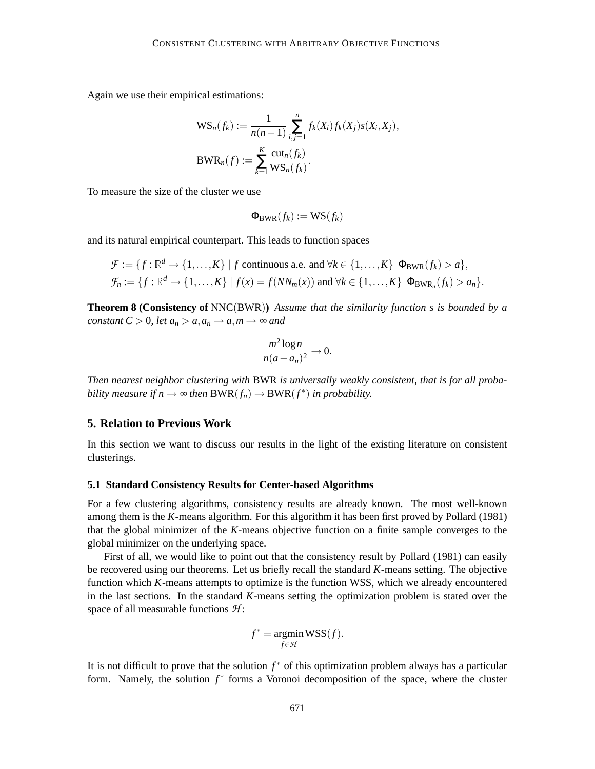Again we use their empirical estimations:

$$\mathrm{WS}_n(f_k) := \frac{1}{n(n-1)} \sum_{i,j=1}^{n} f_k(X_i) f_k(X_j) s(X_i, X_j),$$

$$\mathrm{BWR}_n(f) := \sum_{k=1}^{K} \frac{\mathrm{cut}_n(f_k)}{\mathrm{WS}_n(f_k)}.$$

To measure the size of the cluster we use

$$\Phi_{\mathrm{BWR}}(f_k) := \mathrm{WS}(f_k)$$

and its natural empirical counterpart. This leads to function spaces

$$\mathcal{F} := \{ f : \mathbb{R}^d \to \{1, \ldots, K\} \mid f \text{ continuous a.e. and } \forall k \in \{1, \ldots, K\} \;\; \Phi_{\mathrm{BWR}}(f_k) > a \},$$
$$\mathcal{F}_n := \{ f : \mathbb{R}^d \to \{1, \ldots, K\} \mid f(x) = f(NN_m(x)) \text{ and } \forall k \in \{1, \ldots, K\} \;\; \Phi_{\mathrm{BWR}_n}(f_k) > a_n \}.$$

**Theorem 8 (Consistency of** NNC(BWR)**)** *Assume that the similarity function $s$ is bounded by a constant $C > 0$, let $a_n > a, a_n \to a, m \to \infty$ and*

$$\frac{m^2 \log n}{n(a - a_n)^2} \to 0.$$

*Then nearest neighbor clustering with* BWR *is universally weakly consistent, that is for all probability measure if $n \to \infty$ then $\mathrm{BWR}(f_n) \to \mathrm{BWR}(f^*)$ in probability.*

## 5. Relation to Previous Work

In this section we want to discuss our results in the light of the existing literature on consistent clusterings.

### 5.1 Standard Consistency Results for Center-based Algorithms

For a few clustering algorithms, consistency results are already known. The most well-known among them is the *K*-means algorithm. For this algorithm it has been first proved by Pollard (1981) that the global minimizer of the *K*-means objective function on a finite sample converges to the global minimizer on the underlying space.

First of all, we would like to point out that the consistency result by Pollard (1981) can easily be recovered using our theorems. Let us briefly recall the standard *K*-means setting. The objective function which *K*-means attempts to optimize is the function WSS, which we already encountered in the last sections. In the standard *K*-means setting the optimization problem is stated over the space of all measurable functions $\mathcal{H}$:

$$f^* = \operatorname*{argmin}_{f \in \mathcal{H}} \mathrm{WSS}(f).$$

It is not difficult to prove that the solution $f^*$ of this optimization problem always has a particular form. Namely, the solution $f^*$ forms a Voronoi decomposition of the space, where the cluster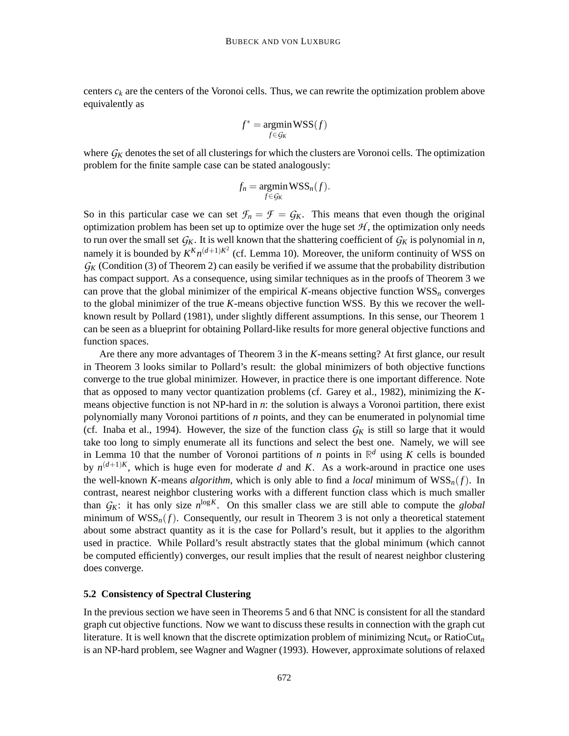centers $c_k$ are the centers of the Voronoi cells. Thus, we can rewrite the optimization problem above equivalently as

$$f^* = \operatorname*{argmin}_{f \in \mathcal{G}_K} \text{WSS}(f)$$

where $\mathcal{G}_K$ denotes the set of all clusterings for which the clusters are Voronoi cells. The optimization problem for the finite sample case can be stated analogously:

$$f_n = \operatorname*{argmin}_{f \in \mathcal{G}_K} \text{WSS}_n(f).$$

So in this particular case we can set $\mathcal{F}_n = \mathcal{F} = \mathcal{G}_K$. This means that even though the original optimization problem has been set up to optimize over the huge set $\mathcal{H}$, the optimization only needs to run over the small set $\mathcal{G}_K$. It is well known that the shattering coefficient of $\mathcal{G}_K$ is polynomial in $n$, namely it is bounded by $K^K n^{(d+1)K^2}$ (cf. Lemma 10). Moreover, the uniform continuity of WSS on $\mathcal{G}_K$ (Condition (3) of Theorem 2) can easily be verified if we assume that the probability distribution has compact support. As a consequence, using similar techniques as in the proofs of Theorem 3 we can prove that the global minimizer of the empirical $K$-means objective function $\text{WSS}_n$ converges to the global minimizer of the true $K$-means objective function WSS. By this we recover the well-known result by Pollard (1981), under slightly different assumptions. In this sense, our Theorem 1 can be seen as a blueprint for obtaining Pollard-like results for more general objective functions and function spaces.

Are there any more advantages of Theorem 3 in the $K$-means setting? At first glance, our result in Theorem 3 looks similar to Pollard's result: the global minimizers of both objective functions converge to the true global minimizer. However, in practice there is one important difference. Note that as opposed to many vector quantization problems (cf. Garey et al., 1982), minimizing the $K$-means objective function is not NP-hard in $n$: the solution is always a Voronoi partition, there exist polynomially many Voronoi partitions of $n$ points, and they can be enumerated in polynomial time (cf. Inaba et al., 1994). However, the size of the function class $\mathcal{G}_K$ is still so large that it would take too long to simply enumerate all its functions and select the best one. Namely, we will see in Lemma 10 that the number of Voronoi partitions of $n$ points in $\mathbb{R}^d$ using $K$ cells is bounded by $n^{(d+1)K}$, which is huge even for moderate $d$ and $K$. As a work-around in practice one uses the well-known $K$-means *algorithm*, which is only able to find a *local* minimum of $\text{WSS}_n(f)$. In contrast, nearest neighbor clustering works with a different function class which is much smaller than $\mathcal{G}_K$: it has only size $n^{\log K}$. On this smaller class we are still able to compute the *global* minimum of $\text{WSS}_n(f)$. Consequently, our result in Theorem 3 is not only a theoretical statement about some abstract quantity as it is the case for Pollard's result, but it applies to the algorithm used in practice. While Pollard's result abstractly states that the global minimum (which cannot be computed efficiently) converges, our result implies that the result of nearest neighbor clustering does converge.

### 5.2 Consistency of Spectral Clustering

In the previous section we have seen in Theorems 5 and 6 that NNC is consistent for all the standard graph cut objective functions. Now we want to discuss these results in connection with the graph cut literature. It is well known that the discrete optimization problem of minimizing $\text{Ncut}_n$ or $\text{RatioCut}_n$ is an NP-hard problem, see Wagner and Wagner (1993). However, approximate solutions of relaxed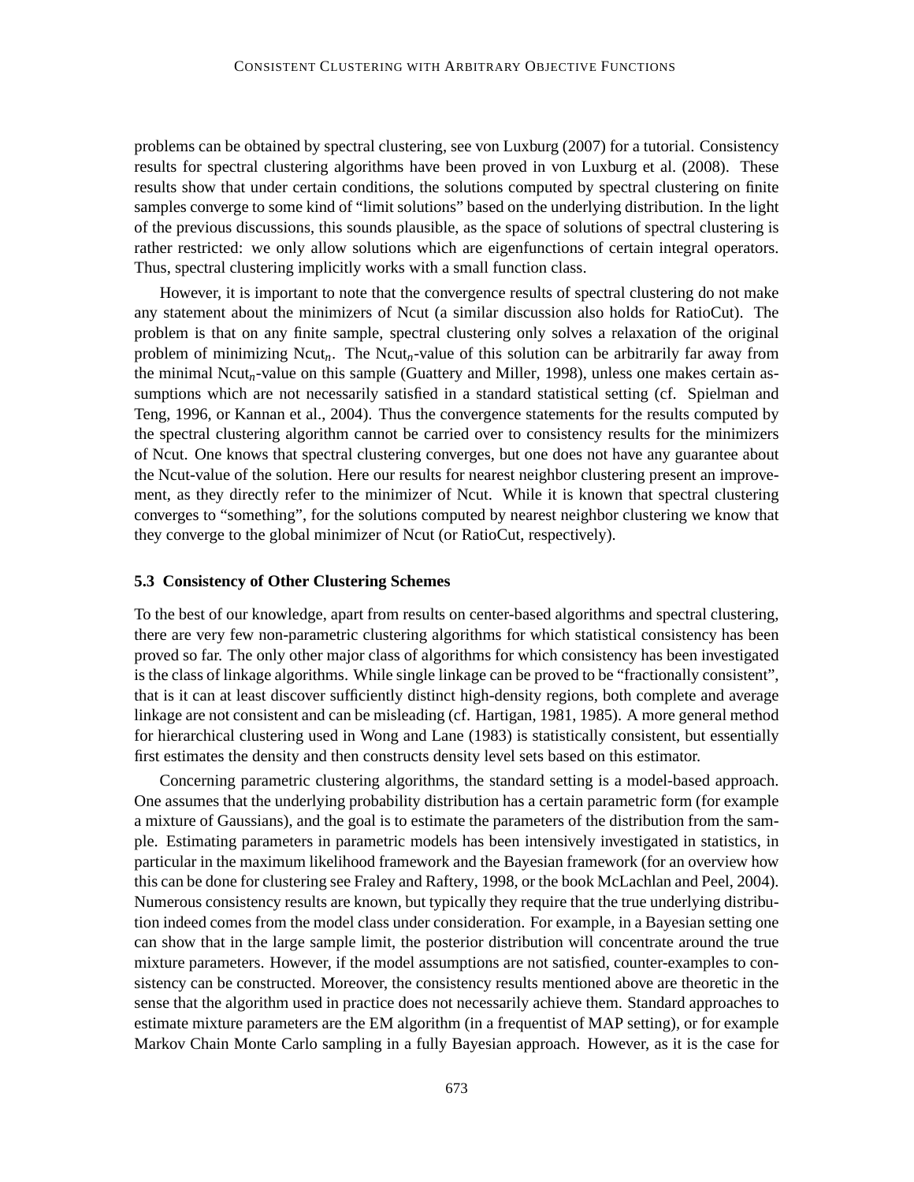problems can be obtained by spectral clustering, see von Luxburg (2007) for a tutorial. Consistency results for spectral clustering algorithms have been proved in von Luxburg et al. (2008). These results show that under certain conditions, the solutions computed by spectral clustering on finite samples converge to some kind of "limit solutions" based on the underlying distribution. In the light of the previous discussions, this sounds plausible, as the space of solutions of spectral clustering is rather restricted: we only allow solutions which are eigenfunctions of certain integral operators. Thus, spectral clustering implicitly works with a small function class.

However, it is important to note that the convergence results of spectral clustering do not make any statement about the minimizers of Ncut (a similar discussion also holds for RatioCut). The problem is that on any finite sample, spectral clustering only solves a relaxation of the original problem of minimizing $\text{Ncut}_n$. The $\text{Ncut}_n$-value of this solution can be arbitrarily far away from the minimal $\text{Ncut}_n$-value on this sample (Guattery and Miller, 1998), unless one makes certain assumptions which are not necessarily satisfied in a standard statistical setting (cf. Spielman and Teng, 1996, or Kannan et al., 2004). Thus the convergence statements for the results computed by the spectral clustering algorithm cannot be carried over to consistency results for the minimizers of Ncut. One knows that spectral clustering converges, but one does not have any guarantee about the Ncut-value of the solution. Here our results for nearest neighbor clustering present an improvement, as they directly refer to the minimizer of Ncut. While it is known that spectral clustering converges to "something", for the solutions computed by nearest neighbor clustering we know that they converge to the global minimizer of Ncut (or RatioCut, respectively).

### 5.3 Consistency of Other Clustering Schemes

To the best of our knowledge, apart from results on center-based algorithms and spectral clustering, there are very few non-parametric clustering algorithms for which statistical consistency has been proved so far. The only other major class of algorithms for which consistency has been investigated is the class of linkage algorithms. While single linkage can be proved to be "fractionally consistent", that is it can at least discover sufficiently distinct high-density regions, both complete and average linkage are not consistent and can be misleading (cf. Hartigan, 1981, 1985). A more general method for hierarchical clustering used in Wong and Lane (1983) is statistically consistent, but essentially first estimates the density and then constructs density level sets based on this estimator.

Concerning parametric clustering algorithms, the standard setting is a model-based approach. One assumes that the underlying probability distribution has a certain parametric form (for example a mixture of Gaussians), and the goal is to estimate the parameters of the distribution from the sample. Estimating parameters in parametric models has been intensively investigated in statistics, in particular in the maximum likelihood framework and the Bayesian framework (for an overview how this can be done for clustering see Fraley and Raftery, 1998, or the book McLachlan and Peel, 2004). Numerous consistency results are known, but typically they require that the true underlying distribution indeed comes from the model class under consideration. For example, in a Bayesian setting one can show that in the large sample limit, the posterior distribution will concentrate around the true mixture parameters. However, if the model assumptions are not satisfied, counter-examples to consistency can be constructed. Moreover, the consistency results mentioned above are theoretic in the sense that the algorithm used in practice does not necessarily achieve them. Standard approaches to estimate mixture parameters are the EM algorithm (in a frequentist of MAP setting), or for example Markov Chain Monte Carlo sampling in a fully Bayesian approach. However, as it is the case for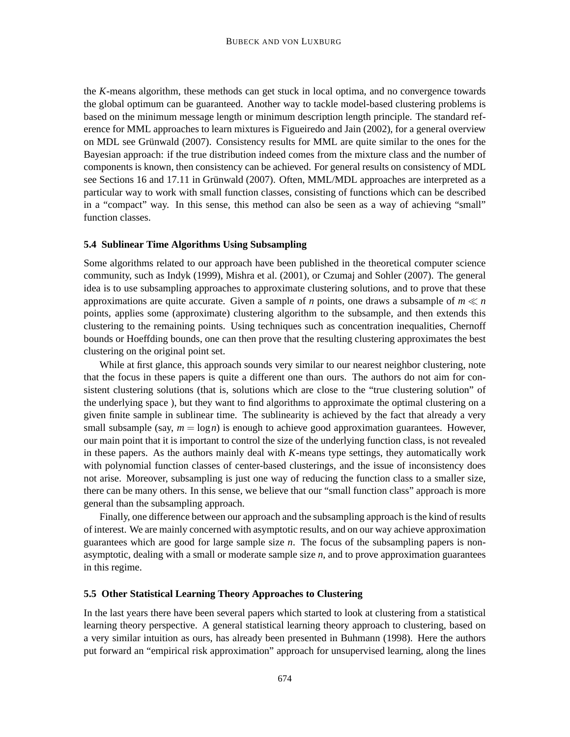the $K$-means algorithm, these methods can get stuck in local optima, and no convergence towards the global optimum can be guaranteed. Another way to tackle model-based clustering problems is based on the minimum message length or minimum description length principle. The standard reference for MML approaches to learn mixtures is Figueiredo and Jain (2002), for a general overview on MDL see Grünwald (2007). Consistency results for MML are quite similar to the ones for the Bayesian approach: if the true distribution indeed comes from the mixture class and the number of components is known, then consistency can be achieved. For general results on consistency of MDL see Sections 16 and 17.11 in Grünwald (2007). Often, MML/MDL approaches are interpreted as a particular way to work with small function classes, consisting of functions which can be described in a "compact" way. In this sense, this method can also be seen as a way of achieving "small" function classes.

### 5.4 Sublinear Time Algorithms Using Subsampling

Some algorithms related to our approach have been published in the theoretical computer science community, such as Indyk (1999), Mishra et al. (2001), or Czumaj and Sohler (2007). The general idea is to use subsampling approaches to approximate clustering solutions, and to prove that these approximations are quite accurate. Given a sample of $n$ points, one draws a subsample of $m \ll n$ points, applies some (approximate) clustering algorithm to the subsample, and then extends this clustering to the remaining points. Using techniques such as concentration inequalities, Chernoff bounds or Hoeffding bounds, one can then prove that the resulting clustering approximates the best clustering on the original point set.

While at first glance, this approach sounds very similar to our nearest neighbor clustering, note that the focus in these papers is quite a different one than ours. The authors do not aim for consistent clustering solutions (that is, solutions which are close to the "true clustering solution" of the underlying space ), but they want to find algorithms to approximate the optimal clustering on a given finite sample in sublinear time. The sublinearity is achieved by the fact that already a very small subsample (say, $m = \log n$) is enough to achieve good approximation guarantees. However, our main point that it is important to control the size of the underlying function class, is not revealed in these papers. As the authors mainly deal with $K$-means type settings, they automatically work with polynomial function classes of center-based clusterings, and the issue of inconsistency does not arise. Moreover, subsampling is just one way of reducing the function class to a smaller size, there can be many others. In this sense, we believe that our "small function class" approach is more general than the subsampling approach.

Finally, one difference between our approach and the subsampling approach is the kind of results of interest. We are mainly concerned with asymptotic results, and on our way achieve approximation guarantees which are good for large sample size $n$. The focus of the subsampling papers is non-asymptotic, dealing with a small or moderate sample size $n$, and to prove approximation guarantees in this regime.

### 5.5 Other Statistical Learning Theory Approaches to Clustering

In the last years there have been several papers which started to look at clustering from a statistical learning theory perspective. A general statistical learning theory approach to clustering, based on a very similar intuition as ours, has already been presented in Buhmann (1998). Here the authors put forward an "empirical risk approximation" approach for unsupervised learning, along the lines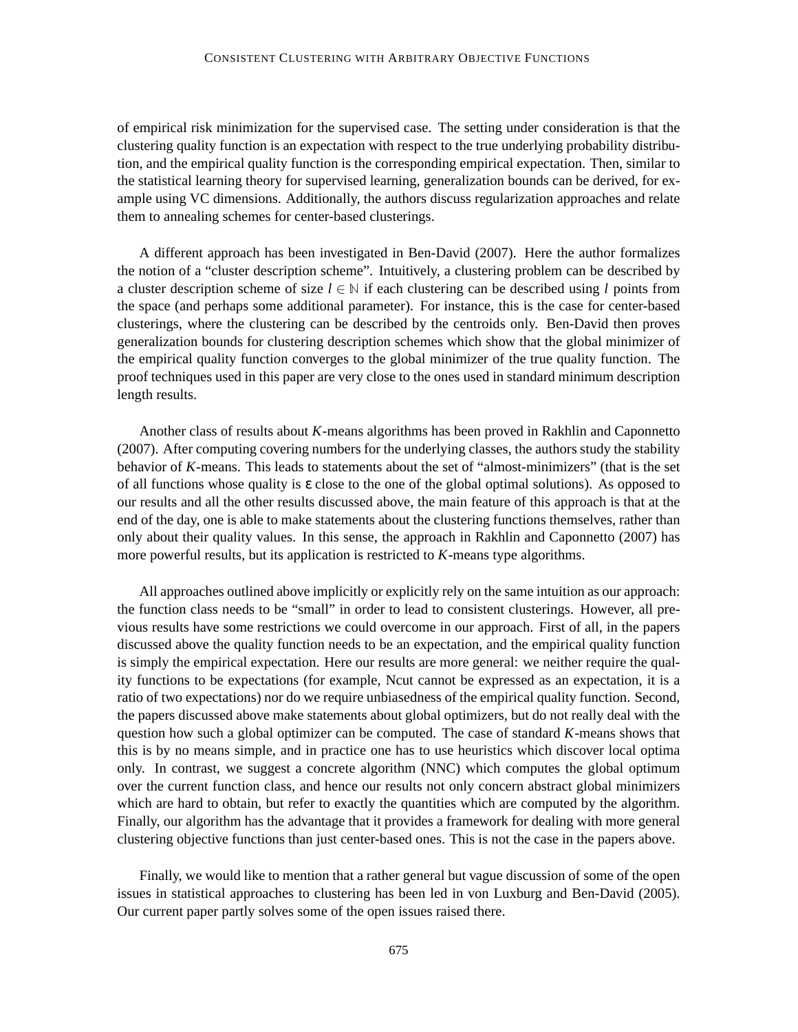of empirical risk minimization for the supervised case. The setting under consideration is that the clustering quality function is an expectation with respect to the true underlying probability distribution, and the empirical quality function is the corresponding empirical expectation. Then, similar to the statistical learning theory for supervised learning, generalization bounds can be derived, for example using VC dimensions. Additionally, the authors discuss regularization approaches and relate them to annealing schemes for center-based clusterings.

A different approach has been investigated in Ben-David (2007). Here the author formalizes the notion of a "cluster description scheme". Intuitively, a clustering problem can be described by a cluster description scheme of size $l \in \mathbb{N}$ if each clustering can be described using $l$ points from the space (and perhaps some additional parameter). For instance, this is the case for center-based clusterings, where the clustering can be described by the centroids only. Ben-David then proves generalization bounds for clustering description schemes which show that the global minimizer of the empirical quality function converges to the global minimizer of the true quality function. The proof techniques used in this paper are very close to the ones used in standard minimum description length results.

Another class of results about $K$-means algorithms has been proved in Rakhlin and Caponnetto (2007). After computing covering numbers for the underlying classes, the authors study the stability behavior of $K$-means. This leads to statements about the set of "almost-minimizers" (that is the set of all functions whose quality is $\varepsilon$ close to the one of the global optimal solutions). As opposed to our results and all the other results discussed above, the main feature of this approach is that at the end of the day, one is able to make statements about the clustering functions themselves, rather than only about their quality values. In this sense, the approach in Rakhlin and Caponnetto (2007) has more powerful results, but its application is restricted to $K$-means type algorithms.

All approaches outlined above implicitly or explicitly rely on the same intuition as our approach: the function class needs to be "small" in order to lead to consistent clusterings. However, all previous results have some restrictions we could overcome in our approach. First of all, in the papers discussed above the quality function needs to be an expectation, and the empirical quality function is simply the empirical expectation. Here our results are more general: we neither require the quality functions to be expectations (for example, Ncut cannot be expressed as an expectation, it is a ratio of two expectations) nor do we require unbiasedness of the empirical quality function. Second, the papers discussed above make statements about global optimizers, but do not really deal with the question how such a global optimizer can be computed. The case of standard $K$-means shows that this is by no means simple, and in practice one has to use heuristics which discover local optima only. In contrast, we suggest a concrete algorithm (NNC) which computes the global optimum over the current function class, and hence our results not only concern abstract global minimizers which are hard to obtain, but refer to exactly the quantities which are computed by the algorithm. Finally, our algorithm has the advantage that it provides a framework for dealing with more general clustering objective functions than just center-based ones. This is not the case in the papers above.

Finally, we would like to mention that a rather general but vague discussion of some of the open issues in statistical approaches to clustering has been led in von Luxburg and Ben-David (2005). Our current paper partly solves some of the open issues raised there.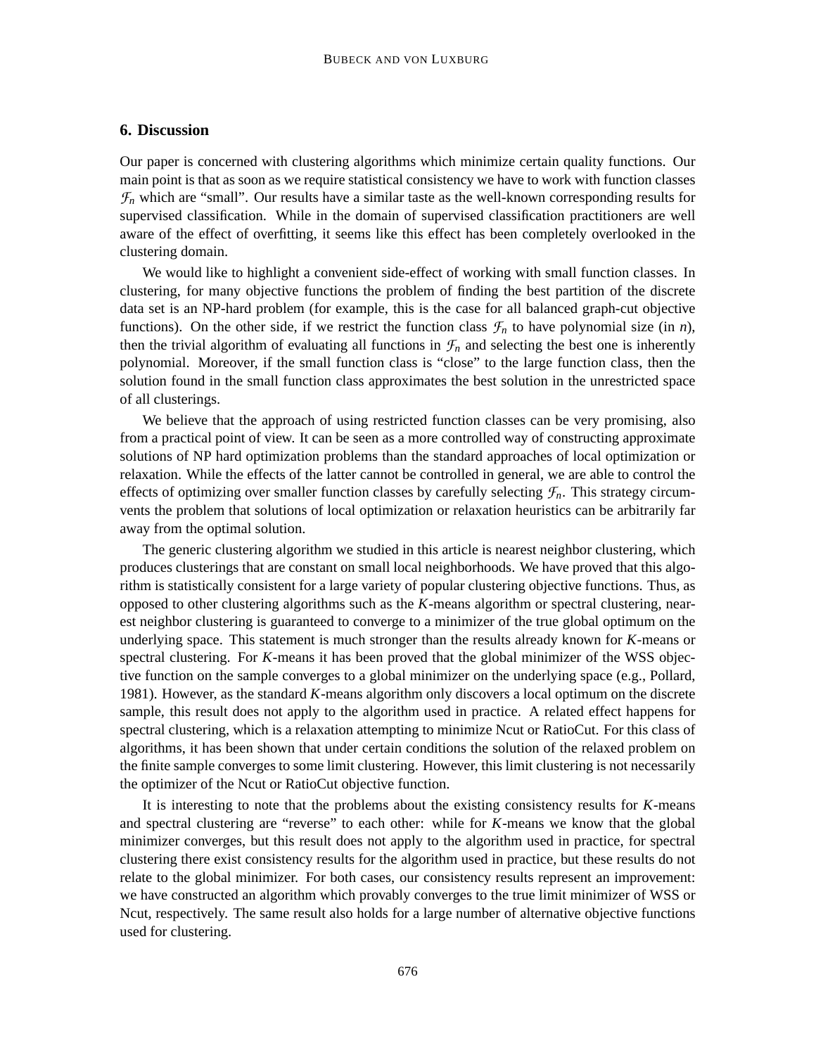## 6. Discussion

Our paper is concerned with clustering algorithms which minimize certain quality functions. Our main point is that as soon as we require statistical consistency we have to work with function classes $\mathcal{F}_n$ which are "small". Our results have a similar taste as the well-known corresponding results for supervised classification. While in the domain of supervised classification practitioners are well aware of the effect of overfitting, it seems like this effect has been completely overlooked in the clustering domain.

We would like to highlight a convenient side-effect of working with small function classes. In clustering, for many objective functions the problem of finding the best partition of the discrete data set is an NP-hard problem (for example, this is the case for all balanced graph-cut objective functions). On the other side, if we restrict the function class $\mathcal{F}_n$ to have polynomial size (in $n$), then the trivial algorithm of evaluating all functions in $\mathcal{F}_n$ and selecting the best one is inherently polynomial. Moreover, if the small function class is "close" to the large function class, then the solution found in the small function class approximates the best solution in the unrestricted space of all clusterings.

We believe that the approach of using restricted function classes can be very promising, also from a practical point of view. It can be seen as a more controlled way of constructing approximate solutions of NP hard optimization problems than the standard approaches of local optimization or relaxation. While the effects of the latter cannot be controlled in general, we are able to control the effects of optimizing over smaller function classes by carefully selecting $\mathcal{F}_n$. This strategy circumvents the problem that solutions of local optimization or relaxation heuristics can be arbitrarily far away from the optimal solution.

The generic clustering algorithm we studied in this article is nearest neighbor clustering, which produces clusterings that are constant on small local neighborhoods. We have proved that this algorithm is statistically consistent for a large variety of popular clustering objective functions. Thus, as opposed to other clustering algorithms such as the $K$-means algorithm or spectral clustering, nearest neighbor clustering is guaranteed to converge to a minimizer of the true global optimum on the underlying space. This statement is much stronger than the results already known for $K$-means or spectral clustering. For $K$-means it has been proved that the global minimizer of the WSS objective function on the sample converges to a global minimizer on the underlying space (e.g., Pollard, 1981). However, as the standard $K$-means algorithm only discovers a local optimum on the discrete sample, this result does not apply to the algorithm used in practice. A related effect happens for spectral clustering, which is a relaxation attempting to minimize Ncut or RatioCut. For this class of algorithms, it has been shown that under certain conditions the solution of the relaxed problem on the finite sample converges to some limit clustering. However, this limit clustering is not necessarily the optimizer of the Ncut or RatioCut objective function.

It is interesting to note that the problems about the existing consistency results for $K$-means and spectral clustering are "reverse" to each other: while for $K$-means we know that the global minimizer converges, but this result does not apply to the algorithm used in practice, for spectral clustering there exist consistency results for the algorithm used in practice, but these results do not relate to the global minimizer. For both cases, our consistency results represent an improvement: we have constructed an algorithm which provably converges to the true limit minimizer of WSS or Ncut, respectively. The same result also holds for a large number of alternative objective functions used for clustering.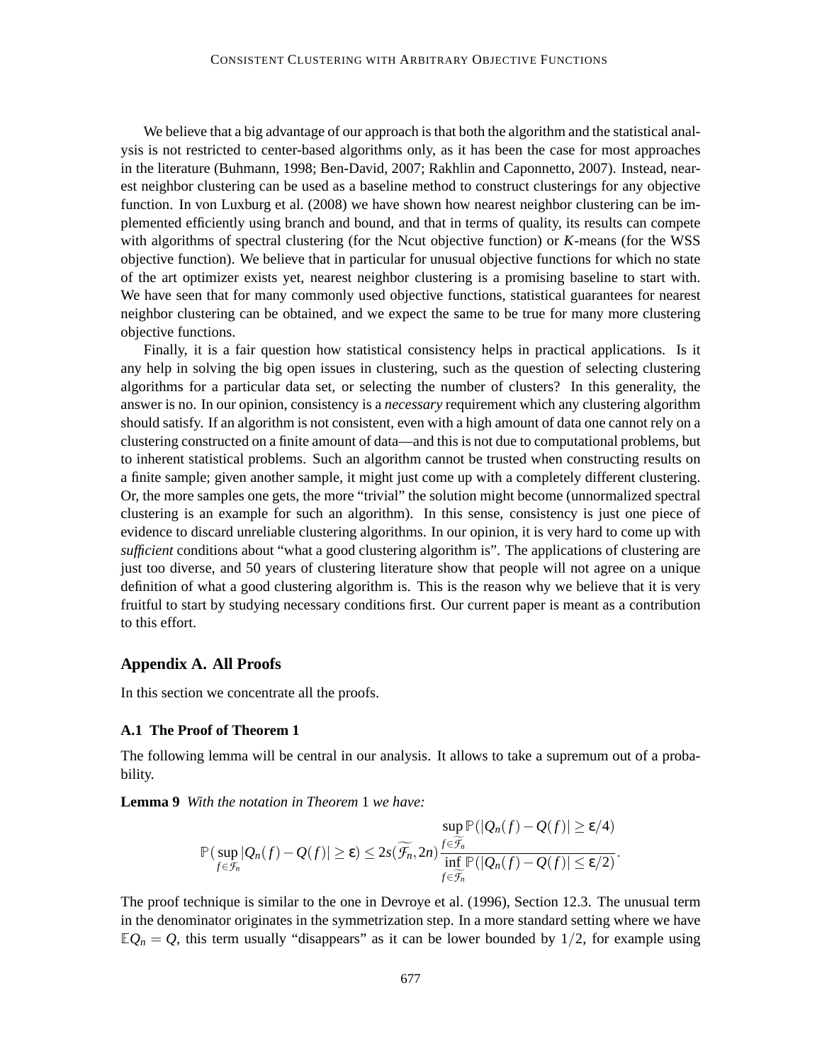We believe that a big advantage of our approach is that both the algorithm and the statistical analysis is not restricted to center-based algorithms only, as it has been the case for most approaches in the literature (Buhmann, 1998; Ben-David, 2007; Rakhlin and Caponnetto, 2007). Instead, nearest neighbor clustering can be used as a baseline method to construct clusterings for any objective function. In von Luxburg et al. (2008) we have shown how nearest neighbor clustering can be implemented efficiently using branch and bound, and that in terms of quality, its results can compete with algorithms of spectral clustering (for the Ncut objective function) or $K$-means (for the WSS objective function). We believe that in particular for unusual objective functions for which no state of the art optimizer exists yet, nearest neighbor clustering is a promising baseline to start with. We have seen that for many commonly used objective functions, statistical guarantees for nearest neighbor clustering can be obtained, and we expect the same to be true for many more clustering objective functions.

Finally, it is a fair question how statistical consistency helps in practical applications. Is it any help in solving the big open issues in clustering, such as the question of selecting clustering algorithms for a particular data set, or selecting the number of clusters? In this generality, the answer is no. In our opinion, consistency is a *necessary* requirement which any clustering algorithm should satisfy. If an algorithm is not consistent, even with a high amount of data one cannot rely on a clustering constructed on a finite amount of data—and this is not due to computational problems, but to inherent statistical problems. Such an algorithm cannot be trusted when constructing results on a finite sample; given another sample, it might just come up with a completely different clustering. Or, the more samples one gets, the more "trivial" the solution might become (unnormalized spectral clustering is an example for such an algorithm). In this sense, consistency is just one piece of evidence to discard unreliable clustering algorithms. In our opinion, it is very hard to come up with *sufficient* conditions about "what a good clustering algorithm is". The applications of clustering are just too diverse, and 50 years of clustering literature show that people will not agree on a unique definition of what a good clustering algorithm is. This is the reason why we believe that it is very fruitful to start by studying necessary conditions first. Our current paper is meant as a contribution to this effort.

## Appendix A. All Proofs

In this section we concentrate all the proofs.

### A.1 The Proof of Theorem 1

The following lemma will be central in our analysis. It allows to take a supremum out of a probability.

**Lemma 9** *With the notation in Theorem* 1 *we have:*

$$\mathbb{P}(\sup_{f \in \mathcal{F}_n} |Q_n(f) - Q(f)| \geq \varepsilon) \leq 2s(\widetilde{\mathcal{F}_n}, 2n) \frac{\sup_{f \in \widetilde{\mathcal{F}_n}} \mathbb{P}(|Q_n(f) - Q(f)| \geq \varepsilon/4)}{\inf_{f \in \widetilde{\mathcal{F}_n}} \mathbb{P}(|Q_n(f) - Q(f)| \leq \varepsilon/2)}.$$

The proof technique is similar to the one in Devroye et al. (1996), Section 12.3. The unusual term in the denominator originates in the symmetrization step. In a more standard setting where we have $\mathbb{E}Q_n = Q$, this term usually "disappears" as it can be lower bounded by $1/2$, for example using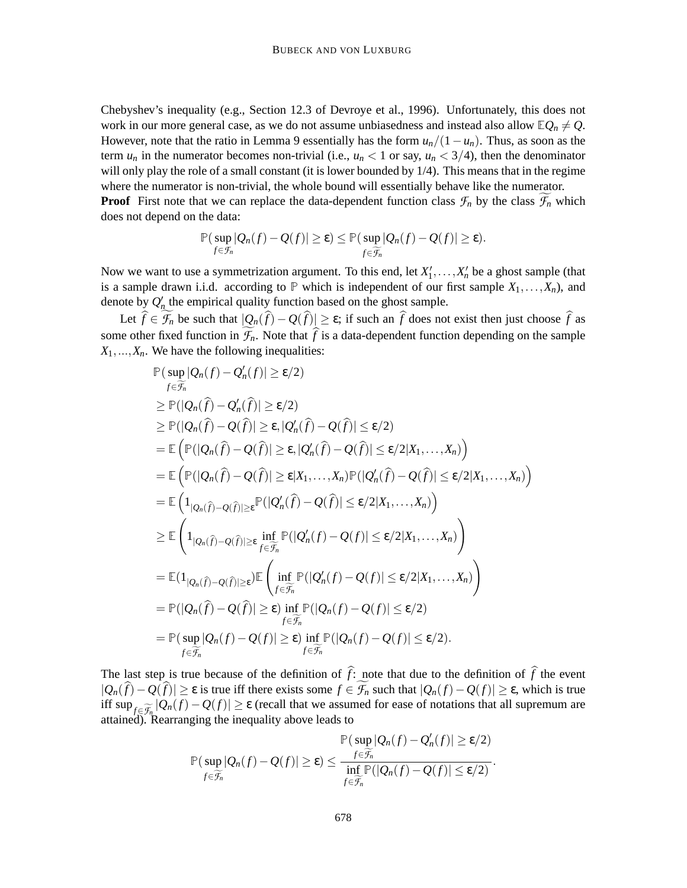Chebyshev's inequality (e.g., Section 12.3 of Devroye et al., 1996). Unfortunately, this does not work in our more general case, as we do not assume unbiasedness and instead also allow $\mathbb{E}Q_n \neq Q$. However, note that the ratio in Lemma 9 essentially has the form $u_n/(1-u_n)$. Thus, as soon as the term $u_n$ in the numerator becomes non-trivial (i.e., $u_n < 1$ or say, $u_n < 3/4$), then the denominator will only play the role of a small constant (it is lower bounded by 1/4). This means that in the regime where the numerator is non-trivial, the whole bound will essentially behave like the numerator.

**Proof** First note that we can replace the data-dependent function class $\mathcal{F}_n$ by the class $\widetilde{\mathcal{F}_n}$ which does not depend on the data:

$$\mathbb{P}(\sup_{f \in \mathcal{F}_n} |Q_n(f) - Q(f)| \geq \varepsilon) \leq \mathbb{P}(\sup_{f \in \widetilde{\mathcal{F}_n}} |Q_n(f) - Q(f)| \geq \varepsilon).$$

Now we want to use a symmetrization argument. To this end, let $X_1', \ldots, X_n'$ be a ghost sample (that is a sample drawn i.i.d. according to $\mathbb{P}$ which is independent of our first sample $X_1, \ldots, X_n$), and denote by $Q_n'$ the empirical quality function based on the ghost sample.

Let $\widehat{f} \in \widetilde{\mathcal{F}_n}$ be such that $|Q_n(\widehat{f}) - Q(\widehat{f})| \geq \varepsilon$; if such an $\widehat{f}$ does not exist then just choose $\widehat{f}$ as some other fixed function in $\widetilde{\mathcal{F}_n}$. Note that $\widehat{f}$ is a data-dependent function depending on the sample $X_1, \ldots, X_n$. We have the following inequalities:

$$\begin{aligned}
&\mathbb{P}(\sup_{f \in \widetilde{\mathcal{F}_n}} |Q_n(f) - Q_n'(f)| \geq \varepsilon/2) \\
&\geq \mathbb{P}(|Q_n(\widehat{f}) - Q_n'(\widehat{f})| \geq \varepsilon/2) \\
&\geq \mathbb{P}(|Q_n(\widehat{f}) - Q(\widehat{f})| \geq \varepsilon, |Q_n'(\widehat{f}) - Q(\widehat{f})| \leq \varepsilon/2) \\
&= \mathbb{E}\left(\mathbb{P}(|Q_n(\widehat{f}) - Q(\widehat{f})| \geq \varepsilon, |Q_n'(\widehat{f}) - Q(\widehat{f})| \leq \varepsilon/2 | X_1, \ldots, X_n)\right) \\
&= \mathbb{E}\left(\mathbb{P}(|Q_n(\widehat{f}) - Q(\widehat{f})| \geq \varepsilon | X_1, \ldots, X_n)\mathbb{P}(|Q_n'(\widehat{f}) - Q(\widehat{f})| \leq \varepsilon/2 | X_1, \ldots, X_n)\right) \\
&= \mathbb{E}\left(1_{|Q_n(\widehat{f}) - Q(\widehat{f})| \geq \varepsilon}\mathbb{P}(|Q_n'(\widehat{f}) - Q(\widehat{f})| \leq \varepsilon/2 | X_1, \ldots, X_n)\right) \\
&\geq \mathbb{E}\left(1_{|Q_n(\widehat{f}) - Q(\widehat{f})| \geq \varepsilon} \inf_{f \in \widetilde{\mathcal{F}_n}} \mathbb{P}(|Q_n'(f) - Q(f)| \leq \varepsilon/2 | X_1, \ldots, X_n)\right) \\
&= \mathbb{E}(1_{|Q_n(\widehat{f}) - Q(\widehat{f})| \geq \varepsilon})\mathbb{E}\left(\inf_{f \in \widetilde{\mathcal{F}_n}} \mathbb{P}(|Q_n'(f) - Q(f)| \leq \varepsilon/2 | X_1, \ldots, X_n)\right) \\
&= \mathbb{P}(|Q_n(\widehat{f}) - Q(\widehat{f})| \geq \varepsilon) \inf_{f \in \widetilde{\mathcal{F}_n}} \mathbb{P}(|Q_n(f) - Q(f)| \leq \varepsilon/2) \\
&= \mathbb{P}(\sup_{f \in \widetilde{\mathcal{F}_n}} |Q_n(f) - Q(f)| \geq \varepsilon) \inf_{f \in \widetilde{\mathcal{F}_n}} \mathbb{P}(|Q_n(f) - Q(f)| \leq \varepsilon/2).
\end{aligned}$$

The last step is true because of the definition of $\widehat{f}$: note that due to the definition of $\widehat{f}$ the event $|Q_n(\widehat{f}) - Q(\widehat{f})| \geq \varepsilon$ is true iff there exists some $f \in \widetilde{\mathcal{F}_n}$ such that $|Q_n(f) - Q(f)| \geq \varepsilon$, which is true iff $\sup_{f \in \widetilde{\mathcal{F}_n}} |Q_n(f) - Q(f)| \geq \varepsilon$ (recall that we assumed for ease of notations that all supremum are attained). Rearranging the inequality above leads to

$$\mathbb{P}(\sup_{f \in \widetilde{\mathcal{F}_n}} |Q_n(f) - Q(f)| \geq \varepsilon) \leq \frac{\mathbb{P}(\sup_{f \in \widetilde{\mathcal{F}_n}} |Q_n(f) - Q_n'(f)| \geq \varepsilon/2)}{\inf_{f \in \widetilde{\mathcal{F}_n}} \mathbb{P}(|Q_n(f) - Q(f)| \leq \varepsilon/2)}.$$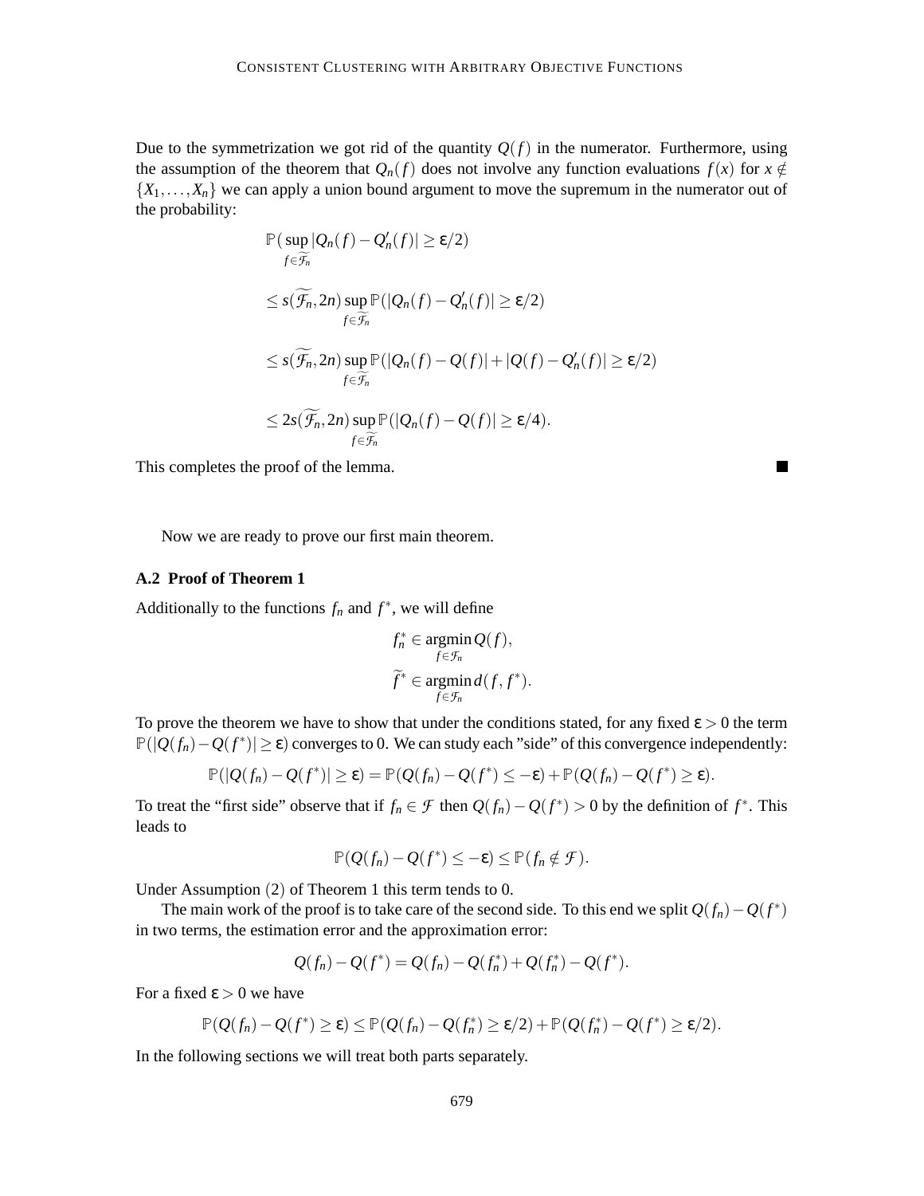Due to the symmetrization we got rid of the quantity $Q(f)$ in the numerator. Furthermore, using the assumption of the theorem that $Q_n(f)$ does not involve any function evaluations $f(x)$ for $x \notin \{X_1, \ldots, X_n\}$ we can apply a union bound argument to move the supremum in the numerator out of the probability:

$$
\begin{aligned}
&\mathbb{P}(\sup_{f \in \widetilde{\mathcal{F}_n}} |Q_n(f) - Q_n'(f)| \geq \varepsilon/2) \\
&\leq s(\widetilde{\mathcal{F}_n}, 2n) \sup_{f \in \widetilde{\mathcal{F}_n}} \mathbb{P}(|Q_n(f) - Q_n'(f)| \geq \varepsilon/2) \\
&\leq s(\widetilde{\mathcal{F}_n}, 2n) \sup_{f \in \widetilde{\mathcal{F}_n}} \mathbb{P}(|Q_n(f) - Q(f)| + |Q(f) - Q_n'(f)| \geq \varepsilon/2) \\
&\leq 2s(\widetilde{\mathcal{F}_n}, 2n) \sup_{f \in \widetilde{\mathcal{F}_n}} \mathbb{P}(|Q_n(f) - Q(f)| \geq \varepsilon/4).
\end{aligned}
$$

This completes the proof of the lemma. ∎

Now we are ready to prove our first main theorem.

### A.2 Proof of Theorem 1

Additionally to the functions $f_n$ and $f^*$, we will define

$$
\begin{aligned}
f_n^* &\in \operatorname*{argmin}_{f \in \mathcal{F}_n} Q(f), \\
\widetilde{f}^* &\in \operatorname*{argmin}_{f \in \mathcal{F}_n} d(f, f^*).
\end{aligned}
$$

To prove the theorem we have to show that under the conditions stated, for any fixed $\varepsilon > 0$ the term $\mathbb{P}(|Q(f_n) - Q(f^*)| \geq \varepsilon)$ converges to 0. We can study each "side" of this convergence independently:

$$
\mathbb{P}(|Q(f_n) - Q(f^*)| \geq \varepsilon) = \mathbb{P}(Q(f_n) - Q(f^*) \leq -\varepsilon) + \mathbb{P}(Q(f_n) - Q(f^*) \geq \varepsilon).
$$

To treat the "first side" observe that if $f_n \in \mathcal{F}$ then $Q(f_n) - Q(f^*) > 0$ by the definition of $f^*$. This leads to

$$
\mathbb{P}(Q(f_n) - Q(f^*) \leq -\varepsilon) \leq \mathbb{P}(f_n \notin \mathcal{F}).
$$

Under Assumption (2) of Theorem 1 this term tends to 0.

The main work of the proof is to take care of the second side. To this end we split $Q(f_n) - Q(f^*)$ in two terms, the estimation error and the approximation error:

$$
Q(f_n) - Q(f^*) = Q(f_n) - Q(f_n^*) + Q(f_n^*) - Q(f^*).
$$

For a fixed $\varepsilon > 0$ we have

$$
\mathbb{P}(Q(f_n) - Q(f^*) \geq \varepsilon) \leq \mathbb{P}(Q(f_n) - Q(f_n^*) \geq \varepsilon/2) + \mathbb{P}(Q(f_n^*) - Q(f^*) \geq \varepsilon/2).
$$

In the following sections we will treat both parts separately.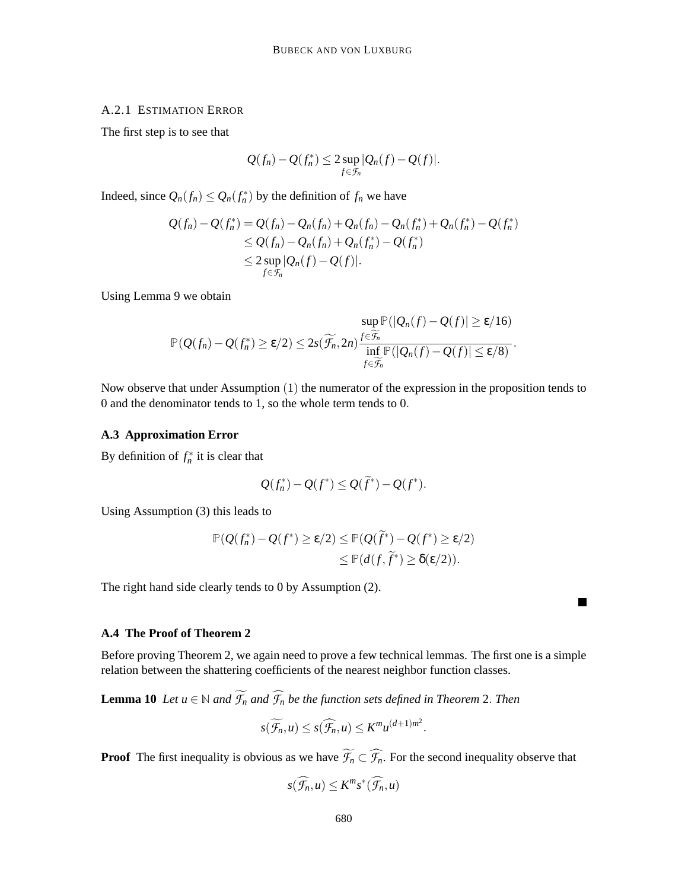#### A.2.1 Estimation Error

The first step is to see that

$$Q(f_n) - Q(f_n^*) \le 2 \sup_{f \in \mathcal{F}_n} |Q_n(f) - Q(f)|.$$

Indeed, since $Q_n(f_n) \le Q_n(f_n^*)$ by the definition of $f_n$ we have

$$\begin{aligned}
Q(f_n) - Q(f_n^*) &= Q(f_n) - Q_n(f_n) + Q_n(f_n) - Q_n(f_n^*) + Q_n(f_n^*) - Q(f_n^*) \\
&\le Q(f_n) - Q_n(f_n) + Q_n(f_n^*) - Q(f_n^*) \\
&\le 2 \sup_{f \in \mathcal{F}_n} |Q_n(f) - Q(f)|.
\end{aligned}$$

Using Lemma 9 we obtain

$$\mathbb{P}(Q(f_n) - Q(f_n^*) \ge \varepsilon/2) \le 2s(\widetilde{\mathcal{F}_n}, 2n) \frac{\sup_{f \in \widetilde{\mathcal{F}_n}} \mathbb{P}(|Q_n(f) - Q(f)| \ge \varepsilon/16)}{\inf_{f \in \widetilde{\mathcal{F}_n}} \mathbb{P}(|Q_n(f) - Q(f)| \le \varepsilon/8)}.$$

Now observe that under Assumption (1) the numerator of the expression in the proposition tends to 0 and the denominator tends to 1, so the whole term tends to 0.

### A.3 Approximation Error

By definition of $f_n^*$ it is clear that

$$Q(f_n^*) - Q(f^*) \le Q(\widetilde{f}^*) - Q(f^*).$$

Using Assumption (3) this leads to

$$\begin{aligned}
\mathbb{P}(Q(f_n^*) - Q(f^*) \ge \varepsilon/2) &\le \mathbb{P}(Q(\widetilde{f}^*) - Q(f^*) \ge \varepsilon/2) \\
&\le \mathbb{P}(d(f, \widetilde{f}^*) \ge \delta(\varepsilon/2)).
\end{aligned}$$

The right hand side clearly tends to 0 by Assumption (2). ■

### A.4 The Proof of Theorem 2

Before proving Theorem 2, we again need to prove a few technical lemmas. The first one is a simple relation between the shattering coefficients of the nearest neighbor function classes.

**Lemma 10** *Let $u \in \mathbb{N}$ and $\widetilde{\mathcal{F}_n}$ and $\widehat{\mathcal{F}_n}$ be the function sets defined in Theorem 2. Then*

$$s(\widetilde{\mathcal{F}_n}, u) \le s(\widehat{\mathcal{F}_n}, u) \le K^m u^{(d+1)m^2}.$$

**Proof** The first inequality is obvious as we have $\widetilde{\mathcal{F}_n} \subset \widehat{\mathcal{F}_n}$. For the second inequality observe that

$$s(\widehat{\mathcal{F}_n}, u) \le K^m s^*(\widehat{\mathcal{F}_n}, u)$$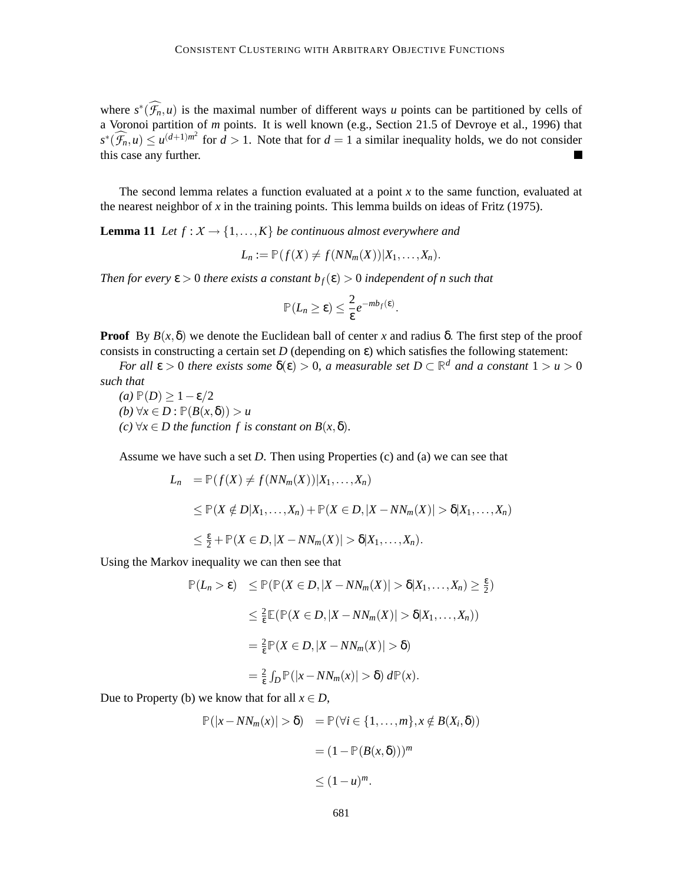where $s^*(\widehat{\mathcal{F}_n}, u)$ is the maximal number of different ways $u$ points can be partitioned by cells of a Voronoi partition of $m$ points. It is well known (e.g., Section 21.5 of Devroye et al., 1996) that $s^*(\widehat{\mathcal{F}_n}, u) \leq u^{(d+1)m^2}$ for $d > 1$. Note that for $d = 1$ a similar inequality holds, we do not consider this case any further. ■

The second lemma relates a function evaluated at a point $x$ to the same function, evaluated at the nearest neighbor of $x$ in the training points. This lemma builds on ideas of Fritz (1975).

**Lemma 11** *Let $f : \mathcal{X} \to \{1, \ldots, K\}$ be continuous almost everywhere and*

$$L_n := \mathbb{P}(f(X) \neq f(NN_m(X)) | X_1, \ldots, X_n).$$

*Then for every $\varepsilon > 0$ there exists a constant $b_f(\varepsilon) > 0$ independent of $n$ such that*

$$\mathbb{P}(L_n \geq \varepsilon) \leq \frac{2}{\varepsilon} e^{-m b_f(\varepsilon)}.$$

**Proof** By $B(x, \delta)$ we denote the Euclidean ball of center $x$ and radius $\delta$. The first step of the proof consists in constructing a certain set $D$ (depending on $\varepsilon$) which satisfies the following statement:

*For all $\varepsilon > 0$ there exists some $\delta(\varepsilon) > 0$, a measurable set $D \subset \mathbb{R}^d$ and a constant $1 > u > 0$ such that*

*(a) $\mathbb{P}(D) \geq 1 - \varepsilon/2$*

*(b) $\forall x \in D : \mathbb{P}(B(x, \delta)) > u$*

*(c) $\forall x \in D$ the function $f$ is constant on $B(x, \delta)$.*

Assume we have such a set $D$. Then using Properties (c) and (a) we can see that

$$\begin{aligned}
L_n &= \mathbb{P}(f(X) \neq f(NN_m(X)) | X_1, \ldots, X_n) \\
&\leq \mathbb{P}(X \notin D | X_1, \ldots, X_n) + \mathbb{P}(X \in D, |X - NN_m(X)| > \delta | X_1, \ldots, X_n) \\
&\leq \tfrac{\varepsilon}{2} + \mathbb{P}(X \in D, |X - NN_m(X)| > \delta | X_1, \ldots, X_n).
\end{aligned}$$

Using the Markov inequality we can then see that

$$\begin{aligned}
\mathbb{P}(L_n > \varepsilon) &\leq \mathbb{P}(\mathbb{P}(X \in D, |X - NN_m(X)| > \delta | X_1, \ldots, X_n) \geq \tfrac{\varepsilon}{2}) \\
&\leq \tfrac{2}{\varepsilon} \mathbb{E}(\mathbb{P}(X \in D, |X - NN_m(X)| > \delta | X_1, \ldots, X_n)) \\
&= \tfrac{2}{\varepsilon} \mathbb{P}(X \in D, |X - NN_m(X)| > \delta) \\
&= \tfrac{2}{\varepsilon} \int_D \mathbb{P}(|x - NN_m(x)| > \delta) \, d\mathbb{P}(x).
\end{aligned}$$

Due to Property (b) we know that for all $x \in D$,

$$\begin{aligned}
\mathbb{P}(|x - NN_m(x)| > \delta) &= \mathbb{P}(\forall i \in \{1, \ldots, m\}, x \notin B(X_i, \delta)) \\
&= (1 - \mathbb{P}(B(x, \delta)))^m \\
&\leq (1 - u)^m.
\end{aligned}$$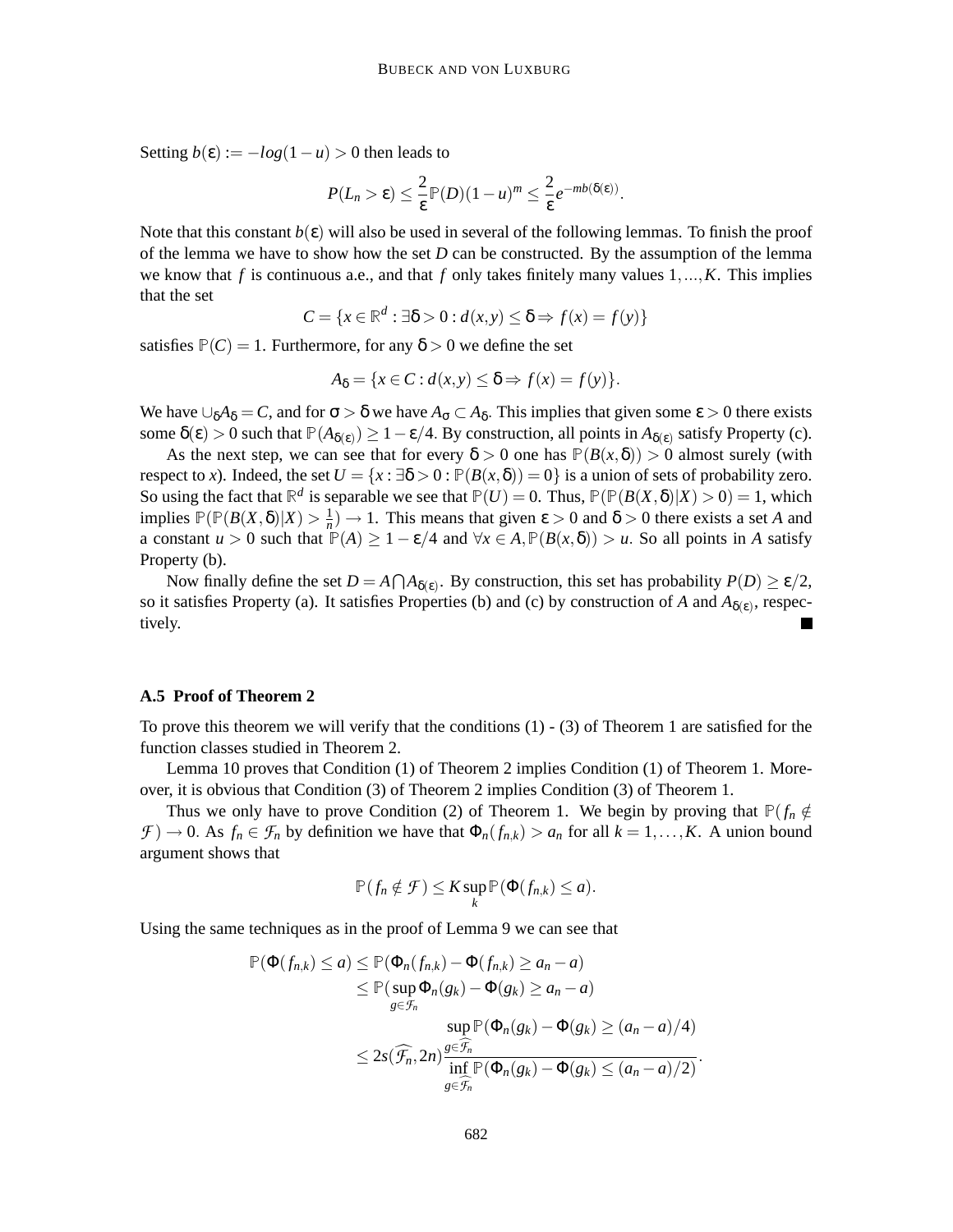Setting $b(\varepsilon) := -log(1-u) > 0$ then leads to

$$P(L_n > \varepsilon) \leq \frac{2}{\varepsilon}\mathbb{P}(D)(1-u)^m \leq \frac{2}{\varepsilon}e^{-mb(\delta(\varepsilon))}.$$

Note that this constant $b(\varepsilon)$ will also be used in several of the following lemmas. To finish the proof of the lemma we have to show how the set $D$ can be constructed. By the assumption of the lemma we know that $f$ is continuous a.e., and that $f$ only takes finitely many values $1,...,K$. This implies that the set

$$C = \{x \in \mathbb{R}^d : \exists \delta > 0 : d(x,y) \leq \delta \Rightarrow f(x) = f(y)\}$$

satisfies $\mathbb{P}(C) = 1$. Furthermore, for any $\delta > 0$ we define the set

$$A_\delta = \{x \in C : d(x,y) \leq \delta \Rightarrow f(x) = f(y)\}.$$

We have $\cup_\delta A_\delta = C$, and for $\sigma > \delta$ we have $A_\sigma \subset A_\delta$. This implies that given some $\varepsilon > 0$ there exists some $\delta(\varepsilon) > 0$ such that $\mathbb{P}(A_{\delta(\varepsilon)}) \geq 1 - \varepsilon/4$. By construction, all points in $A_{\delta(\varepsilon)}$ satisfy Property (c).

As the next step, we can see that for every $\delta > 0$ one has $\mathbb{P}(B(x,\delta)) > 0$ almost surely (with respect to $x$). Indeed, the set $U = \{x : \exists \delta > 0 : \mathbb{P}(B(x,\delta)) = 0\}$ is a union of sets of probability zero. So using the fact that $\mathbb{R}^d$ is separable we see that $\mathbb{P}(U) = 0$. Thus, $\mathbb{P}(\mathbb{P}(B(X,\delta)|X) > 0) = 1$, which implies $\mathbb{P}(\mathbb{P}(B(X,\delta)|X) > \frac{1}{n}) \to 1$. This means that given $\varepsilon > 0$ and $\delta > 0$ there exists a set $A$ and a constant $u > 0$ such that $\mathbb{P}(A) \geq 1 - \varepsilon/4$ and $\forall x \in A, \mathbb{P}(B(x,\delta)) > u$. So all points in $A$ satisfy Property (b).

Now finally define the set $D = A \bigcap A_{\delta(\varepsilon)}$. By construction, this set has probability $P(D) \geq \varepsilon/2$, so it satisfies Property (a). It satisfies Properties (b) and (c) by construction of $A$ and $A_{\delta(\varepsilon)}$, respectively. ∎

### A.5 Proof of Theorem 2

To prove this theorem we will verify that the conditions (1) - (3) of Theorem 1 are satisfied for the function classes studied in Theorem 2.

Lemma 10 proves that Condition (1) of Theorem 2 implies Condition (1) of Theorem 1. Moreover, it is obvious that Condition (3) of Theorem 2 implies Condition (3) of Theorem 1.

Thus we only have to prove Condition (2) of Theorem 1. We begin by proving that $\mathbb{P}(f_n \notin \mathcal{F}) \to 0$. As $f_n \in \mathcal{F}_n$ by definition we have that $\Phi_n(f_{n,k}) > a_n$ for all $k = 1,\ldots,K$. A union bound argument shows that

$$\mathbb{P}(f_n \notin \mathcal{F}) \leq K \sup_k \mathbb{P}(\Phi(f_{n,k}) \leq a).$$

Using the same techniques as in the proof of Lemma 9 we can see that

$$\begin{aligned}
\mathbb{P}(\Phi(f_{n,k}) \leq a) &\leq \mathbb{P}(\Phi_n(f_{n,k}) - \Phi(f_{n,k}) \geq a_n - a) \\
&\leq \mathbb{P}(\sup_{g \in \mathcal{F}_n} \Phi_n(g_k) - \Phi(g_k) \geq a_n - a) \\
&\leq 2s(\widehat{\mathcal{F}_n}, 2n) \frac{\sup_{g \in \widehat{\mathcal{F}_n}} \mathbb{P}(\Phi_n(g_k) - \Phi(g_k) \geq (a_n - a)/4)}{\inf_{g \in \widehat{\mathcal{F}_n}} \mathbb{P}(\Phi_n(g_k) - \Phi(g_k) \leq (a_n - a)/2)}.
\end{aligned}$$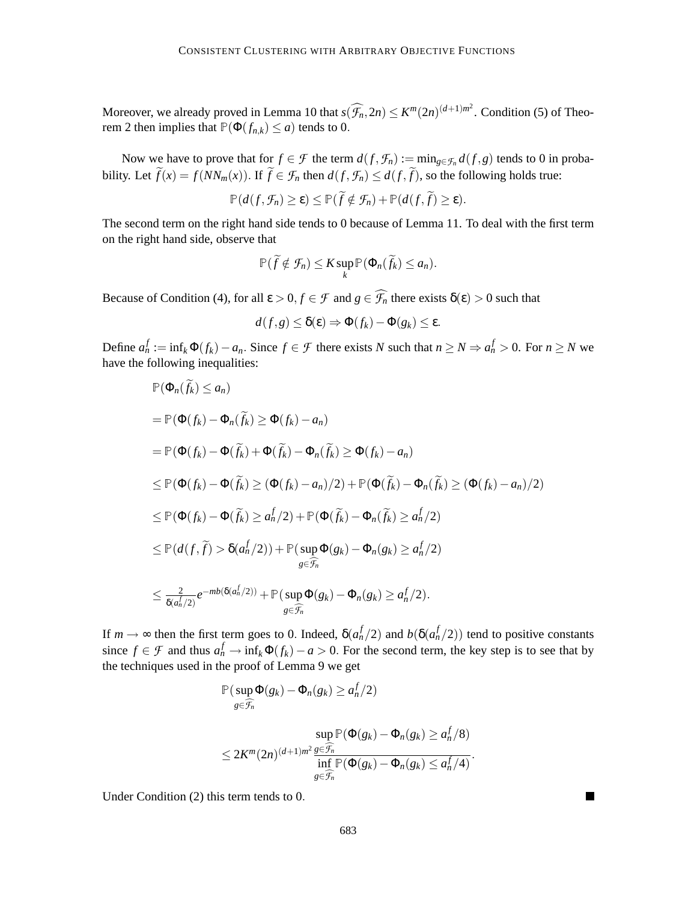Moreover, we already proved in Lemma 10 that $s(\widehat{\mathcal{F}_n}, 2n) \leq K^m (2n)^{(d+1)m^2}$. Condition (5) of Theorem 2 then implies that $\mathbb{P}(\Phi(f_{n,k}) \leq a)$ tends to 0.

Now we have to prove that for $f \in \mathcal{F}$ the term $d(f, \mathcal{F}_n) := \min_{g \in \mathcal{F}_n} d(f,g)$ tends to 0 in probability. Let $\widetilde{f}(x) = f(NN_m(x))$. If $\widetilde{f} \in \mathcal{F}_n$ then $d(f, \mathcal{F}_n) \leq d(f, \widetilde{f})$, so the following holds true:

$$\mathbb{P}(d(f, \mathcal{F}_n) \geq \varepsilon) \leq \mathbb{P}(\widetilde{f} \notin \mathcal{F}_n) + \mathbb{P}(d(f, \widetilde{f}) \geq \varepsilon).$$

The second term on the right hand side tends to 0 because of Lemma 11. To deal with the first term on the right hand side, observe that

$$\mathbb{P}(\widetilde{f} \notin \mathcal{F}_n) \leq K \sup_k \mathbb{P}(\Phi_n(\widetilde{f}_k) \leq a_n).$$

Because of Condition (4), for all $\varepsilon > 0, f \in \mathcal{F}$ and $g \in \widehat{\mathcal{F}_n}$ there exists $\delta(\varepsilon) > 0$ such that

$$d(f,g) \leq \delta(\varepsilon) \Rightarrow \Phi(f_k) - \Phi(g_k) \leq \varepsilon.$$

Define $a_n^f := \inf_k \Phi(f_k) - a_n$. Since $f \in \mathcal{F}$ there exists $N$ such that $n \geq N \Rightarrow a_n^f > 0$. For $n \geq N$ we have the following inequalities:

$$\begin{aligned}
&\mathbb{P}(\Phi_n(\widetilde{f}_k) \leq a_n) \\
&= \mathbb{P}(\Phi(f_k) - \Phi_n(\widetilde{f}_k) \geq \Phi(f_k) - a_n) \\
&= \mathbb{P}(\Phi(f_k) - \Phi(\widetilde{f}_k) + \Phi(\widetilde{f}_k) - \Phi_n(\widetilde{f}_k) \geq \Phi(f_k) - a_n) \\
&\leq \mathbb{P}(\Phi(f_k) - \Phi(\widetilde{f}_k) \geq (\Phi(f_k) - a_n)/2) + \mathbb{P}(\Phi(\widetilde{f}_k) - \Phi_n(\widetilde{f}_k) \geq (\Phi(f_k) - a_n)/2) \\
&\leq \mathbb{P}(\Phi(f_k) - \Phi(\widetilde{f}_k) \geq a_n^f/2) + \mathbb{P}(\Phi(\widetilde{f}_k) - \Phi_n(\widetilde{f}_k) \geq a_n^f/2) \\
&\leq \mathbb{P}(d(f, \widetilde{f}) > \delta(a_n^f/2)) + \mathbb{P}(\sup_{g \in \widehat{\mathcal{F}_n}} \Phi(g_k) - \Phi_n(g_k) \geq a_n^f/2) \\
&\leq \tfrac{2}{\delta(a_n^f/2)} e^{-mb(\delta(a_n^f/2))} + \mathbb{P}(\sup_{g \in \widehat{\mathcal{F}_n}} \Phi(g_k) - \Phi_n(g_k) \geq a_n^f/2).
\end{aligned}$$

If $m \to \infty$ then the first term goes to 0. Indeed, $\delta(a_n^f/2)$ and $b(\delta(a_n^f/2))$ tend to positive constants since $f \in \mathcal{F}$ and thus $a_n^f \to \inf_k \Phi(f_k) - a > 0$. For the second term, the key step is to see that by the techniques used in the proof of Lemma 9 we get

$$\begin{aligned}
&\mathbb{P}(\sup_{g \in \widehat{\mathcal{F}_n}} \Phi(g_k) - \Phi_n(g_k) \geq a_n^f/2) \\
&\leq 2K^m (2n)^{(d+1)m^2} \frac{\sup_{g \in \widehat{\mathcal{F}_n}} \mathbb{P}(\Phi(g_k) - \Phi_n(g_k) \geq a_n^f/8)}{\inf_{g \in \widehat{\mathcal{F}_n}} \mathbb{P}(\Phi(g_k) - \Phi_n(g_k) \leq a_n^f/4)}.
\end{aligned}$$

Under Condition (2) this term tends to 0. ■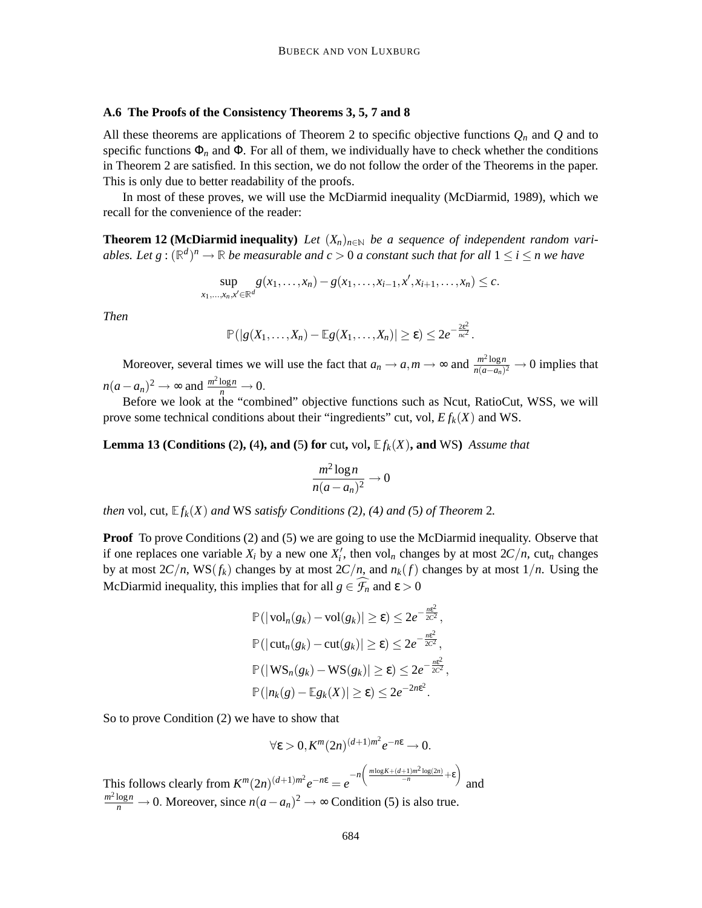### A.6 The Proofs of the Consistency Theorems 3, 5, 7 and 8

All these theorems are applications of Theorem 2 to specific objective functions $Q_n$ and $Q$ and to specific functions $\Phi_n$ and $\Phi$. For all of them, we individually have to check whether the conditions in Theorem 2 are satisfied. In this section, we do not follow the order of the Theorems in the paper. This is only due to better readability of the proofs.

In most of these proves, we will use the McDiarmid inequality (McDiarmid, 1989), which we recall for the convenience of the reader:

**Theorem 12 (McDiarmid inequality)** *Let $(X_n)_{n\in\mathbb{N}}$ be a sequence of independent random variables. Let $g : (\mathbb{R}^d)^n \to \mathbb{R}$ be measurable and $c > 0$ a constant such that for all $1 \leq i \leq n$ we have*

$$\sup_{x_1,\ldots,x_n,x'\in\mathbb{R}^d} g(x_1,\ldots,x_n) - g(x_1,\ldots,x_{i-1},x',x_{i+1},\ldots,x_n) \leq c.$$

*Then*

$$\mathbb{P}(|g(X_1,\ldots,X_n) - \mathbb{E}g(X_1,\ldots,X_n)| \geq \varepsilon) \leq 2e^{-\frac{2\varepsilon^2}{nc^2}}.$$

Moreover, several times we will use the fact that $a_n \to a, m \to \infty$ and $\frac{m^2 \log n}{n(a-a_n)^2} \to 0$ implies that $n(a-a_n)^2 \to \infty$ and $\frac{m^2 \log n}{n} \to 0$.

Before we look at the "combined" objective functions such as Ncut, RatioCut, WSS, we will prove some technical conditions about their "ingredients" cut, vol, $E\, f_k(X)$ and WS.

**Lemma 13 (Conditions (2), (4), and (5) for cut, vol, $\mathbb{E}\, f_k(X)$, and WS)** *Assume that*

$$\frac{m^2 \log n}{n(a-a_n)^2} \to 0$$

*then* vol, cut, $\mathbb{E}\, f_k(X)$ *and* WS *satisfy Conditions (2), (4) and (5) of Theorem 2.*

**Proof** To prove Conditions (2) and (5) we are going to use the McDiarmid inequality. Observe that if one replaces one variable $X_i$ by a new one $X_i'$, then $\mathrm{vol}_n$ changes by at most $2C/n$, $\mathrm{cut}_n$ changes by at most $2C/n$, $\mathrm{WS}(f_k)$ changes by at most $2C/n$, and $n_k(f)$ changes by at most $1/n$. Using the McDiarmid inequality, this implies that for all $g \in \widehat{\mathcal{F}_n}$ and $\varepsilon > 0$

$$\mathbb{P}(|\,\mathrm{vol}_n(g_k) - \mathrm{vol}(g_k)| \geq \varepsilon) \leq 2e^{-\frac{n\varepsilon^2}{2C^2}},$$
$$\mathbb{P}(|\,\mathrm{cut}_n(g_k) - \mathrm{cut}(g_k)| \geq \varepsilon) \leq 2e^{-\frac{n\varepsilon^2}{2C^2}},$$
$$\mathbb{P}(|\,\mathrm{WS}_n(g_k) - \mathrm{WS}(g_k)| \geq \varepsilon) \leq 2e^{-\frac{n\varepsilon^2}{2C^2}},$$
$$\mathbb{P}(|n_k(g) - \mathbb{E}g_k(X)| \geq \varepsilon) \leq 2e^{-2n\varepsilon^2}.$$

So to prove Condition (2) we have to show that

$$\forall \varepsilon > 0, K^m(2n)^{(d+1)m^2} e^{-n\varepsilon} \to 0.$$

This follows clearly from $K^m(2n)^{(d+1)m^2} e^{-n\varepsilon} = e^{-n\left(\frac{m\log K + (d+1)m^2 \log(2n)}{-n} + \varepsilon\right)}$ and $\frac{m^2 \log n}{n} \to 0$. Moreover, since $n(a-a_n)^2 \to \infty$ Condition (5) is also true.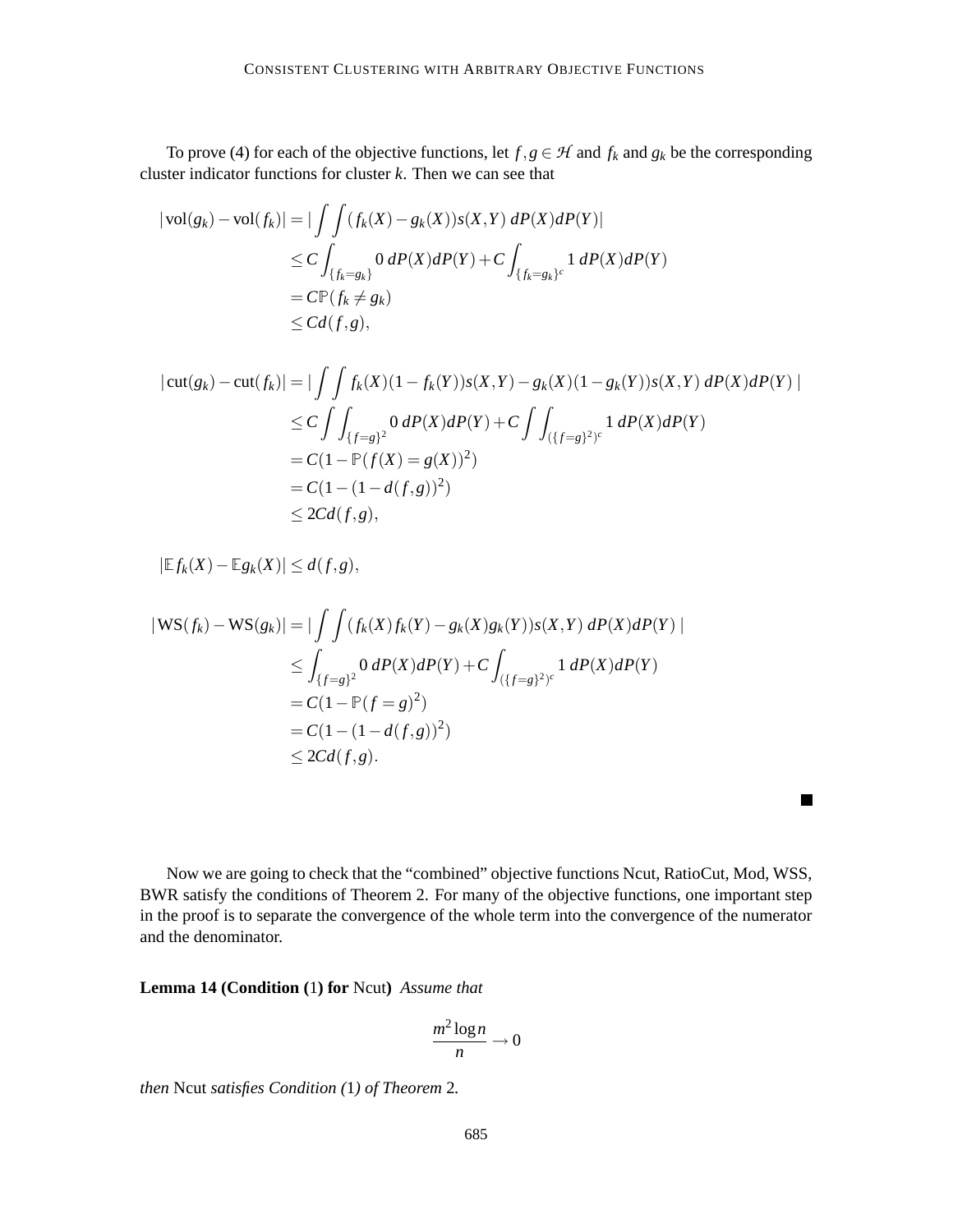To prove (4) for each of the objective functions, let $f, g \in \mathcal{H}$ and $f_k$ and $g_k$ be the corresponding cluster indicator functions for cluster $k$. Then we can see that

$$
\begin{aligned}
|\operatorname{vol}(g_k) - \operatorname{vol}(f_k)| &= |\int\int (f_k(X) - g_k(X)) s(X,Y)\, dP(X)dP(Y)| \\
&\leq C \int_{\{f_k = g_k\}} 0 \, dP(X)dP(Y) + C \int_{\{f_k = g_k\}^c} 1 \, dP(X)dP(Y) \\
&= C\mathbb{P}(f_k \neq g_k) \\
&\leq C d(f,g),
\end{aligned}
$$

$$
\begin{aligned}
|\operatorname{cut}(g_k) - \operatorname{cut}(f_k)| &= |\int\int f_k(X)(1-f_k(Y))s(X,Y) - g_k(X)(1-g_k(Y))s(X,Y)\, dP(X)dP(Y)\,| \\
&\leq C \int\int_{\{f=g\}^2} 0 \, dP(X)dP(Y) + C \int\int_{(\{f=g\}^2)^c} 1 \, dP(X)dP(Y) \\
&= C(1 - \mathbb{P}(f(X) = g(X))^2) \\
&= C(1 - (1 - d(f,g))^2) \\
&\leq 2C d(f,g),
\end{aligned}
$$

$$
|\mathbb{E} f_k(X) - \mathbb{E} g_k(X)| \leq d(f,g),
$$

$$
\begin{aligned}
|\operatorname{WS}(f_k) - \operatorname{WS}(g_k)| &= |\int\int (f_k(X)f_k(Y) - g_k(X)g_k(Y))s(X,Y)\, dP(X)dP(Y)\,| \\
&\leq \int_{\{f=g\}^2} 0 \, dP(X)dP(Y) + C \int_{(\{f=g\}^2)^c} 1 \, dP(X)dP(Y) \\
&= C(1 - \mathbb{P}(f = g)^2) \\
&= C(1 - (1 - d(f,g))^2) \\
&\leq 2C d(f,g).
\end{aligned}
$$

■

Now we are going to check that the "combined" objective functions Ncut, RatioCut, Mod, WSS, BWR satisfy the conditions of Theorem 2. For many of the objective functions, one important step in the proof is to separate the convergence of the whole term into the convergence of the numerator and the denominator.

**Lemma 14 (Condition (1) for Ncut)** *Assume that*

$$
\frac{m^2 \log n}{n} \to 0
$$

*then* Ncut *satisfies Condition (1) of Theorem 2.*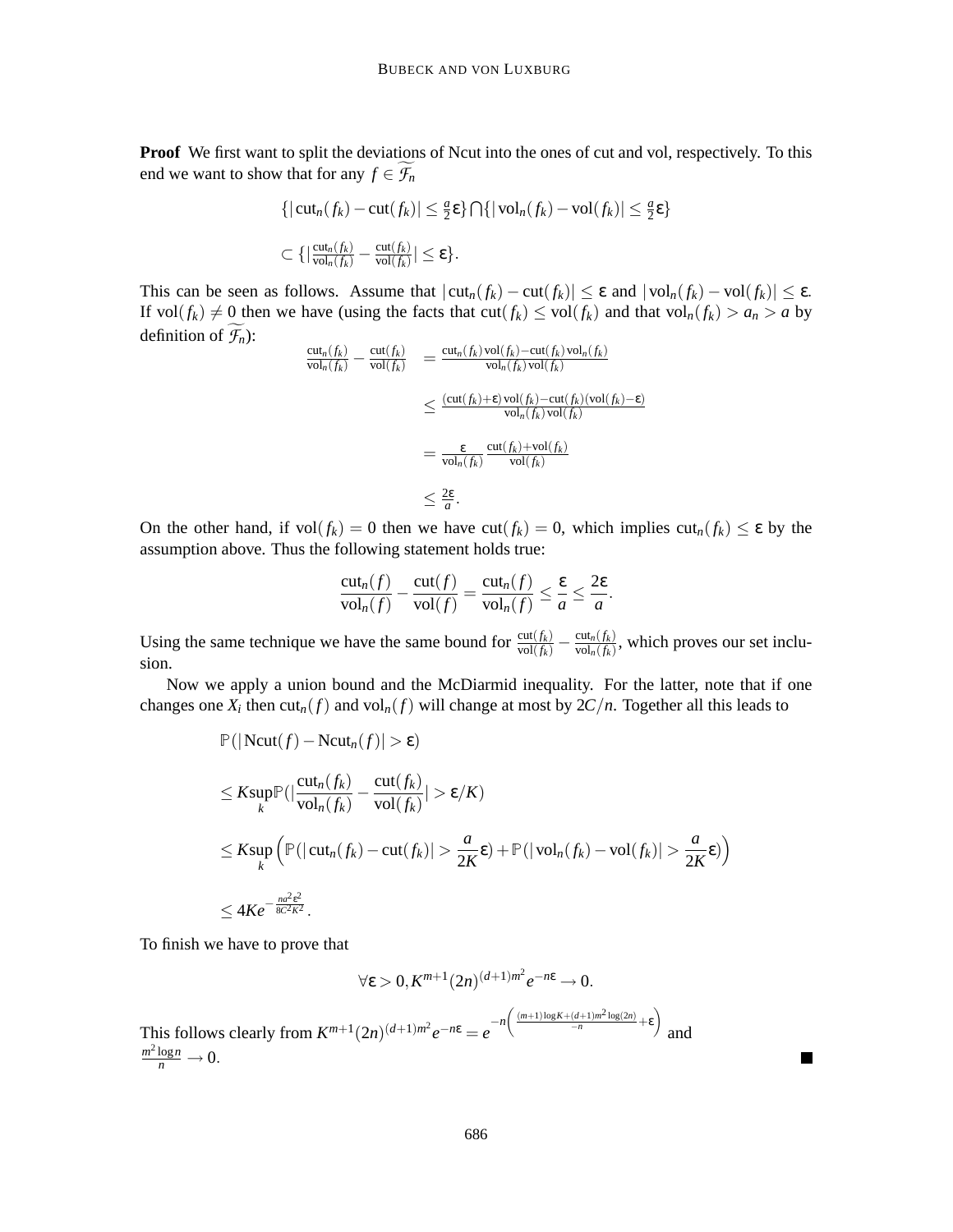**Proof** We first want to split the deviations of Ncut into the ones of cut and vol, respectively. To this end we want to show that for any $f \in \widetilde{\mathcal{F}_n}$

$$\{|\operatorname{cut}_n(f_k) - \operatorname{cut}(f_k)| \le \tfrac{a}{2}\varepsilon\} \bigcap \{|\operatorname{vol}_n(f_k) - \operatorname{vol}(f_k)| \le \tfrac{a}{2}\varepsilon\}$$

$$\subset \{|\tfrac{\operatorname{cut}_n(f_k)}{\operatorname{vol}_n(f_k)} - \tfrac{\operatorname{cut}(f_k)}{\operatorname{vol}(f_k)}| \le \varepsilon\}.$$

This can be seen as follows. Assume that $|\operatorname{cut}_n(f_k) - \operatorname{cut}(f_k)| \le \varepsilon$ and $|\operatorname{vol}_n(f_k) - \operatorname{vol}(f_k)| \le \varepsilon$. If $\operatorname{vol}(f_k) \neq 0$ then we have (using the facts that $\operatorname{cut}(f_k) \le \operatorname{vol}(f_k)$ and that $\operatorname{vol}_n(f_k) > a_n > a$ by definition of $\widetilde{\mathcal{F}_n}$):

$$\begin{aligned}
\frac{\operatorname{cut}_n(f_k)}{\operatorname{vol}_n(f_k)} - \frac{\operatorname{cut}(f_k)}{\operatorname{vol}(f_k)} &= \frac{\operatorname{cut}_n(f_k)\operatorname{vol}(f_k) - \operatorname{cut}(f_k)\operatorname{vol}_n(f_k)}{\operatorname{vol}_n(f_k)\operatorname{vol}(f_k)} \\
&\le \frac{(\operatorname{cut}(f_k)+\varepsilon)\operatorname{vol}(f_k) - \operatorname{cut}(f_k)(\operatorname{vol}(f_k)-\varepsilon)}{\operatorname{vol}_n(f_k)\operatorname{vol}(f_k)} \\
&= \frac{\varepsilon}{\operatorname{vol}_n(f_k)} \frac{\operatorname{cut}(f_k)+\operatorname{vol}(f_k)}{\operatorname{vol}(f_k)} \\
&\le \frac{2\varepsilon}{a}.
\end{aligned}$$

On the other hand, if $\operatorname{vol}(f_k) = 0$ then we have $\operatorname{cut}(f_k) = 0$, which implies $\operatorname{cut}_n(f_k) \le \varepsilon$ by the assumption above. Thus the following statement holds true:

$$\frac{\operatorname{cut}_n(f)}{\operatorname{vol}_n(f)} - \frac{\operatorname{cut}(f)}{\operatorname{vol}(f)} = \frac{\operatorname{cut}_n(f)}{\operatorname{vol}_n(f)} \le \frac{\varepsilon}{a} \le \frac{2\varepsilon}{a}.$$

Using the same technique we have the same bound for $\frac{\operatorname{cut}(f_k)}{\operatorname{vol}(f_k)} - \frac{\operatorname{cut}_n(f_k)}{\operatorname{vol}_n(f_k)}$, which proves our set inclusion.

Now we apply a union bound and the McDiarmid inequality. For the latter, note that if one changes one $X_i$ then $\operatorname{cut}_n(f)$ and $\operatorname{vol}_n(f)$ will change at most by $2C/n$. Together all this leads to

$$\begin{aligned}
&\mathbb{P}(|\operatorname{Ncut}(f) - \operatorname{Ncut}_n(f)| > \varepsilon) \\
&\le K \sup_k \mathbb{P}(|\frac{\operatorname{cut}_n(f_k)}{\operatorname{vol}_n(f_k)} - \frac{\operatorname{cut}(f_k)}{\operatorname{vol}(f_k)}| > \varepsilon/K) \\
&\le K \sup_k \Big( \mathbb{P}(|\operatorname{cut}_n(f_k) - \operatorname{cut}(f_k)| > \frac{a}{2K}\varepsilon) + \mathbb{P}(|\operatorname{vol}_n(f_k) - \operatorname{vol}(f_k)| > \frac{a}{2K}\varepsilon) \Big) \\
&\le 4K e^{-\frac{na^2\varepsilon^2}{8C^2K^2}}.
\end{aligned}$$

To finish we have to prove that

$$\forall \varepsilon > 0, K^{m+1}(2n)^{(d+1)m^2} e^{-n\varepsilon} \to 0.$$

This follows clearly from $K^{m+1}(2n)^{(d+1)m^2}e^{-n\varepsilon} = e^{-n\left(\frac{(m+1)\log K + (d+1)m^2 \log(2n)}{-n} + \varepsilon\right)}$ and $\frac{m^2 \log n}{n} \to 0$. ■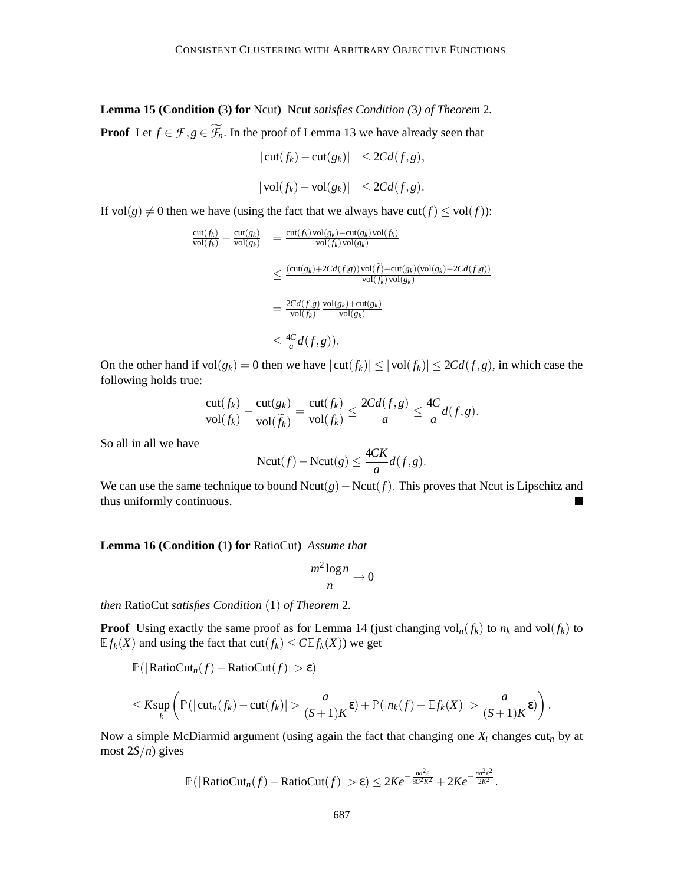**Lemma 15 (Condition (3) for** Ncut**)** Ncut *satisfies Condition (3) of Theorem* 2*.*

**Proof** Let $f \in \mathcal{F}, g \in \widetilde{\mathcal{F}_n}$. In the proof of Lemma 13 we have already seen that

$$
\begin{aligned}
|\operatorname{cut}(f_k) - \operatorname{cut}(g_k)| &\leq 2Cd(f,g), \\
|\operatorname{vol}(f_k) - \operatorname{vol}(g_k)| &\leq 2Cd(f,g).
\end{aligned}
$$

If $\operatorname{vol}(g) \neq 0$ then we have (using the fact that we always have $\operatorname{cut}(f) \leq \operatorname{vol}(f)$):

$$
\begin{aligned}
\frac{\operatorname{cut}(f_k)}{\operatorname{vol}(f_k)} - \frac{\operatorname{cut}(g_k)}{\operatorname{vol}(g_k)} &= \frac{\operatorname{cut}(f_k)\operatorname{vol}(g_k) - \operatorname{cut}(g_k)\operatorname{vol}(f_k)}{\operatorname{vol}(f_k)\operatorname{vol}(g_k)} \\
&\leq \frac{(\operatorname{cut}(g_k) + 2Cd(f,g))\operatorname{vol}(\widetilde{f}) - \operatorname{cut}(g_k)(\operatorname{vol}(g_k) - 2Cd(f,g))}{\operatorname{vol}(f_k)\operatorname{vol}(g_k)} \\
&= \frac{2Cd(f,g)}{\operatorname{vol}(f_k)} \frac{\operatorname{vol}(g_k) + \operatorname{cut}(g_k)}{\operatorname{vol}(g_k)} \\
&\leq \frac{4C}{a} d(f,g)).
\end{aligned}
$$

On the other hand if $\operatorname{vol}(g_k) = 0$ then we have $|\operatorname{cut}(f_k)| \leq |\operatorname{vol}(f_k)| \leq 2Cd(f,g)$, in which case the following holds true:

$$
\frac{\operatorname{cut}(f_k)}{\operatorname{vol}(f_k)} - \frac{\operatorname{cut}(g_k)}{\operatorname{vol}(\widetilde{f_k})} = \frac{\operatorname{cut}(f_k)}{\operatorname{vol}(f_k)} \leq \frac{2Cd(f,g)}{a} \leq \frac{4C}{a} d(f,g).
$$

So all in all we have

$$
\operatorname{Ncut}(f) - \operatorname{Ncut}(g) \leq \frac{4CK}{a} d(f,g).
$$

We can use the same technique to bound $\operatorname{Ncut}(g) - \operatorname{Ncut}(f)$. This proves that Ncut is Lipschitz and thus uniformly continuous. ∎

**Lemma 16 (Condition (1) for** RatioCut**)** *Assume that*

$$
\frac{m^2 \log n}{n} \to 0
$$

*then* RatioCut *satisfies Condition* (1) *of Theorem* 2*.*

**Proof** Using exactly the same proof as for Lemma 14 (just changing $\operatorname{vol}_n(f_k)$ to $n_k$ and $\operatorname{vol}(f_k)$ to $\mathbb{E} f_k(X)$ and using the fact that $\operatorname{cut}(f_k) \leq C\mathbb{E} f_k(X)$) we get

$$
\begin{aligned}
&\mathbb{P}(|\operatorname{RatioCut}_n(f) - \operatorname{RatioCut}(f)| > \varepsilon) \\
&\leq K \sup_k \left( \mathbb{P}(|\operatorname{cut}_n(f_k) - \operatorname{cut}(f_k)| > \frac{a}{(S+1)K}\varepsilon) + \mathbb{P}(|n_k(f) - \mathbb{E} f_k(X)| > \frac{a}{(S+1)K}\varepsilon) \right).
\end{aligned}
$$

Now a simple McDiarmid argument (using again the fact that changing one $X_i$ changes $\operatorname{cut}_n$ by at most $2S/n$) gives

$$
\mathbb{P}(|\operatorname{RatioCut}_n(f) - \operatorname{RatioCut}(f)| > \varepsilon) \leq 2Ke^{-\frac{na^2\varepsilon}{8C^2K^2}} + 2Ke^{-\frac{na^2\varepsilon^2}{2K^2}}.
$$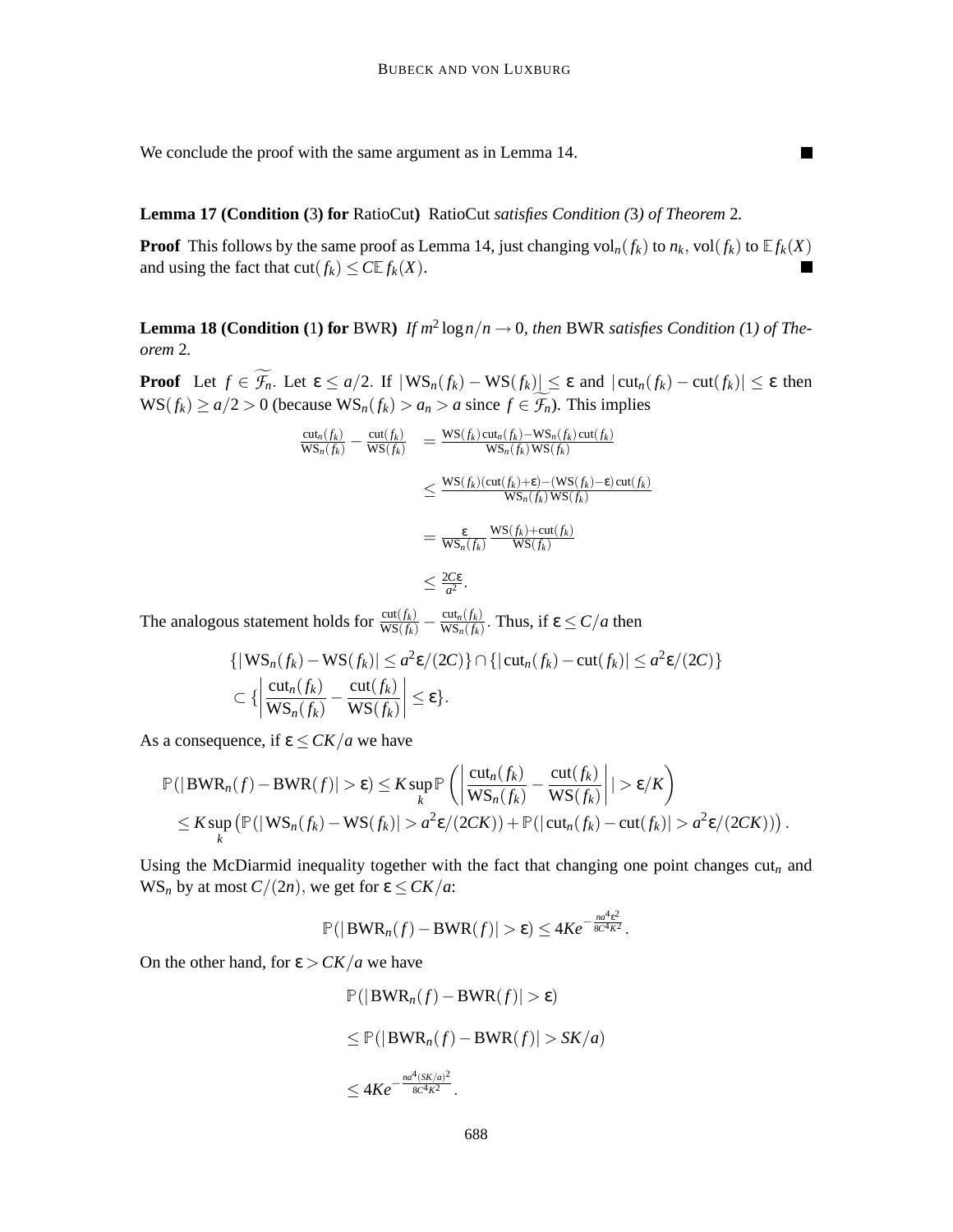We conclude the proof with the same argument as in Lemma 14. ∎

**Lemma 17 (Condition (3) for RatioCut)** *RatioCut satisfies Condition (3) of Theorem 2.*

**Proof** This follows by the same proof as Lemma 14, just changing $\mathrm{vol}_n(f_k)$ to $n_k$, $\mathrm{vol}(f_k)$ to $\mathbb{E} f_k(X)$ and using the fact that $\mathrm{cut}(f_k) \leq C\mathbb{E} f_k(X)$. ∎

**Lemma 18 (Condition (1) for BWR)** *If $m^2 \log n/n \to 0$, then BWR satisfies Condition (1) of Theorem 2.*

**Proof** Let $f \in \widetilde{\mathcal{F}_n}$. Let $\varepsilon \leq a/2$. If $|\mathrm{WS}_n(f_k) - \mathrm{WS}(f_k)| \leq \varepsilon$ and $|\mathrm{cut}_n(f_k) - \mathrm{cut}(f_k)| \leq \varepsilon$ then $\mathrm{WS}(f_k) \geq a/2 > 0$ (because $\mathrm{WS}_n(f_k) > a_n > a$ since $f \in \widetilde{\mathcal{F}_n}$). This implies

$$
\begin{aligned}
\frac{\mathrm{cut}_n(f_k)}{\mathrm{WS}_n(f_k)} - \frac{\mathrm{cut}(f_k)}{\mathrm{WS}(f_k)} &= \frac{\mathrm{WS}(f_k)\,\mathrm{cut}_n(f_k) - \mathrm{WS}_n(f_k)\,\mathrm{cut}(f_k)}{\mathrm{WS}_n(f_k)\,\mathrm{WS}(f_k)} \\
&\leq \frac{\mathrm{WS}(f_k)(\mathrm{cut}(f_k)+\varepsilon) - (\mathrm{WS}(f_k)-\varepsilon)\,\mathrm{cut}(f_k)}{\mathrm{WS}_n(f_k)\,\mathrm{WS}(f_k)} \\
&= \frac{\varepsilon}{\mathrm{WS}_n(f_k)} \frac{\mathrm{WS}(f_k)+\mathrm{cut}(f_k)}{\mathrm{WS}(f_k)} \\
&\leq \frac{2C\varepsilon}{a^2}.
\end{aligned}
$$

The analogous statement holds for $\frac{\mathrm{cut}(f_k)}{\mathrm{WS}(f_k)} - \frac{\mathrm{cut}_n(f_k)}{\mathrm{WS}_n(f_k)}$. Thus, if $\varepsilon \leq C/a$ then

$$
\begin{aligned}
&\{|\mathrm{WS}_n(f_k) - \mathrm{WS}(f_k)| \leq a^2\varepsilon/(2C)\} \cap \{|\mathrm{cut}_n(f_k) - \mathrm{cut}(f_k)| \leq a^2\varepsilon/(2C)\} \\
&\subset \{\left|\frac{\mathrm{cut}_n(f_k)}{\mathrm{WS}_n(f_k)} - \frac{\mathrm{cut}(f_k)}{\mathrm{WS}(f_k)}\right| \leq \varepsilon\}.
\end{aligned}
$$

As a consequence, if $\varepsilon \leq CK/a$ we have

$$
\begin{aligned}
\mathbb{P}(|\mathrm{BWR}_n(f) - \mathrm{BWR}(f)| > \varepsilon) &\leq K \sup_k \mathbb{P}\left(\left|\frac{\mathrm{cut}_n(f_k)}{\mathrm{WS}_n(f_k)} - \frac{\mathrm{cut}(f_k)}{\mathrm{WS}(f_k)}\right|| > \varepsilon/K\right) \\
&\leq K \sup_k \left(\mathbb{P}(|\mathrm{WS}_n(f_k) - \mathrm{WS}(f_k)| > a^2\varepsilon/(2CK)) + \mathbb{P}(|\mathrm{cut}_n(f_k) - \mathrm{cut}(f_k)| > a^2\varepsilon/(2CK))\right).
\end{aligned}
$$

Using the McDiarmid inequality together with the fact that changing one point changes $\mathrm{cut}_n$ and $\mathrm{WS}_n$ by at most $C/(2n)$, we get for $\varepsilon \leq CK/a$:

$$
\mathbb{P}(|\mathrm{BWR}_n(f) - \mathrm{BWR}(f)| > \varepsilon) \leq 4Ke^{-\frac{na^4\varepsilon^2}{8C^4K^2}}.
$$

On the other hand, for $\varepsilon > CK/a$ we have

$$
\begin{aligned}
&\mathbb{P}(|\mathrm{BWR}_n(f) - \mathrm{BWR}(f)| > \varepsilon) \\
&\leq \mathbb{P}(|\mathrm{BWR}_n(f) - \mathrm{BWR}(f)| > SK/a) \\
&\leq 4Ke^{-\frac{na^4(SK/a)^2}{8C^4K^2}}.
\end{aligned}
$$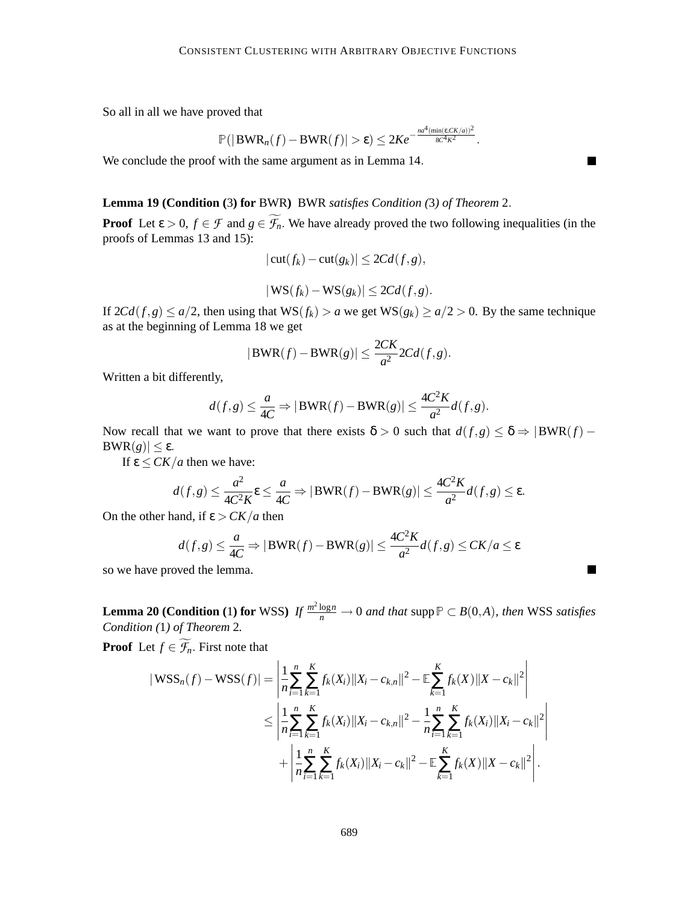So all in all we have proved that

$$\mathbb{P}(|\mathrm{BWR}_n(f) - \mathrm{BWR}(f)| > \varepsilon) \leq 2Ke^{-\frac{na^4(\min(\varepsilon, CK/a))^2}{8C^4K^2}}.$$

We conclude the proof with the same argument as in Lemma 14. ■

**Lemma 19 (Condition (3) for BWR)** *BWR satisfies Condition (3) of Theorem 2.*

**Proof** Let $\varepsilon > 0$, $f \in \mathcal{F}$ and $g \in \widetilde{\mathcal{F}_n}$. We have already proved the two following inequalities (in the proofs of Lemmas 13 and 15):

$$|\mathrm{cut}(f_k) - \mathrm{cut}(g_k)| \leq 2Cd(f,g),$$

$$|\mathrm{WS}(f_k) - \mathrm{WS}(g_k)| \leq 2Cd(f,g).$$

If $2Cd(f,g) \leq a/2$, then using that $\mathrm{WS}(f_k) > a$ we get $\mathrm{WS}(g_k) \geq a/2 > 0$. By the same technique as at the beginning of Lemma 18 we get

$$|\mathrm{BWR}(f) - \mathrm{BWR}(g)| \leq \frac{2CK}{a^2} 2Cd(f,g).$$

Written a bit differently,

$$d(f,g) \leq \frac{a}{4C} \Rightarrow |\mathrm{BWR}(f) - \mathrm{BWR}(g)| \leq \frac{4C^2K}{a^2} d(f,g).$$

Now recall that we want to prove that there exists $\delta > 0$ such that $d(f,g) \leq \delta \Rightarrow |\mathrm{BWR}(f) - \mathrm{BWR}(g)| \leq \varepsilon$.

If $\varepsilon \leq CK/a$ then we have:

$$d(f,g) \leq \frac{a^2}{4C^2K}\varepsilon \leq \frac{a}{4C} \Rightarrow |\mathrm{BWR}(f) - \mathrm{BWR}(g)| \leq \frac{4C^2K}{a^2} d(f,g) \leq \varepsilon.$$

On the other hand, if $\varepsilon > CK/a$ then

$$d(f,g) \leq \frac{a}{4C} \Rightarrow |\mathrm{BWR}(f) - \mathrm{BWR}(g)| \leq \frac{4C^2K}{a^2} d(f,g) \leq CK/a \leq \varepsilon$$

so we have proved the lemma. ■

**Lemma 20 (Condition (1) for WSS)** *If $\frac{m^2 \log n}{n} \to 0$ and that $\operatorname{supp} \mathbb{P} \subset B(0,A)$, then WSS satisfies Condition (1) of Theorem 2.*

**Proof** Let $f \in \widetilde{\mathcal{F}_n}$. First note that

$$\begin{aligned}
|\mathrm{WSS}_n(f) - \mathrm{WSS}(f)| &= \left| \frac{1}{n}\sum_{i=1}^n \sum_{k=1}^K f_k(X_i)\|X_i - c_{k,n}\|^2 - \mathbb{E}\sum_{k=1}^K f_k(X)\|X - c_k\|^2 \right| \\
&\leq \left| \frac{1}{n}\sum_{i=1}^n \sum_{k=1}^K f_k(X_i)\|X_i - c_{k,n}\|^2 - \frac{1}{n}\sum_{i=1}^n \sum_{k=1}^K f_k(X_i)\|X_i - c_k\|^2 \right| \\
&\quad + \left| \frac{1}{n}\sum_{i=1}^n \sum_{k=1}^K f_k(X_i)\|X_i - c_k\|^2 - \mathbb{E}\sum_{k=1}^K f_k(X)\|X - c_k\|^2 \right|.
\end{aligned}$$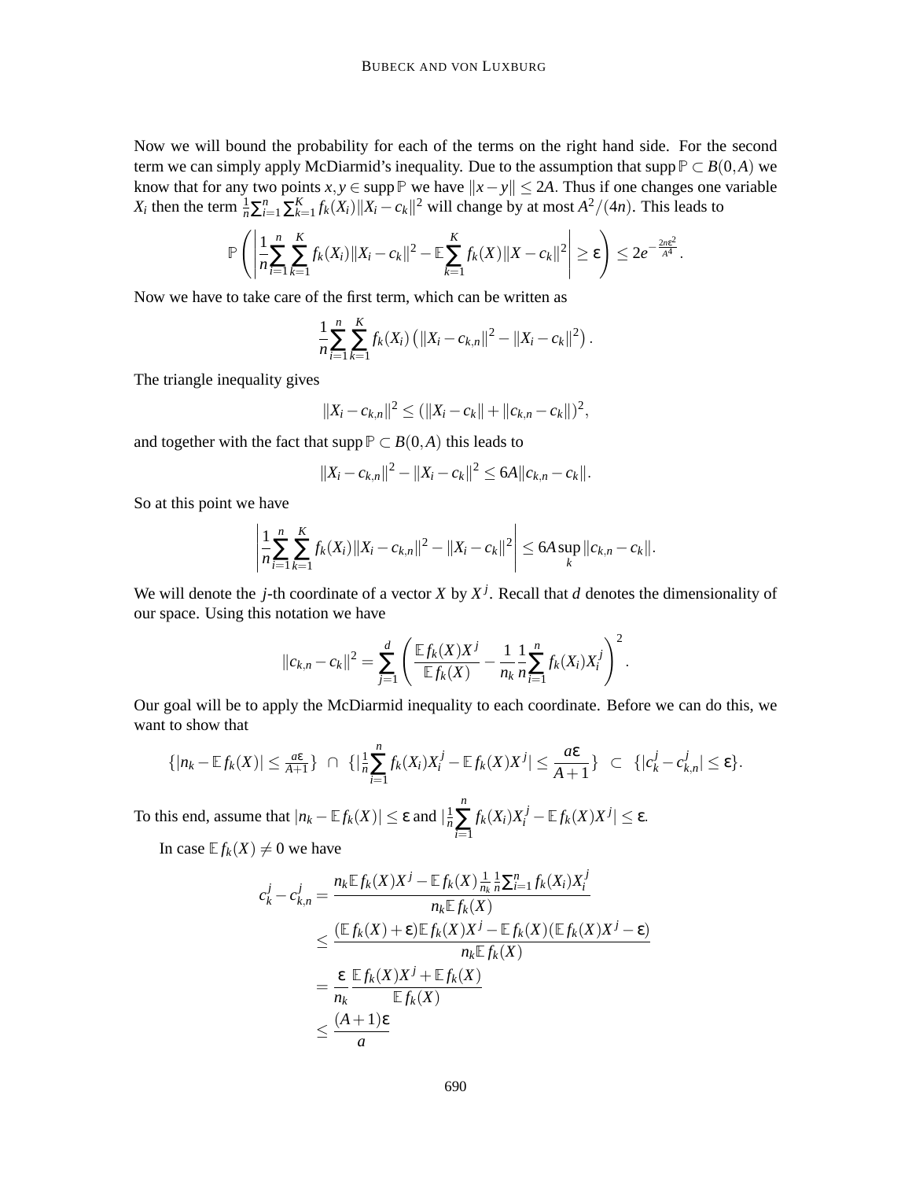Now we will bound the probability for each of the terms on the right hand side. For the second term we can simply apply McDiarmid's inequality. Due to the assumption that $\operatorname{supp}\mathbb{P} \subset B(0,A)$ we know that for any two points $x, y \in \operatorname{supp}\mathbb{P}$ we have $\|x-y\| \leq 2A$. Thus if one changes one variable $X_i$ then the term $\frac{1}{n}\sum_{i=1}^n \sum_{k=1}^K f_k(X_i)\|X_i - c_k\|^2$ will change by at most $A^2/(4n)$. This leads to

$$\mathbb{P}\left( \left| \frac{1}{n}\sum_{i=1}^n \sum_{k=1}^K f_k(X_i)\|X_i - c_k\|^2 - \mathbb{E}\sum_{k=1}^K f_k(X)\|X - c_k\|^2 \right| \geq \varepsilon \right) \leq 2e^{-\frac{2n\varepsilon^2}{A^4}}.$$

Now we have to take care of the first term, which can be written as

$$\frac{1}{n}\sum_{i=1}^n \sum_{k=1}^K f_k(X_i)\left(\|X_i - c_{k,n}\|^2 - \|X_i - c_k\|^2\right).$$

The triangle inequality gives

$$\|X_i - c_{k,n}\|^2 \leq (\|X_i - c_k\| + \|c_{k,n} - c_k\|)^2,$$

and together with the fact that $\operatorname{supp}\mathbb{P} \subset B(0,A)$ this leads to

$$\|X_i - c_{k,n}\|^2 - \|X_i - c_k\|^2 \leq 6A\|c_{k,n} - c_k\|.$$

So at this point we have

$$\left| \frac{1}{n}\sum_{i=1}^n \sum_{k=1}^K f_k(X_i)\|X_i - c_{k,n}\|^2 - \|X_i - c_k\|^2 \right| \leq 6A \sup_k \|c_{k,n} - c_k\|.$$

We will denote the $j$-th coordinate of a vector $X$ by $X^j$. Recall that $d$ denotes the dimensionality of our space. Using this notation we have

$$\|c_{k,n} - c_k\|^2 = \sum_{j=1}^d \left( \frac{\mathbb{E} f_k(X)X^j}{\mathbb{E} f_k(X)} - \frac{1}{n_k}\frac{1}{n}\sum_{i=1}^n f_k(X_i)X_i^j \right)^2.$$

Our goal will be to apply the McDiarmid inequality to each coordinate. Before we can do this, we want to show that

$$\{|n_k - \mathbb{E} f_k(X)| \leq \tfrac{a\varepsilon}{A+1}\} \;\cap\; \{|\tfrac{1}{n}\sum_{i=1}^n f_k(X_i)X_i^j - \mathbb{E} f_k(X)X^j| \leq \frac{a\varepsilon}{A+1}\} \;\subset\; \{|c_k^j - c_{k,n}^j| \leq \varepsilon\}.$$

To this end, assume that $|n_k - \mathbb{E} f_k(X)| \leq \varepsilon$ and $|\frac{1}{n}\sum_{i=1}^n f_k(X_i)X_i^j - \mathbb{E} f_k(X)X^j| \leq \varepsilon$.

In case $\mathbb{E} f_k(X) \neq 0$ we have

$$\begin{aligned}
c_k^j - c_{k,n}^j &= \frac{n_k \mathbb{E} f_k(X)X^j - \mathbb{E} f_k(X)\frac{1}{n_k}\frac{1}{n}\sum_{i=1}^n f_k(X_i)X_i^j}{n_k \mathbb{E} f_k(X)} \\
&\leq \frac{(\mathbb{E} f_k(X) + \varepsilon)\mathbb{E} f_k(X)X^j - \mathbb{E} f_k(X)(\mathbb{E} f_k(X)X^j - \varepsilon)}{n_k \mathbb{E} f_k(X)} \\
&= \frac{\varepsilon}{n_k}\frac{\mathbb{E} f_k(X)X^j + \mathbb{E} f_k(X)}{\mathbb{E} f_k(X)} \\
&\leq \frac{(A+1)\varepsilon}{a}
\end{aligned}$$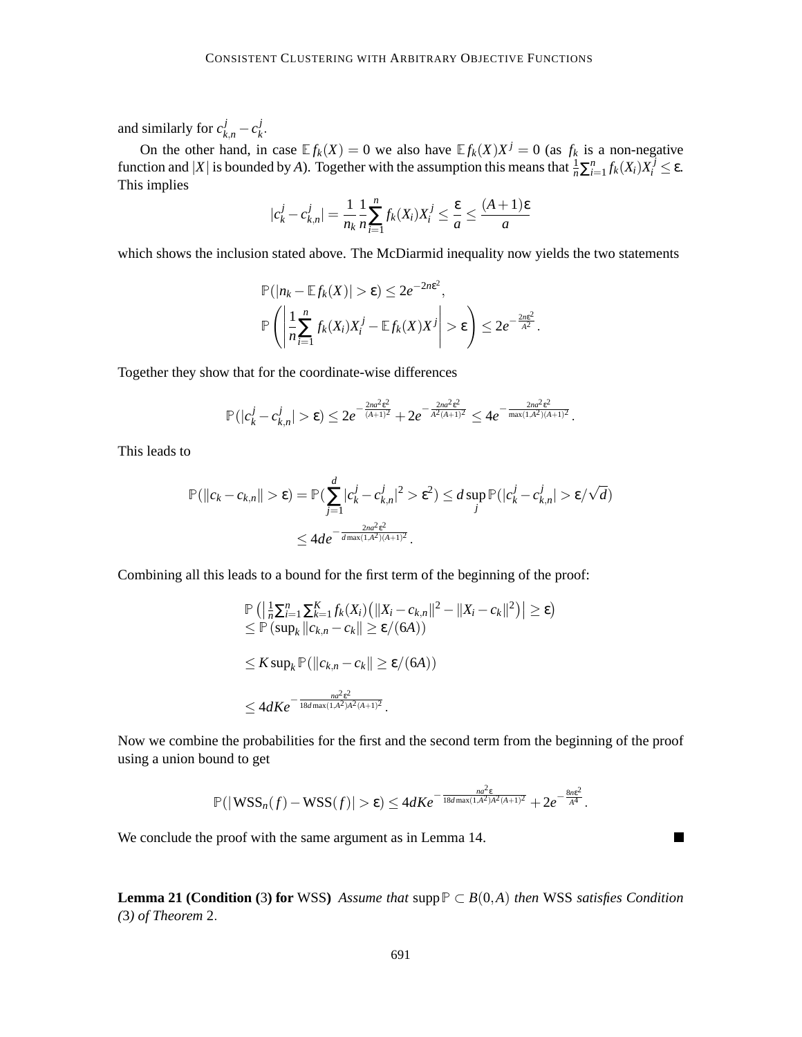and similarly for $c^j_{k,n} - c^j_k$.

On the other hand, in case $\mathbb{E} f_k(X) = 0$ we also have $\mathbb{E} f_k(X) X^j = 0$ (as $f_k$ is a non-negative function and $|X|$ is bounded by $A$). Together with the assumption this means that $\frac{1}{n}\sum_{i=1}^n f_k(X_i) X_i^j \leq \varepsilon$. This implies

$$|c^j_k - c^j_{k,n}| = \frac{1}{n_k} \frac{1}{n} \sum_{i=1}^n f_k(X_i) X_i^j \leq \frac{\varepsilon}{a} \leq \frac{(A+1)\varepsilon}{a}$$

which shows the inclusion stated above. The McDiarmid inequality now yields the two statements

$$\mathbb{P}(|n_k - \mathbb{E} f_k(X)| > \varepsilon) \leq 2e^{-2n\varepsilon^2},$$

$$\mathbb{P}\left( \left| \frac{1}{n} \sum_{i=1}^n f_k(X_i) X_i^j - \mathbb{E} f_k(X) X^j \right| > \varepsilon \right) \leq 2e^{-\frac{2n\varepsilon^2}{A^2}}.$$

Together they show that for the coordinate-wise differences

$$\mathbb{P}(|c^j_k - c^j_{k,n}| > \varepsilon) \leq 2e^{-\frac{2na^2\varepsilon^2}{(A+1)^2}} + 2e^{-\frac{2na^2\varepsilon^2}{A^2(A+1)^2}} \leq 4e^{-\frac{2na^2\varepsilon^2}{\max(1,A^2)(A+1)^2}}.$$

This leads to

$$\mathbb{P}(\|c_k - c_{k,n}\| > \varepsilon) = \mathbb{P}(\sum_{j=1}^d |c^j_k - c^j_{k,n}|^2 > \varepsilon^2) \leq d \sup_j \mathbb{P}(|c^j_k - c^j_{k,n}| > \varepsilon/\sqrt{d})$$
$$\leq 4de^{-\frac{2na^2\varepsilon^2}{d\max(1,A^2)(A+1)^2}}.$$

Combining all this leads to a bound for the first term of the beginning of the proof:

$$\mathbb{P}\left( \left| \tfrac{1}{n}\sum_{i=1}^n \sum_{k=1}^K f_k(X_i)\left( \|X_i - c_{k,n}\|^2 - \|X_i - c_k\|^2 \right) \right| \geq \varepsilon \right)$$
$$\leq \mathbb{P}\left( \sup_k \|c_{k,n} - c_k\| \geq \varepsilon/(6A) \right)$$
$$\leq K \sup_k \mathbb{P}(\|c_{k,n} - c_k\| \geq \varepsilon/(6A))$$
$$\leq 4dKe^{-\frac{na^2\varepsilon^2}{18d\max(1,A^2)A^2(A+1)^2}}.$$

Now we combine the probabilities for the first and the second term from the beginning of the proof using a union bound to get

$$\mathbb{P}(|\mathrm{WSS}_n(f) - \mathrm{WSS}(f)| > \varepsilon) \leq 4dKe^{-\frac{na^2\varepsilon}{18d\max(1,A^2)A^2(A+1)^2}} + 2e^{-\frac{8n\varepsilon^2}{A^4}}.$$

We conclude the proof with the same argument as in Lemma 14. ■

**Lemma 21 (Condition (3) for** WSS**)** *Assume that* $\operatorname{supp}\mathbb{P} \subset B(0,A)$ *then* WSS *satisfies Condition (3) of Theorem 2.*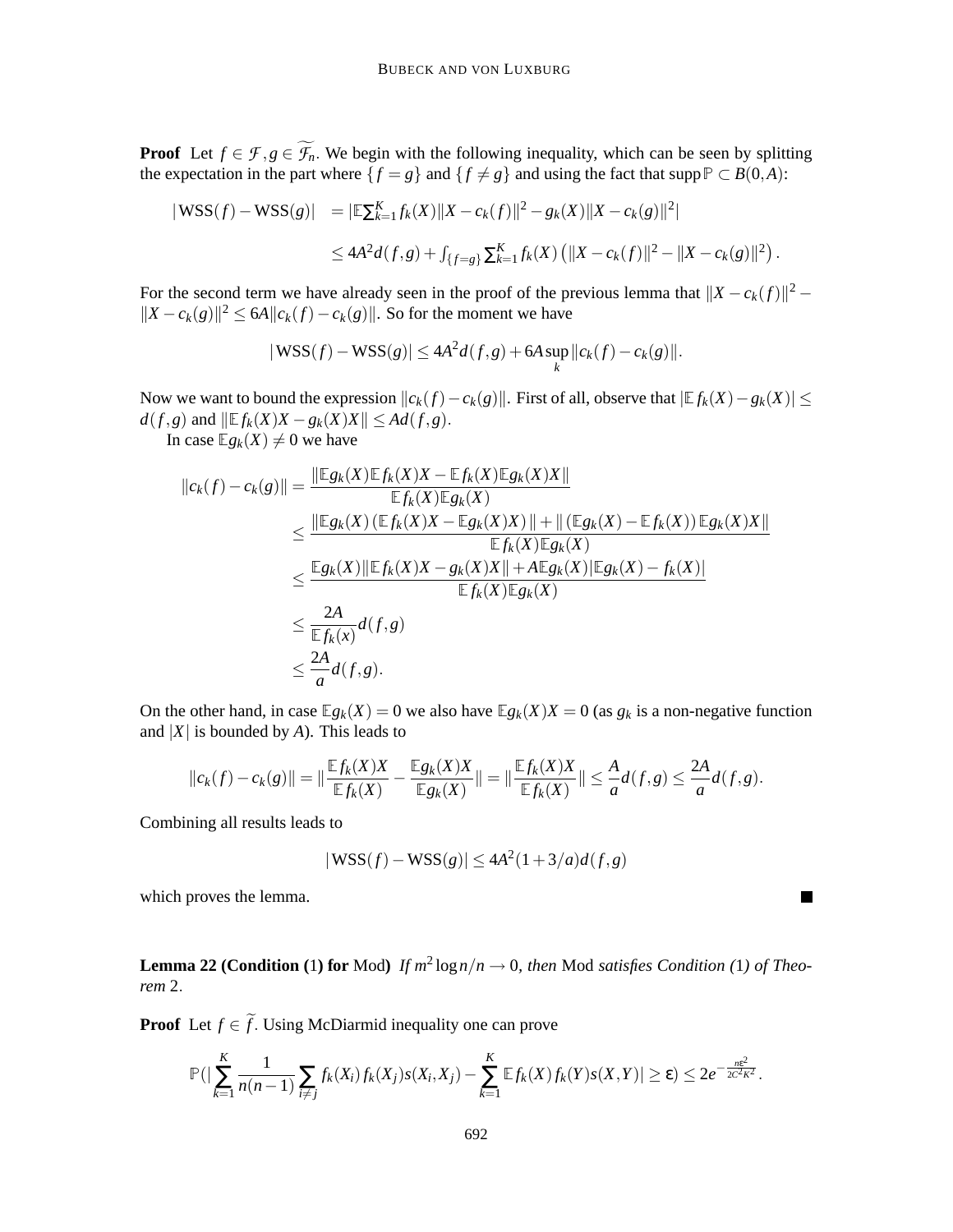**Proof** Let $f \in \mathcal{F}, g \in \widetilde{\mathcal{F}_n}$. We begin with the following inequality, which can be seen by splitting the expectation in the part where $\{f = g\}$ and $\{f \neq g\}$ and using the fact that $\operatorname{supp} \mathbb{P} \subset B(0,A)$:

$$
\begin{aligned}
|\operatorname{WSS}(f) - \operatorname{WSS}(g)| &= |\mathbb{E} \textstyle\sum_{k=1}^K f_k(X)\|X - c_k(f)\|^2 - g_k(X)\|X - c_k(g)\|^2| \\
&\leq 4A^2 d(f,g) + \int_{\{f=g\}} \textstyle\sum_{k=1}^K f_k(X)\left(\|X - c_k(f)\|^2 - \|X - c_k(g)\|^2\right).
\end{aligned}
$$

For the second term we have already seen in the proof of the previous lemma that $\|X - c_k(f)\|^2 - \|X - c_k(g)\|^2 \leq 6A\|c_k(f) - c_k(g)\|$. So for the moment we have

$$
|\operatorname{WSS}(f) - \operatorname{WSS}(g)| \leq 4A^2 d(f,g) + 6A \sup_k \|c_k(f) - c_k(g)\|.
$$

Now we want to bound the expression $\|c_k(f) - c_k(g)\|$. First of all, observe that $|\mathbb{E} f_k(X) - g_k(X)| \leq d(f,g)$ and $\|\mathbb{E} f_k(X)X - g_k(X)X\| \leq Ad(f,g)$.

In case $\mathbb{E} g_k(X) \neq 0$ we have

$$
\begin{aligned}
\|c_k(f) - c_k(g)\| &= \frac{\|\mathbb{E} g_k(X)\mathbb{E} f_k(X)X - \mathbb{E} f_k(X)\mathbb{E} g_k(X)X\|}{\mathbb{E} f_k(X)\mathbb{E} g_k(X)} \\
&\leq \frac{\|\mathbb{E} g_k(X)\left(\mathbb{E} f_k(X)X - \mathbb{E} g_k(X)X\right)\| + \|\left(\mathbb{E} g_k(X) - \mathbb{E} f_k(X)\right)\mathbb{E} g_k(X)X\|}{\mathbb{E} f_k(X)\mathbb{E} g_k(X)} \\
&\leq \frac{\mathbb{E} g_k(X)\|\mathbb{E} f_k(X)X - g_k(X)X\| + A\mathbb{E} g_k(X)|\mathbb{E} g_k(X) - f_k(X)|}{\mathbb{E} f_k(X)\mathbb{E} g_k(X)} \\
&\leq \frac{2A}{\mathbb{E} f_k(x)} d(f,g) \\
&\leq \frac{2A}{a} d(f,g).
\end{aligned}
$$

On the other hand, in case $\mathbb{E} g_k(X) = 0$ we also have $\mathbb{E} g_k(X)X = 0$ (as $g_k$ is a non-negative function and $|X|$ is bounded by $A$). This leads to

$$
\|c_k(f) - c_k(g)\| = \left\|\frac{\mathbb{E} f_k(X)X}{\mathbb{E} f_k(X)} - \frac{\mathbb{E} g_k(X)X}{\mathbb{E} g_k(X)}\right\| = \left\|\frac{\mathbb{E} f_k(X)X}{\mathbb{E} f_k(X)}\right\| \leq \frac{A}{a} d(f,g) \leq \frac{2A}{a} d(f,g).
$$

Combining all results leads to

$$
|\operatorname{WSS}(f) - \operatorname{WSS}(g)| \leq 4A^2(1 + 3/a)d(f,g)
$$

which proves the lemma. ∎

**Lemma 22 (Condition (1) for** Mod**)** *If $m^2 \log n/n \to 0$, then* Mod *satisfies Condition (1) of Theorem* 2.

**Proof** Let $f \in \widetilde{f}$. Using McDiarmid inequality one can prove

$$
\mathbb{P}\left(\left|\sum_{k=1}^K \frac{1}{n(n-1)} \sum_{i \neq j} f_k(X_i) f_k(X_j) s(X_i, X_j) - \sum_{k=1}^K \mathbb{E} f_k(X) f_k(Y) s(X,Y)\right| \geq \varepsilon\right) \leq 2e^{-\frac{n\varepsilon^2}{2C^2K^2}}.
$$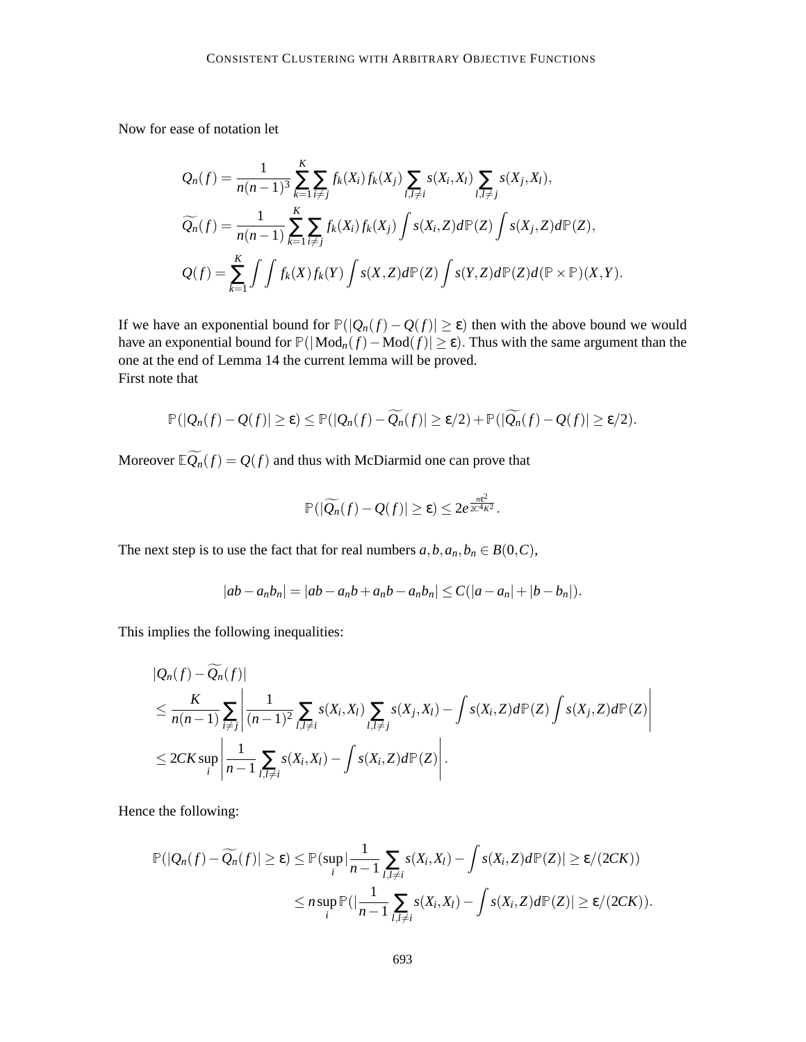Now for ease of notation let

$$Q_n(f) = \frac{1}{n(n-1)^3} \sum_{k=1}^{K} \sum_{i \neq j} f_k(X_i) f_k(X_j) \sum_{l, l \neq i} s(X_i, X_l) \sum_{l, l \neq j} s(X_j, X_l),$$

$$\widetilde{Q_n}(f) = \frac{1}{n(n-1)} \sum_{k=1}^{K} \sum_{i \neq j} f_k(X_i) f_k(X_j) \int s(X_i, Z) d\mathbb{P}(Z) \int s(X_j, Z) d\mathbb{P}(Z),$$

$$Q(f) = \sum_{k=1}^{K} \int \int f_k(X) f_k(Y) \int s(X, Z) d\mathbb{P}(Z) \int s(Y, Z) d\mathbb{P}(Z) d(\mathbb{P} \times \mathbb{P})(X, Y).$$

If we have an exponential bound for $\mathbb{P}(|Q_n(f) - Q(f)| \geq \varepsilon)$ then with the above bound we would have an exponential bound for $\mathbb{P}(|\mathrm{Mod}_n(f) - \mathrm{Mod}(f)| \geq \varepsilon)$. Thus with the same argument than the one at the end of Lemma 14 the current lemma will be proved.
First note that

$$\mathbb{P}(|Q_n(f) - Q(f)| \geq \varepsilon) \leq \mathbb{P}(|Q_n(f) - \widetilde{Q_n}(f)| \geq \varepsilon/2) + \mathbb{P}(|\widetilde{Q_n}(f) - Q(f)| \geq \varepsilon/2).$$

Moreover $\mathbb{E}\widetilde{Q_n}(f) = Q(f)$ and thus with McDiarmid one can prove that

$$\mathbb{P}(|\widetilde{Q_n}(f) - Q(f)| \geq \varepsilon) \leq 2e^{\frac{n\varepsilon^2}{2C^4K^2}}.$$

The next step is to use the fact that for real numbers $a, b, a_n, b_n \in B(0, C)$,

$$|ab - a_n b_n| = |ab - a_n b + a_n b - a_n b_n| \leq C(|a - a_n| + |b - b_n|).$$

This implies the following inequalities:

$$\begin{aligned}
&|Q_n(f) - \widetilde{Q_n}(f)| \\
&\leq \frac{K}{n(n-1)} \sum_{i \neq j} \left| \frac{1}{(n-1)^2} \sum_{l, l \neq i} s(X_i, X_l) \sum_{l, l \neq j} s(X_j, X_l) - \int s(X_i, Z) d\mathbb{P}(Z) \int s(X_j, Z) d\mathbb{P}(Z) \right| \\
&\leq 2CK \sup_i \left| \frac{1}{n-1} \sum_{l, l \neq i} s(X_i, X_l) - \int s(X_i, Z) d\mathbb{P}(Z) \right|.
\end{aligned}$$

Hence the following:

$$\begin{aligned}
\mathbb{P}(|Q_n(f) - \widetilde{Q_n}(f)| \geq \varepsilon) &\leq \mathbb{P}(\sup_i |\frac{1}{n-1} \sum_{l, l \neq i} s(X_i, X_l) - \int s(X_i, Z) d\mathbb{P}(Z)| \geq \varepsilon/(2CK)) \\
&\leq n \sup_i \mathbb{P}(|\frac{1}{n-1} \sum_{l, l \neq i} s(X_i, X_l) - \int s(X_i, Z) d\mathbb{P}(Z)| \geq \varepsilon/(2CK)).
\end{aligned}$$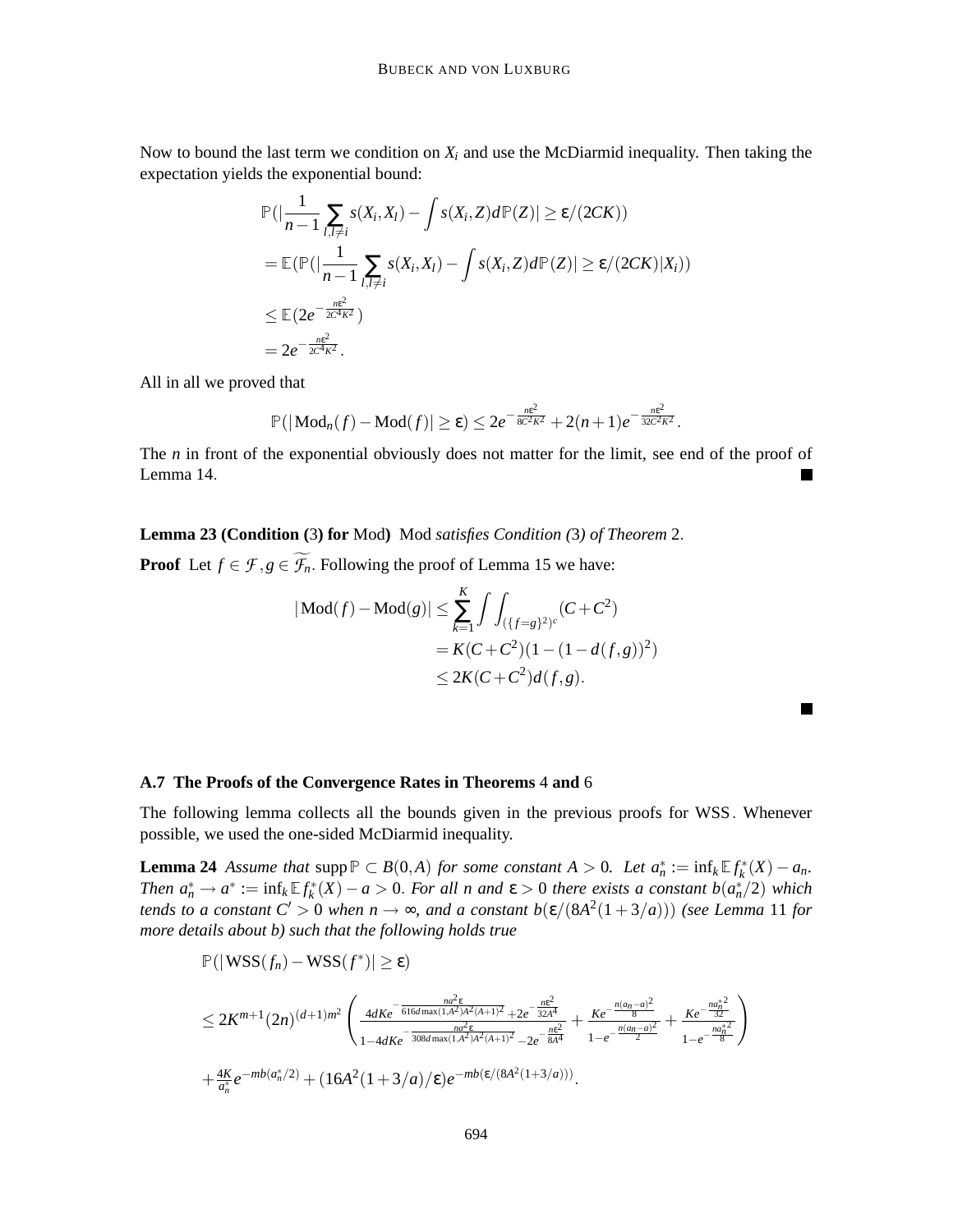Now to bound the last term we condition on $X_i$ and use the McDiarmid inequality. Then taking the expectation yields the exponential bound:

$$
\begin{aligned}
&\mathbb{P}(|\frac{1}{n-1}\sum_{l,l\neq i} s(X_i,X_l) - \int s(X_i,Z)d\mathbb{P}(Z)| \geq \varepsilon/(2CK)) \\
&= \mathbb{E}(\mathbb{P}(|\frac{1}{n-1}\sum_{l,l\neq i} s(X_i,X_l) - \int s(X_i,Z)d\mathbb{P}(Z)| \geq \varepsilon/(2CK)|X_i)) \\
&\leq \mathbb{E}(2e^{-\frac{n\varepsilon^2}{2C^4K^2}}) \\
&= 2e^{-\frac{n\varepsilon^2}{2C^4K^2}}.
\end{aligned}
$$

All in all we proved that

$$
\mathbb{P}(|\mathrm{Mod}_n(f) - \mathrm{Mod}(f)| \geq \varepsilon) \leq 2e^{-\frac{n\varepsilon^2}{8C^2K^2}} + 2(n+1)e^{-\frac{n\varepsilon^2}{32C^2K^2}}.
$$

The $n$ in front of the exponential obviously does not matter for the limit, see end of the proof of Lemma 14. ■

**Lemma 23 (Condition (3) for** Mod**)** Mod *satisfies Condition (3) of Theorem* 2.

**Proof** Let $f \in \mathcal{F}, g \in \widetilde{\mathcal{F}_n}$. Following the proof of Lemma 15 we have:

$$
\begin{aligned}
|\mathrm{Mod}(f) - \mathrm{Mod}(g)| &\leq \sum_{k=1}^{K} \int\int_{(\{f=g\}^2)^c} (C + C^2) \\
&= K(C+C^2)(1-(1-d(f,g))^2) \\
&\leq 2K(C+C^2)d(f,g).
\end{aligned}
$$

■

### A.7 The Proofs of the Convergence Rates in Theorems 4 and 6

The following lemma collects all the bounds given in the previous proofs for WSS. Whenever possible, we used the one-sided McDiarmid inequality.

**Lemma 24** *Assume that* $\mathrm{supp}\,\mathbb{P} \subset B(0,A)$ *for some constant* $A > 0$. *Let* $a_n^* := \inf_k \mathbb{E} f_k^*(X) - a_n$. *Then* $a_n^* \to a^* := \inf_k \mathbb{E} f_k^*(X) - a > 0$. *For all n and* $\varepsilon > 0$ *there exists a constant* $b(a_n^*/2)$ *which tends to a constant* $C' > 0$ *when* $n \to \infty$, *and a constant* $b(\varepsilon/(8A^2(1+3/a)))$ *(see Lemma* 11 *for more details about b) such that the following holds true*

$$
\begin{aligned}
&\mathbb{P}(|\mathrm{WSS}(f_n) - \mathrm{WSS}(f^*)| \geq \varepsilon) \\
&\leq 2K^{m+1}(2n)^{(d+1)m^2}\left(\frac{4dKe^{-\frac{na^2\varepsilon}{616d\max(1,A^2)A^2(A+1)^2}} + 2e^{-\frac{n\varepsilon^2}{32A^4}}}{1-4dKe^{-\frac{na^2\varepsilon}{308d\max(1,A^2)A^2(A+1)^2}} - 2e^{-\frac{n\varepsilon^2}{8A^4}}} + \frac{Ke^{-\frac{n(a_n-a)^2}{8}}}{1-e^{-\frac{n(a_n-a)^2}{2}}} + \frac{Ke^{-\frac{na_n^{*2}}{32}}}{1-e^{-\frac{na_n^{*2}}{8}}}\right) \\
&+\frac{4K}{a_n^*}e^{-mb(a_n^*/2)} + (16A^2(1+3/a)/\varepsilon)e^{-mb(\varepsilon/(8A^2(1+3/a)))}.
\end{aligned}
$$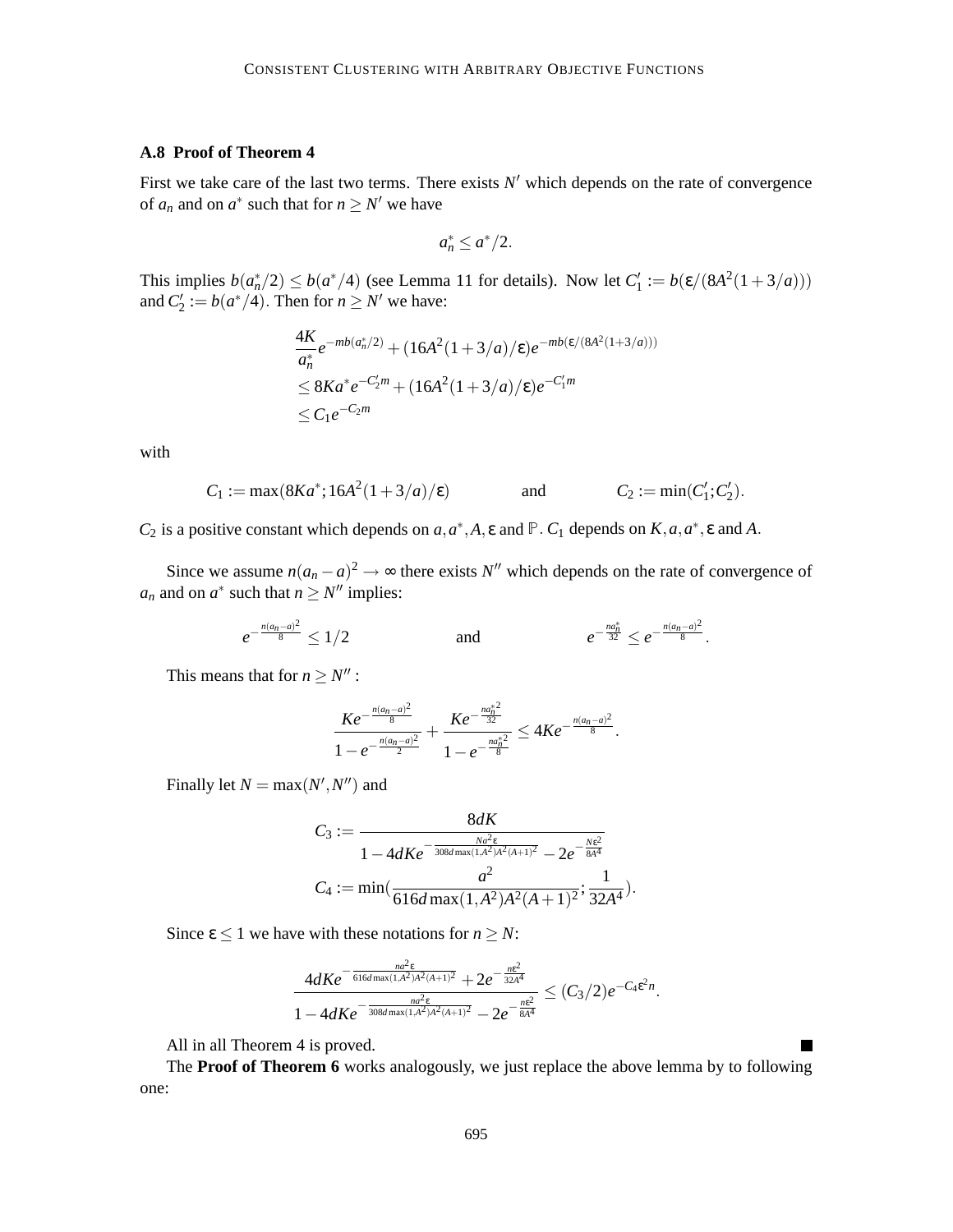### A.8 Proof of Theorem 4

First we take care of the last two terms. There exists $N'$ which depends on the rate of convergence of $a_n$ and on $a^*$ such that for $n \geq N'$ we have

$$a_n^* \leq a^*/2.$$

This implies $b(a_n^*/2) \leq b(a^*/4)$ (see Lemma 11 for details). Now let $C_1' := b(\varepsilon/(8A^2(1+3/a)))$ and $C_2' := b(a^*/4)$. Then for $n \geq N'$ we have:

$$\begin{aligned}
&\frac{4K}{a_n^*} e^{-mb(a_n^*/2)} + (16A^2(1+3/a)/\varepsilon) e^{-mb(\varepsilon/(8A^2(1+3/a)))} \\
&\leq 8Ka^* e^{-C_2' m} + (16A^2(1+3/a)/\varepsilon) e^{-C_1' m} \\
&\leq C_1 e^{-C_2 m}
\end{aligned}$$

with

$$C_1 := \max(8Ka^*; 16A^2(1+3/a)/\varepsilon) \qquad \text{and} \qquad C_2 := \min(C_1'; C_2').$$

$C_2$ is a positive constant which depends on $a, a^*, A, \varepsilon$ and $\mathbb{P}$. $C_1$ depends on $K, a, a^*, \varepsilon$ and $A$.

Since we assume $n(a_n - a)^2 \to \infty$ there exists $N''$ which depends on the rate of convergence of $a_n$ and on $a^*$ such that $n \geq N''$ implies:

$$e^{-\frac{n(a_n-a)^2}{8}} \leq 1/2 \qquad \text{and} \qquad e^{-\frac{na_n^*}{32}} \leq e^{-\frac{n(a_n-a)^2}{8}}.$$

This means that for $n \geq N''$ :

$$\frac{Ke^{-\frac{n(a_n-a)^2}{8}}}{1-e^{-\frac{n(a_n-a)^2}{2}}} + \frac{Ke^{-\frac{na_n^{*2}}{32}}}{1-e^{-\frac{na_n^{*2}}{8}}} \leq 4Ke^{-\frac{n(a_n-a)^2}{8}}.$$

Finally let $N = \max(N', N'')$ and

$$\begin{aligned}
C_3 &:= \frac{8dK}{1 - 4dKe^{-\frac{Na^2\varepsilon}{308d\max(1,A^2)A^2(A+1)^2}} - 2e^{-\frac{N\varepsilon^2}{8A^4}}} \\
C_4 &:= \min\left(\frac{a^2}{616d\max(1,A^2)A^2(A+1)^2}; \frac{1}{32A^4}\right).
\end{aligned}$$

Since $\varepsilon \leq 1$ we have with these notations for $n \geq N$:

$$\frac{4dKe^{-\frac{na^2\varepsilon}{616d\max(1,A^2)A^2(A+1)^2}} + 2e^{-\frac{n\varepsilon^2}{32A^4}}}{1 - 4dKe^{-\frac{na^2\varepsilon}{308d\max(1,A^2)A^2(A+1)^2}} - 2e^{-\frac{n\varepsilon^2}{8A^4}}} \leq (C_3/2)e^{-C_4\varepsilon^2 n}.$$

All in all Theorem 4 is proved. ■

The **Proof of Theorem 6** works analogously, we just replace the above lemma by to following one: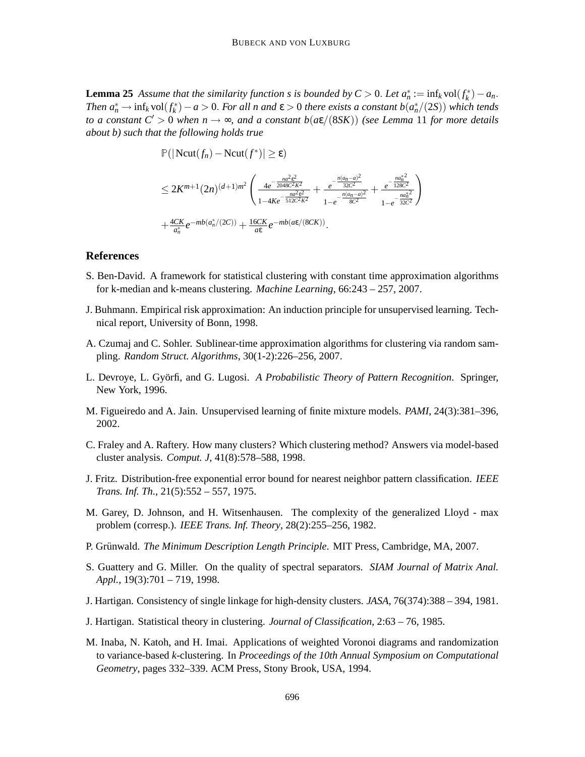**Lemma 25** *Assume that the similarity function s is bounded by $C > 0$. Let $a_n^* := \inf_k \operatorname{vol}(f_k^*) - a_n$. Then $a_n^* \to \inf_k \operatorname{vol}(f_k^*) - a > 0$. For all n and $\varepsilon > 0$ there exists a constant $b(a_n^*/(2S))$ which tends to a constant $C' > 0$ when $n \to \infty$, and a constant $b(a\varepsilon/(8SK))$ (see Lemma* 11 *for more details about b) such that the following holds true*

$$
\begin{aligned}
&\mathbb{P}(|\operatorname{Ncut}(f_n) - \operatorname{Ncut}(f^*)| \geq \varepsilon) \\
&\leq 2K^{m+1}(2n)^{(d+1)m^2}\left(\frac{4e^{-\frac{na^2\varepsilon^2}{2048C^2K^2}}}{1-4Ke^{-\frac{na^2\varepsilon^2}{512C^2K^2}}} + \frac{e^{-\frac{n(a_n-a)^2}{32C^2}}}{1-e^{-\frac{n(a_n-a)^2}{8C^2}}} + \frac{e^{-\frac{na_n^{*2}}{128C^2}}}{1-e^{-\frac{na_n^{*2}}{32C^2}}}\right) \\
&+ \frac{4CK}{a_n^*}e^{-mb(a_n^*/(2C))} + \frac{16CK}{a\varepsilon}e^{-mb(a\varepsilon/(8CK))}.
\end{aligned}
$$

## References

S. Ben-David. A framework for statistical clustering with constant time approximation algorithms for k-median and k-means clustering. *Machine Learning*, 66:243 – 257, 2007.

J. Buhmann. Empirical risk approximation: An induction principle for unsupervised learning. Technical report, University of Bonn, 1998.

A. Czumaj and C. Sohler. Sublinear-time approximation algorithms for clustering via random sampling. *Random Struct. Algorithms*, 30(1-2):226–256, 2007.

L. Devroye, L. Györfi, and G. Lugosi. *A Probabilistic Theory of Pattern Recognition*. Springer, New York, 1996.

M. Figueiredo and A. Jain. Unsupervised learning of finite mixture models. *PAMI*, 24(3):381–396, 2002.

C. Fraley and A. Raftery. How many clusters? Which clustering method? Answers via model-based cluster analysis. *Comput. J*, 41(8):578–588, 1998.

J. Fritz. Distribution-free exponential error bound for nearest neighbor pattern classification. *IEEE Trans. Inf. Th.*, 21(5):552 – 557, 1975.

M. Garey, D. Johnson, and H. Witsenhausen. The complexity of the generalized Lloyd - max problem (corresp.). *IEEE Trans. Inf. Theory*, 28(2):255–256, 1982.

P. Grünwald. *The Minimum Description Length Principle*. MIT Press, Cambridge, MA, 2007.

S. Guattery and G. Miller. On the quality of spectral separators. *SIAM Journal of Matrix Anal. Appl.*, 19(3):701 – 719, 1998.

J. Hartigan. Consistency of single linkage for high-density clusters. *JASA*, 76(374):388 – 394, 1981.

J. Hartigan. Statistical theory in clustering. *Journal of Classification*, 2:63 – 76, 1985.

M. Inaba, N. Katoh, and H. Imai. Applications of weighted Voronoi diagrams and randomization to variance-based *k*-clustering. In *Proceedings of the 10th Annual Symposium on Computational Geometry*, pages 332–339. ACM Press, Stony Brook, USA, 1994.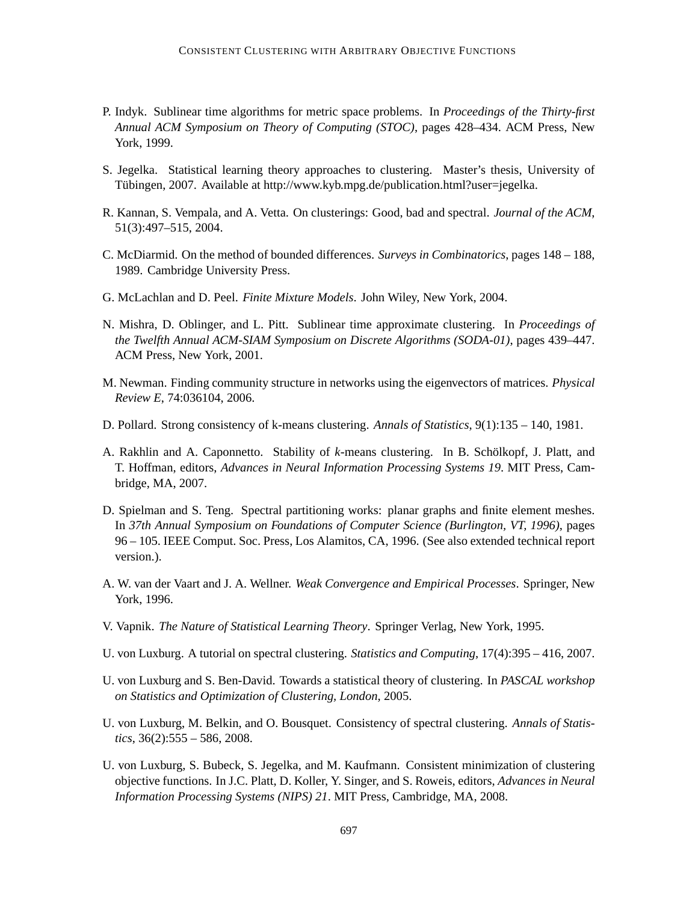P. Indyk. Sublinear time algorithms for metric space problems. In *Proceedings of the Thirty-first Annual ACM Symposium on Theory of Computing (STOC)*, pages 428–434. ACM Press, New York, 1999.

S. Jegelka. Statistical learning theory approaches to clustering. Master's thesis, University of Tübingen, 2007. Available at http://www.kyb.mpg.de/publication.html?user=jegelka.

R. Kannan, S. Vempala, and A. Vetta. On clusterings: Good, bad and spectral. *Journal of the ACM*, 51(3):497–515, 2004.

C. McDiarmid. On the method of bounded differences. *Surveys in Combinatorics*, pages 148 – 188, 1989. Cambridge University Press.

G. McLachlan and D. Peel. *Finite Mixture Models*. John Wiley, New York, 2004.

N. Mishra, D. Oblinger, and L. Pitt. Sublinear time approximate clustering. In *Proceedings of the Twelfth Annual ACM-SIAM Symposium on Discrete Algorithms (SODA-01)*, pages 439–447. ACM Press, New York, 2001.

M. Newman. Finding community structure in networks using the eigenvectors of matrices. *Physical Review E*, 74:036104, 2006.

D. Pollard. Strong consistency of k-means clustering. *Annals of Statistics*, 9(1):135 – 140, 1981.

A. Rakhlin and A. Caponnetto. Stability of *k*-means clustering. In B. Schölkopf, J. Platt, and T. Hoffman, editors, *Advances in Neural Information Processing Systems 19*. MIT Press, Cambridge, MA, 2007.

D. Spielman and S. Teng. Spectral partitioning works: planar graphs and finite element meshes. In *37th Annual Symposium on Foundations of Computer Science (Burlington, VT, 1996)*, pages 96 – 105. IEEE Comput. Soc. Press, Los Alamitos, CA, 1996. (See also extended technical report version.).

A. W. van der Vaart and J. A. Wellner. *Weak Convergence and Empirical Processes*. Springer, New York, 1996.

V. Vapnik. *The Nature of Statistical Learning Theory*. Springer Verlag, New York, 1995.

U. von Luxburg. A tutorial on spectral clustering. *Statistics and Computing*, 17(4):395 – 416, 2007.

U. von Luxburg and S. Ben-David. Towards a statistical theory of clustering. In *PASCAL workshop on Statistics and Optimization of Clustering, London*, 2005.

U. von Luxburg, M. Belkin, and O. Bousquet. Consistency of spectral clustering. *Annals of Statistics*, 36(2):555 – 586, 2008.

U. von Luxburg, S. Bubeck, S. Jegelka, and M. Kaufmann. Consistent minimization of clustering objective functions. In J.C. Platt, D. Koller, Y. Singer, and S. Roweis, editors, *Advances in Neural Information Processing Systems (NIPS) 21*. MIT Press, Cambridge, MA, 2008.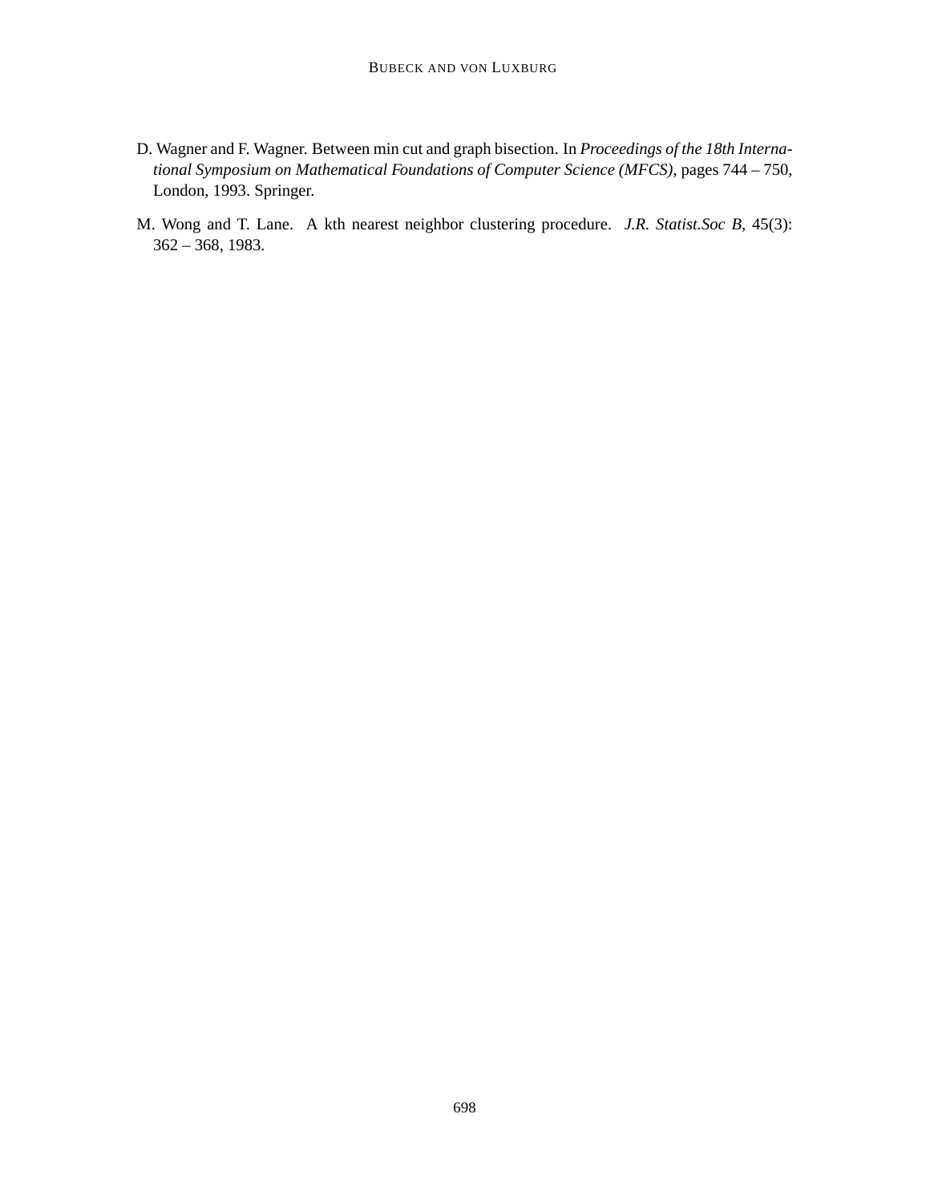D. Wagner and F. Wagner. Between min cut and graph bisection. In *Proceedings of the 18th International Symposium on Mathematical Foundations of Computer Science (MFCS)*, pages 744 – 750, London, 1993. Springer.

M. Wong and T. Lane. A kth nearest neighbor clustering procedure. *J.R. Statist.Soc B*, 45(3): 362 – 368, 1983.